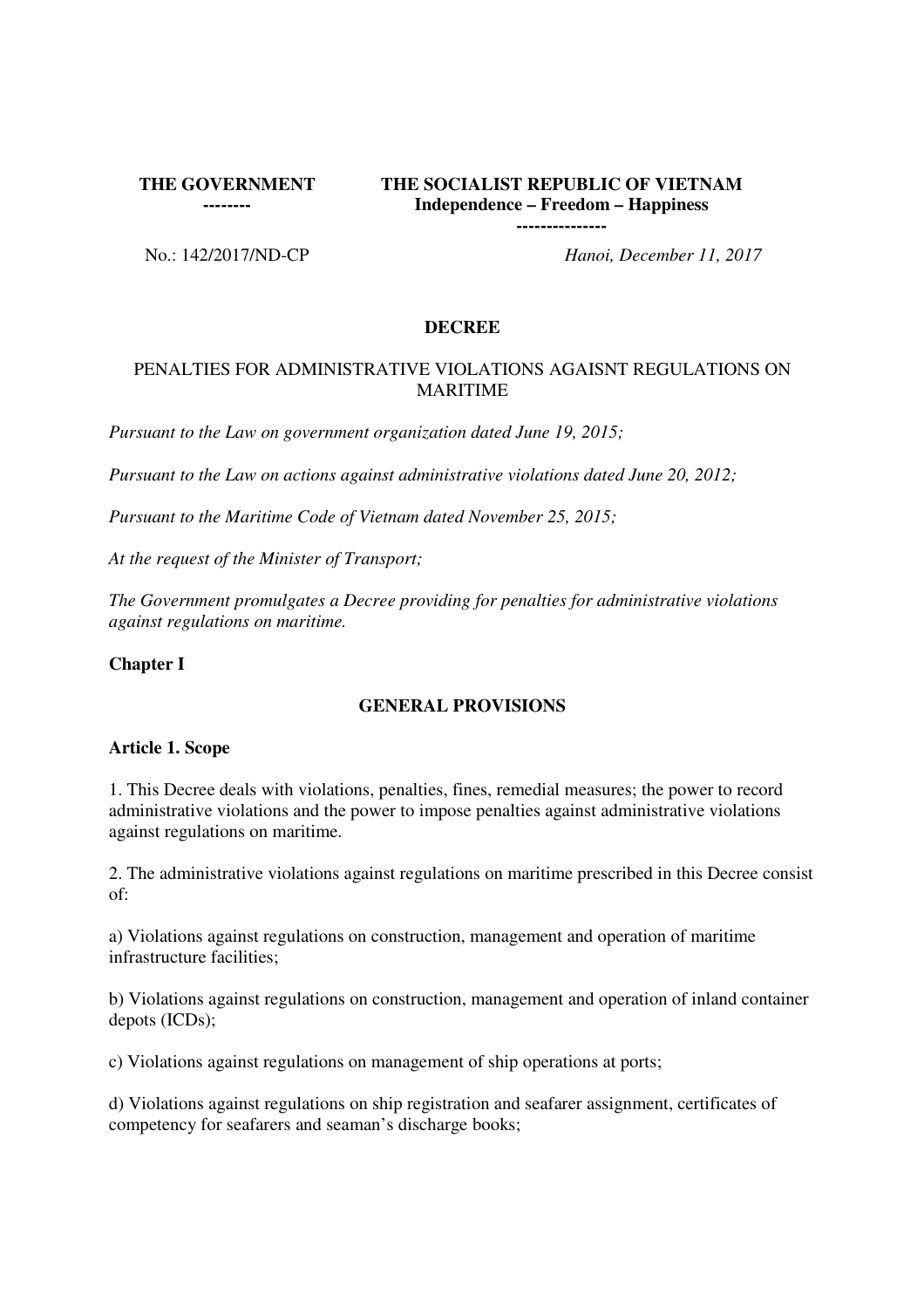**THE GOVERNMENT**
**--------**

**THE SOCIALIST REPUBLIC OF VIETNAM**
**Independence – Freedom – Happiness**
**---------------**

No.: 142/2017/ND-CP

*Hanoi, December 11, 2017*

# DECREE

PENALTIES FOR ADMINISTRATIVE VIOLATIONS AGAISNT REGULATIONS ON MARITIME

*Pursuant to the Law on government organization dated June 19, 2015;*

*Pursuant to the Law on actions against administrative violations dated June 20, 2012;*

*Pursuant to the Maritime Code of Vietnam dated November 25, 2015;*

*At the request of the Minister of Transport;*

*The Government promulgates a Decree providing for penalties for administrative violations against regulations on maritime.*

## Chapter I

## GENERAL PROVISIONS

### Article 1. Scope

1. This Decree deals with violations, penalties, fines, remedial measures; the power to record administrative violations and the power to impose penalties against administrative violations against regulations on maritime.

2. The administrative violations against regulations on maritime prescribed in this Decree consist of:

a) Violations against regulations on construction, management and operation of maritime infrastructure facilities;

b) Violations against regulations on construction, management and operation of inland container depots (ICDs);

c) Violations against regulations on management of ship operations at ports;

d) Violations against regulations on ship registration and seafarer assignment, certificates of competency for seafarers and seaman's discharge books;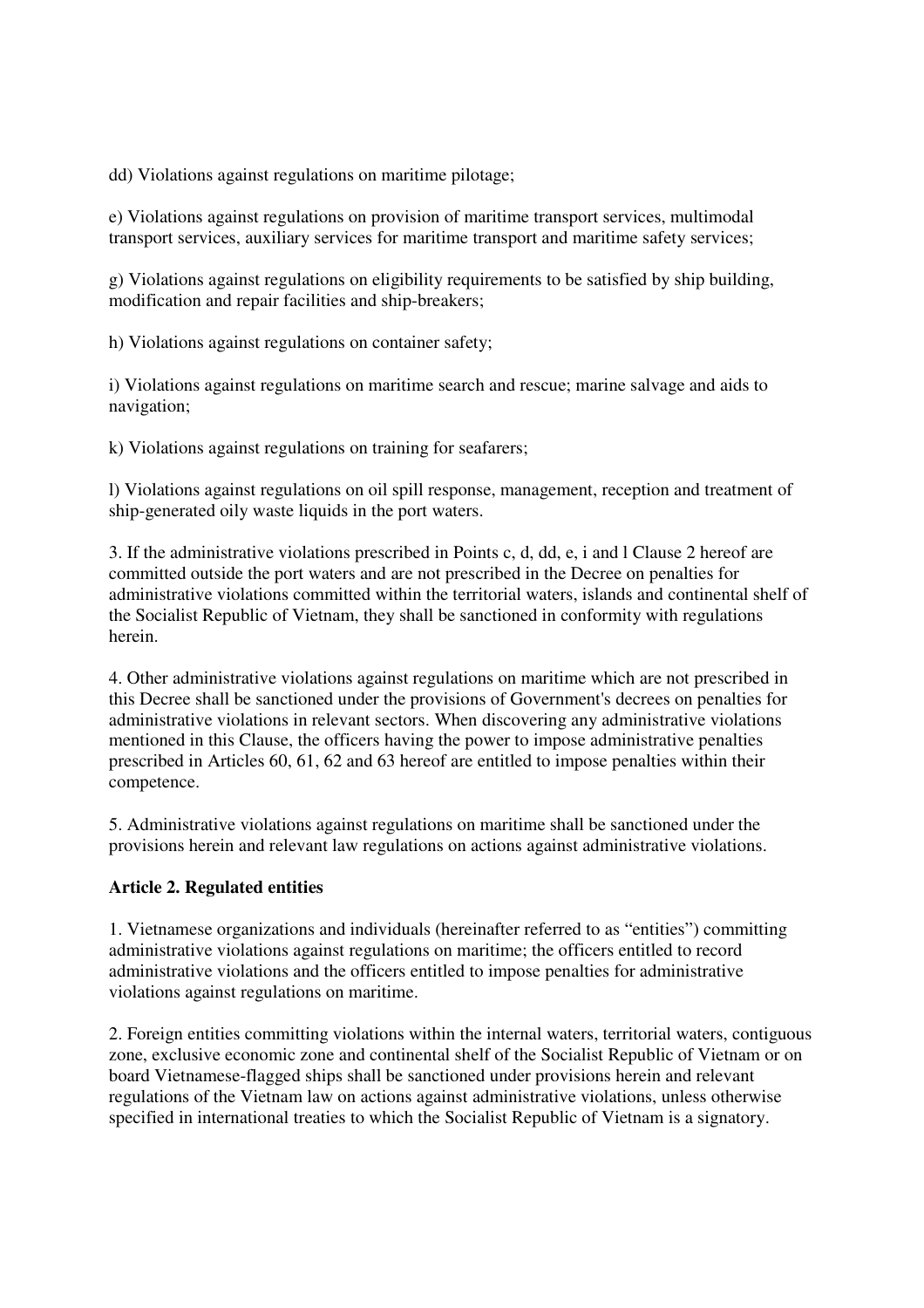dd) Violations against regulations on maritime pilotage;

e) Violations against regulations on provision of maritime transport services, multimodal transport services, auxiliary services for maritime transport and maritime safety services;

g) Violations against regulations on eligibility requirements to be satisfied by ship building, modification and repair facilities and ship-breakers;

h) Violations against regulations on container safety;

i) Violations against regulations on maritime search and rescue; marine salvage and aids to navigation;

k) Violations against regulations on training for seafarers;

l) Violations against regulations on oil spill response, management, reception and treatment of ship-generated oily waste liquids in the port waters.

3. If the administrative violations prescribed in Points c, d, dd, e, i and l Clause 2 hereof are committed outside the port waters and are not prescribed in the Decree on penalties for administrative violations committed within the territorial waters, islands and continental shelf of the Socialist Republic of Vietnam, they shall be sanctioned in conformity with regulations herein.

4. Other administrative violations against regulations on maritime which are not prescribed in this Decree shall be sanctioned under the provisions of Government's decrees on penalties for administrative violations in relevant sectors. When discovering any administrative violations mentioned in this Clause, the officers having the power to impose administrative penalties prescribed in Articles 60, 61, 62 and 63 hereof are entitled to impose penalties within their competence.

5. Administrative violations against regulations on maritime shall be sanctioned under the provisions herein and relevant law regulations on actions against administrative violations.

**Article 2. Regulated entities**

1. Vietnamese organizations and individuals (hereinafter referred to as "entities") committing administrative violations against regulations on maritime; the officers entitled to record administrative violations and the officers entitled to impose penalties for administrative violations against regulations on maritime.

2. Foreign entities committing violations within the internal waters, territorial waters, contiguous zone, exclusive economic zone and continental shelf of the Socialist Republic of Vietnam or on board Vietnamese-flagged ships shall be sanctioned under provisions herein and relevant regulations of the Vietnam law on actions against administrative violations, unless otherwise specified in international treaties to which the Socialist Republic of Vietnam is a signatory.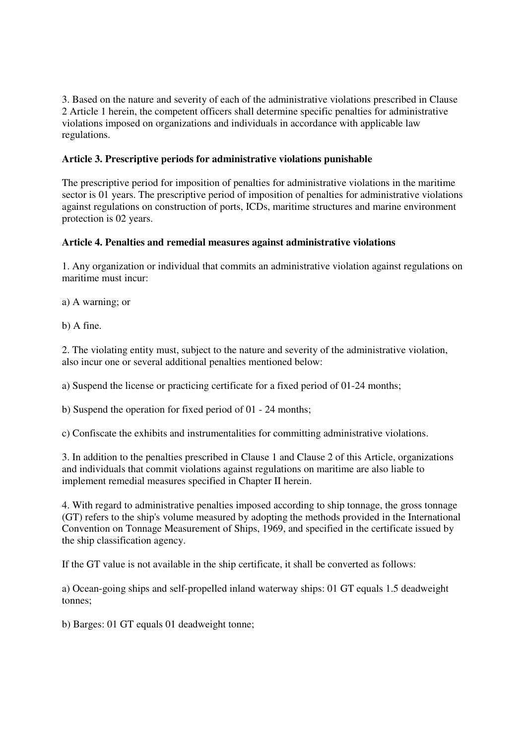3. Based on the nature and severity of each of the administrative violations prescribed in Clause 2 Article 1 herein, the competent officers shall determine specific penalties for administrative violations imposed on organizations and individuals in accordance with applicable law regulations.

**Article 3. Prescriptive periods for administrative violations punishable**

The prescriptive period for imposition of penalties for administrative violations in the maritime sector is 01 years. The prescriptive period of imposition of penalties for administrative violations against regulations on construction of ports, ICDs, maritime structures and marine environment protection is 02 years.

**Article 4. Penalties and remedial measures against administrative violations**

1. Any organization or individual that commits an administrative violation against regulations on maritime must incur:

a) A warning; or

b) A fine.

2. The violating entity must, subject to the nature and severity of the administrative violation, also incur one or several additional penalties mentioned below:

a) Suspend the license or practicing certificate for a fixed period of 01-24 months;

b) Suspend the operation for fixed period of 01 - 24 months;

c) Confiscate the exhibits and instrumentalities for committing administrative violations.

3. In addition to the penalties prescribed in Clause 1 and Clause 2 of this Article, organizations and individuals that commit violations against regulations on maritime are also liable to implement remedial measures specified in Chapter II herein.

4. With regard to administrative penalties imposed according to ship tonnage, the gross tonnage (GT) refers to the ship's volume measured by adopting the methods provided in the International Convention on Tonnage Measurement of Ships, 1969, and specified in the certificate issued by the ship classification agency.

If the GT value is not available in the ship certificate, it shall be converted as follows:

a) Ocean-going ships and self-propelled inland waterway ships: 01 GT equals 1.5 deadweight tonnes;

b) Barges: 01 GT equals 01 deadweight tonne;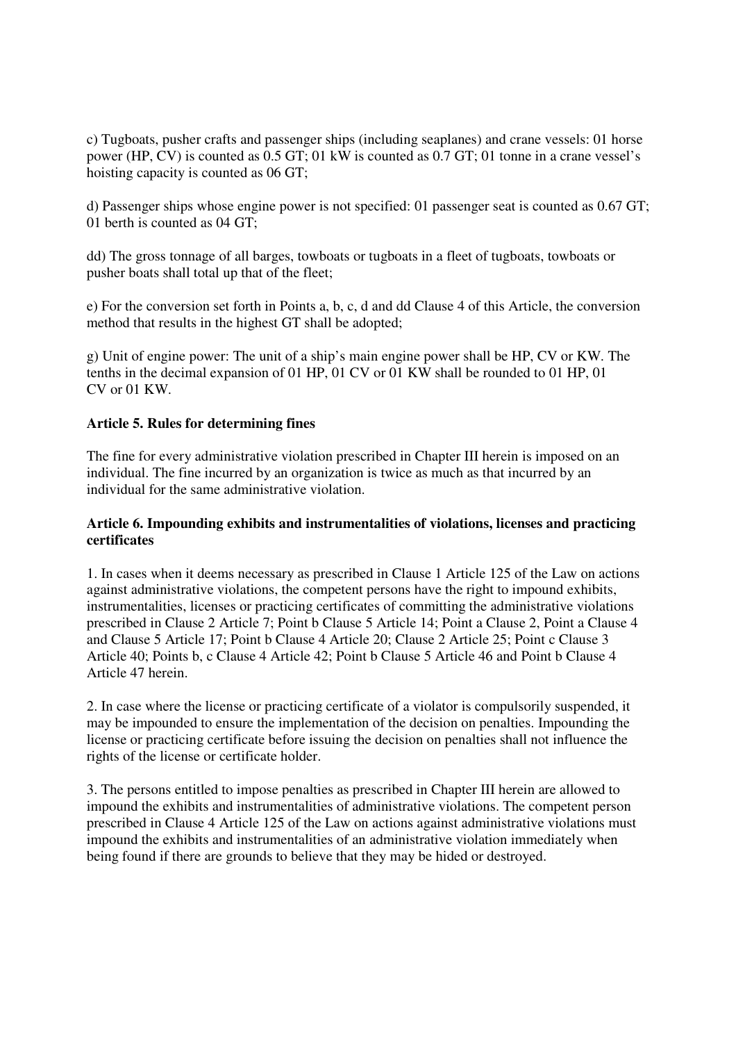c) Tugboats, pusher crafts and passenger ships (including seaplanes) and crane vessels: 01 horse power (HP, CV) is counted as 0.5 GT; 01 kW is counted as 0.7 GT; 01 tonne in a crane vessel's hoisting capacity is counted as 06 GT;

d) Passenger ships whose engine power is not specified: 01 passenger seat is counted as 0.67 GT; 01 berth is counted as 04 GT;

dd) The gross tonnage of all barges, towboats or tugboats in a fleet of tugboats, towboats or pusher boats shall total up that of the fleet;

e) For the conversion set forth in Points a, b, c, d and dd Clause 4 of this Article, the conversion method that results in the highest GT shall be adopted;

g) Unit of engine power: The unit of a ship's main engine power shall be HP, CV or KW. The tenths in the decimal expansion of 01 HP, 01 CV or 01 KW shall be rounded to 01 HP, 01 CV or 01 KW.

**Article 5. Rules for determining fines**

The fine for every administrative violation prescribed in Chapter III herein is imposed on an individual. The fine incurred by an organization is twice as much as that incurred by an individual for the same administrative violation.

**Article 6. Impounding exhibits and instrumentalities of violations, licenses and practicing certificates**

1. In cases when it deems necessary as prescribed in Clause 1 Article 125 of the Law on actions against administrative violations, the competent persons have the right to impound exhibits, instrumentalities, licenses or practicing certificates of committing the administrative violations prescribed in Clause 2 Article 7; Point b Clause 5 Article 14; Point a Clause 2, Point a Clause 4 and Clause 5 Article 17; Point b Clause 4 Article 20; Clause 2 Article 25; Point c Clause 3 Article 40; Points b, c Clause 4 Article 42; Point b Clause 5 Article 46 and Point b Clause 4 Article 47 herein.

2. In case where the license or practicing certificate of a violator is compulsorily suspended, it may be impounded to ensure the implementation of the decision on penalties. Impounding the license or practicing certificate before issuing the decision on penalties shall not influence the rights of the license or certificate holder.

3. The persons entitled to impose penalties as prescribed in Chapter III herein are allowed to impound the exhibits and instrumentalities of administrative violations. The competent person prescribed in Clause 4 Article 125 of the Law on actions against administrative violations must impound the exhibits and instrumentalities of an administrative violation immediately when being found if there are grounds to believe that they may be hided or destroyed.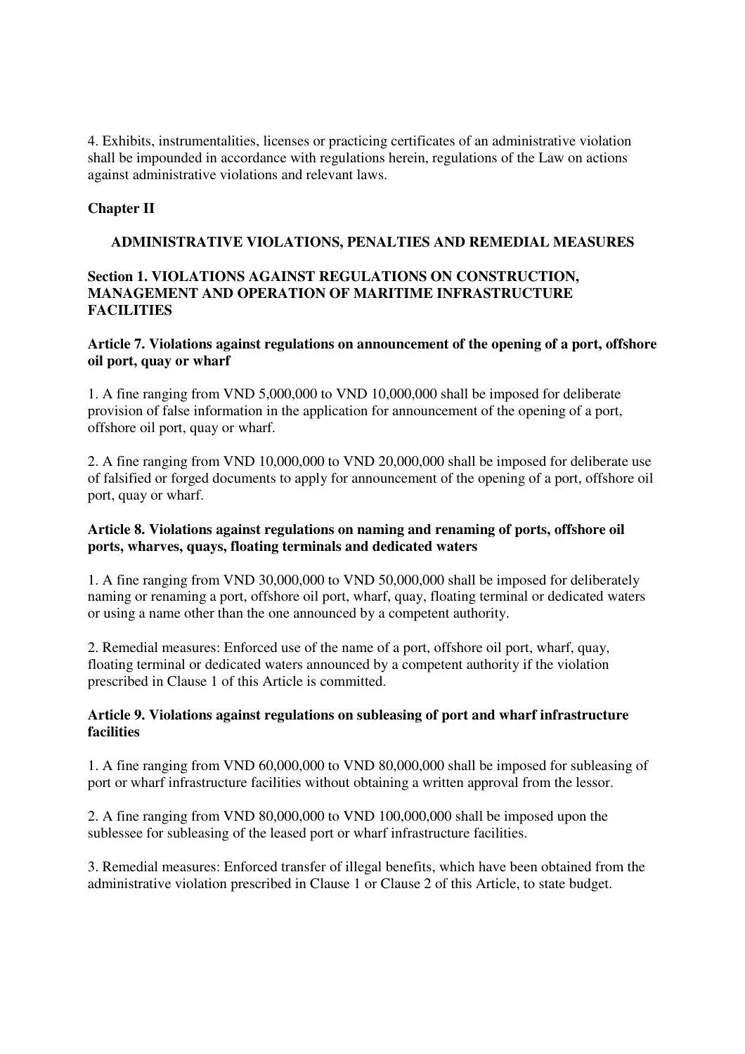4. Exhibits, instrumentalities, licenses or practicing certificates of an administrative violation shall be impounded in accordance with regulations herein, regulations of the Law on actions against administrative violations and relevant laws.

## Chapter II

## ADMINISTRATIVE VIOLATIONS, PENALTIES AND REMEDIAL MEASURES

### Section 1. VIOLATIONS AGAINST REGULATIONS ON CONSTRUCTION, MANAGEMENT AND OPERATION OF MARITIME INFRASTRUCTURE FACILITIES

#### Article 7. Violations against regulations on announcement of the opening of a port, offshore oil port, quay or wharf

1. A fine ranging from VND 5,000,000 to VND 10,000,000 shall be imposed for deliberate provision of false information in the application for announcement of the opening of a port, offshore oil port, quay or wharf.

2. A fine ranging from VND 10,000,000 to VND 20,000,000 shall be imposed for deliberate use of falsified or forged documents to apply for announcement of the opening of a port, offshore oil port, quay or wharf.

#### Article 8. Violations against regulations on naming and renaming of ports, offshore oil ports, wharves, quays, floating terminals and dedicated waters

1. A fine ranging from VND 30,000,000 to VND 50,000,000 shall be imposed for deliberately naming or renaming a port, offshore oil port, wharf, quay, floating terminal or dedicated waters or using a name other than the one announced by a competent authority.

2. Remedial measures: Enforced use of the name of a port, offshore oil port, wharf, quay, floating terminal or dedicated waters announced by a competent authority if the violation prescribed in Clause 1 of this Article is committed.

#### Article 9. Violations against regulations on subleasing of port and wharf infrastructure facilities

1. A fine ranging from VND 60,000,000 to VND 80,000,000 shall be imposed for subleasing of port or wharf infrastructure facilities without obtaining a written approval from the lessor.

2. A fine ranging from VND 80,000,000 to VND 100,000,000 shall be imposed upon the sublessee for subleasing of the leased port or wharf infrastructure facilities.

3. Remedial measures: Enforced transfer of illegal benefits, which have been obtained from the administrative violation prescribed in Clause 1 or Clause 2 of this Article, to state budget.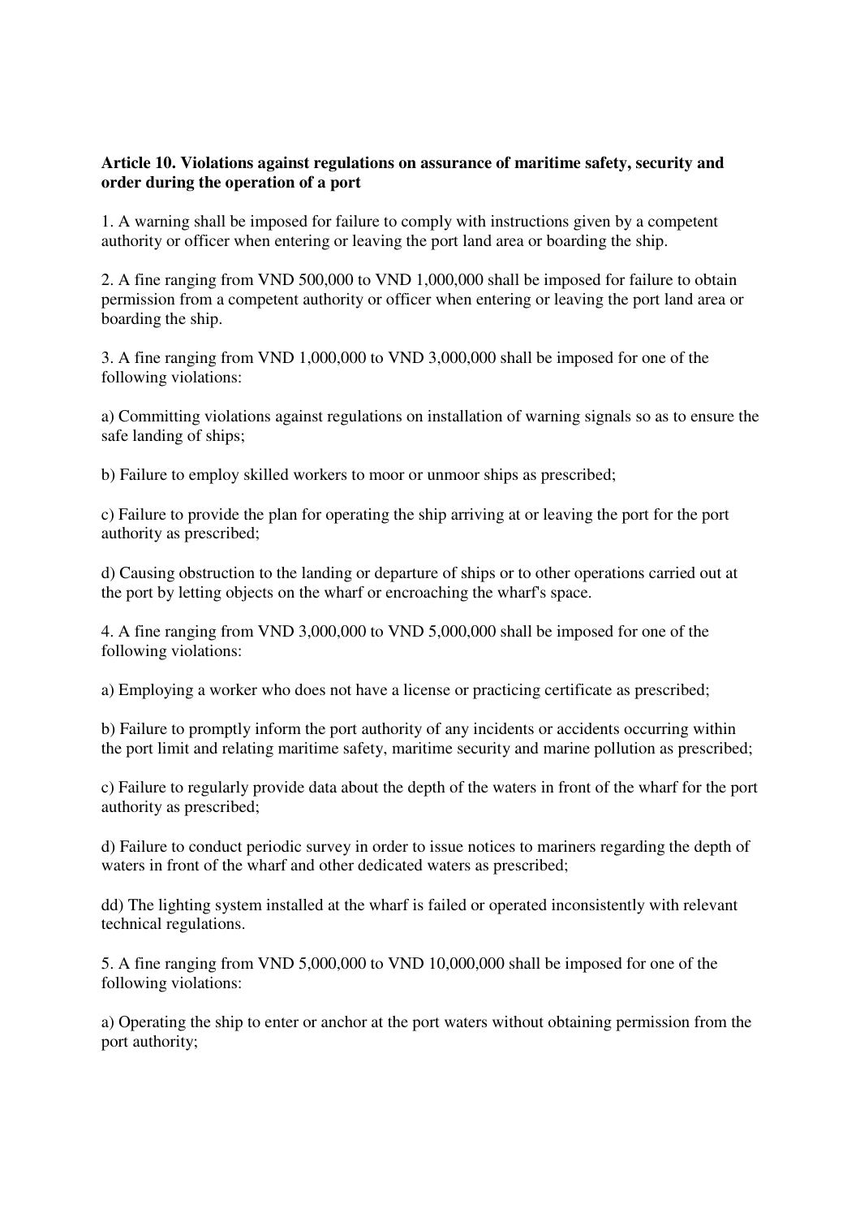**Article 10. Violations against regulations on assurance of maritime safety, security and order during the operation of a port**

1. A warning shall be imposed for failure to comply with instructions given by a competent authority or officer when entering or leaving the port land area or boarding the ship.

2. A fine ranging from VND 500,000 to VND 1,000,000 shall be imposed for failure to obtain permission from a competent authority or officer when entering or leaving the port land area or boarding the ship.

3. A fine ranging from VND 1,000,000 to VND 3,000,000 shall be imposed for one of the following violations:

a) Committing violations against regulations on installation of warning signals so as to ensure the safe landing of ships;

b) Failure to employ skilled workers to moor or unmoor ships as prescribed;

c) Failure to provide the plan for operating the ship arriving at or leaving the port for the port authority as prescribed;

d) Causing obstruction to the landing or departure of ships or to other operations carried out at the port by letting objects on the wharf or encroaching the wharf's space.

4. A fine ranging from VND 3,000,000 to VND 5,000,000 shall be imposed for one of the following violations:

a) Employing a worker who does not have a license or practicing certificate as prescribed;

b) Failure to promptly inform the port authority of any incidents or accidents occurring within the port limit and relating maritime safety, maritime security and marine pollution as prescribed;

c) Failure to regularly provide data about the depth of the waters in front of the wharf for the port authority as prescribed;

d) Failure to conduct periodic survey in order to issue notices to mariners regarding the depth of waters in front of the wharf and other dedicated waters as prescribed;

dd) The lighting system installed at the wharf is failed or operated inconsistently with relevant technical regulations.

5. A fine ranging from VND 5,000,000 to VND 10,000,000 shall be imposed for one of the following violations:

a) Operating the ship to enter or anchor at the port waters without obtaining permission from the port authority;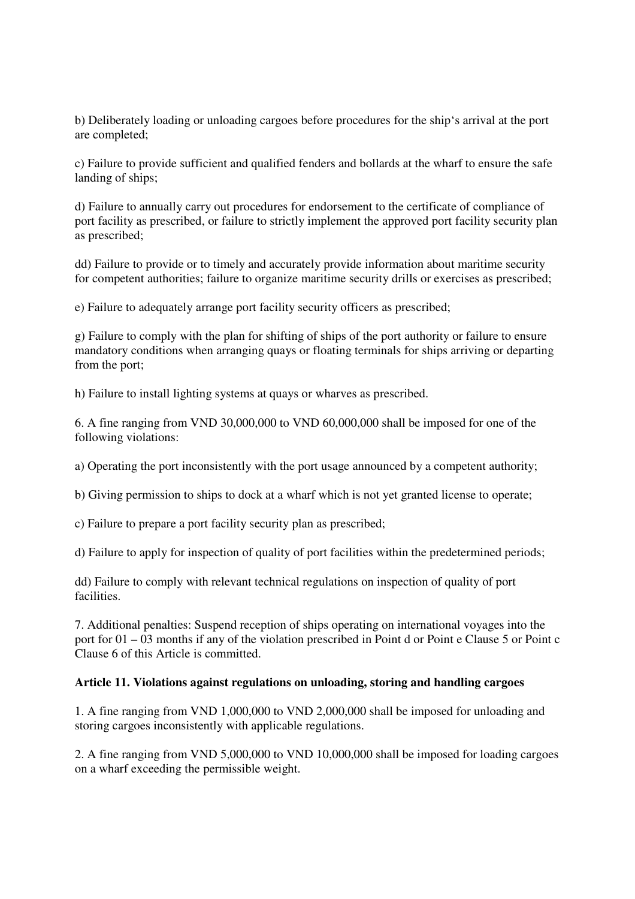b) Deliberately loading or unloading cargoes before procedures for the ship's arrival at the port are completed;

c) Failure to provide sufficient and qualified fenders and bollards at the wharf to ensure the safe landing of ships;

d) Failure to annually carry out procedures for endorsement to the certificate of compliance of port facility as prescribed, or failure to strictly implement the approved port facility security plan as prescribed;

dd) Failure to provide or to timely and accurately provide information about maritime security for competent authorities; failure to organize maritime security drills or exercises as prescribed;

e) Failure to adequately arrange port facility security officers as prescribed;

g) Failure to comply with the plan for shifting of ships of the port authority or failure to ensure mandatory conditions when arranging quays or floating terminals for ships arriving or departing from the port;

h) Failure to install lighting systems at quays or wharves as prescribed.

6. A fine ranging from VND 30,000,000 to VND 60,000,000 shall be imposed for one of the following violations:

a) Operating the port inconsistently with the port usage announced by a competent authority;

b) Giving permission to ships to dock at a wharf which is not yet granted license to operate;

c) Failure to prepare a port facility security plan as prescribed;

d) Failure to apply for inspection of quality of port facilities within the predetermined periods;

dd) Failure to comply with relevant technical regulations on inspection of quality of port facilities.

7. Additional penalties: Suspend reception of ships operating on international voyages into the port for 01 – 03 months if any of the violation prescribed in Point d or Point e Clause 5 or Point c Clause 6 of this Article is committed.

**Article 11. Violations against regulations on unloading, storing and handling cargoes**

1. A fine ranging from VND 1,000,000 to VND 2,000,000 shall be imposed for unloading and storing cargoes inconsistently with applicable regulations.

2. A fine ranging from VND 5,000,000 to VND 10,000,000 shall be imposed for loading cargoes on a wharf exceeding the permissible weight.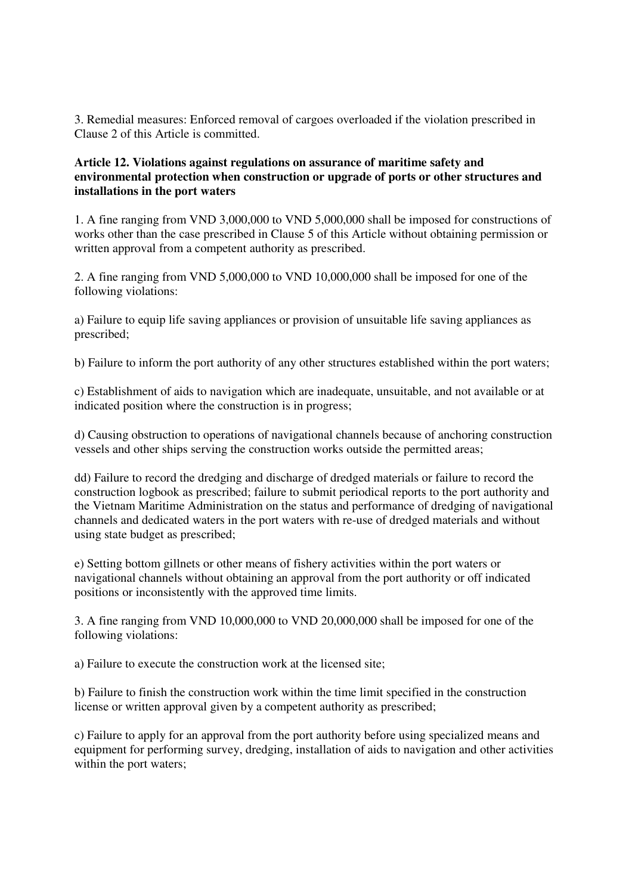3. Remedial measures: Enforced removal of cargoes overloaded if the violation prescribed in Clause 2 of this Article is committed.

**Article 12. Violations against regulations on assurance of maritime safety and environmental protection when construction or upgrade of ports or other structures and installations in the port waters**

1. A fine ranging from VND 3,000,000 to VND 5,000,000 shall be imposed for constructions of works other than the case prescribed in Clause 5 of this Article without obtaining permission or written approval from a competent authority as prescribed.

2. A fine ranging from VND 5,000,000 to VND 10,000,000 shall be imposed for one of the following violations:

a) Failure to equip life saving appliances or provision of unsuitable life saving appliances as prescribed;

b) Failure to inform the port authority of any other structures established within the port waters;

c) Establishment of aids to navigation which are inadequate, unsuitable, and not available or at indicated position where the construction is in progress;

d) Causing obstruction to operations of navigational channels because of anchoring construction vessels and other ships serving the construction works outside the permitted areas;

dd) Failure to record the dredging and discharge of dredged materials or failure to record the construction logbook as prescribed; failure to submit periodical reports to the port authority and the Vietnam Maritime Administration on the status and performance of dredging of navigational channels and dedicated waters in the port waters with re-use of dredged materials and without using state budget as prescribed;

e) Setting bottom gillnets or other means of fishery activities within the port waters or navigational channels without obtaining an approval from the port authority or off indicated positions or inconsistently with the approved time limits.

3. A fine ranging from VND 10,000,000 to VND 20,000,000 shall be imposed for one of the following violations:

a) Failure to execute the construction work at the licensed site;

b) Failure to finish the construction work within the time limit specified in the construction license or written approval given by a competent authority as prescribed;

c) Failure to apply for an approval from the port authority before using specialized means and equipment for performing survey, dredging, installation of aids to navigation and other activities within the port waters;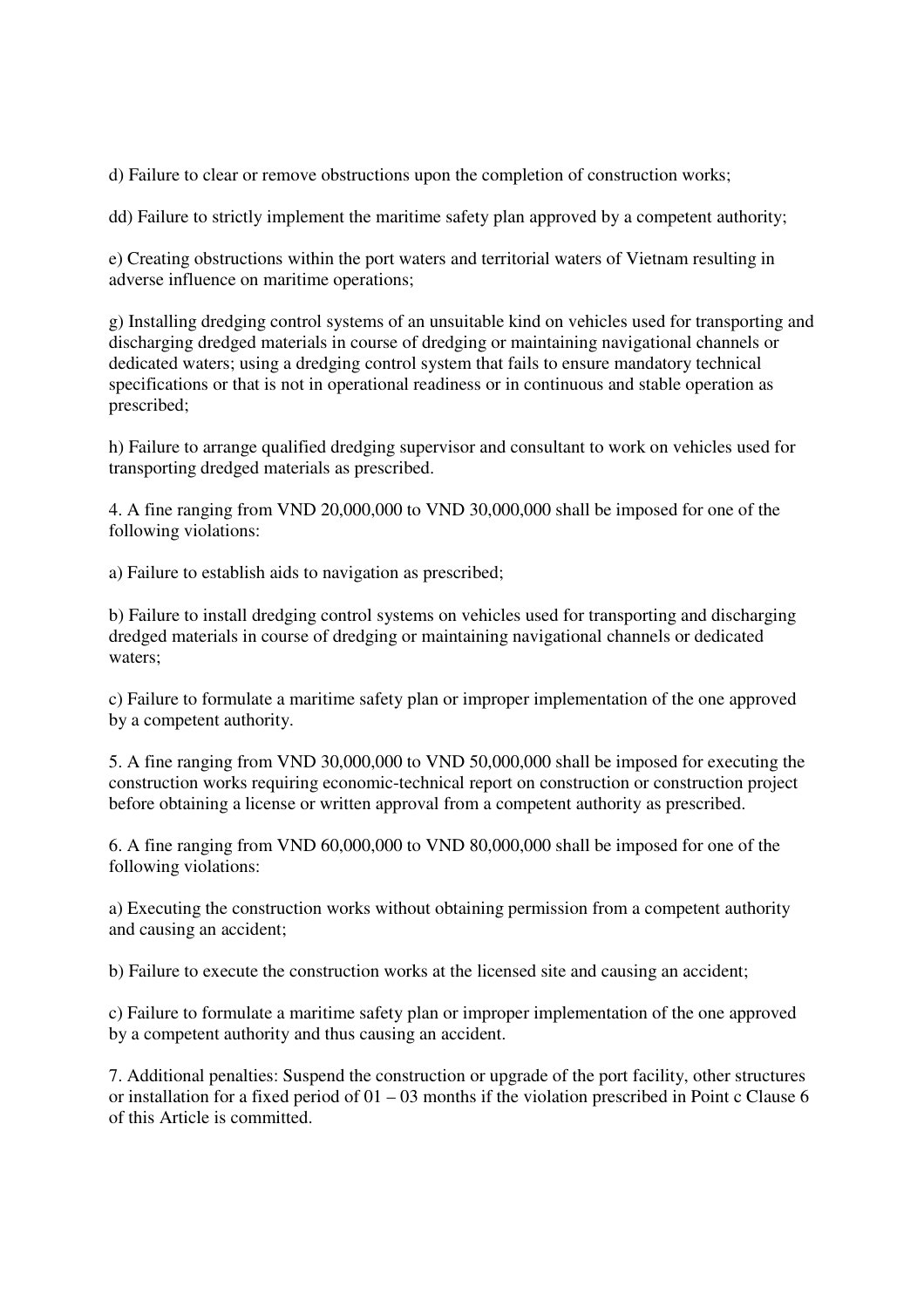d) Failure to clear or remove obstructions upon the completion of construction works;

dd) Failure to strictly implement the maritime safety plan approved by a competent authority;

e) Creating obstructions within the port waters and territorial waters of Vietnam resulting in adverse influence on maritime operations;

g) Installing dredging control systems of an unsuitable kind on vehicles used for transporting and discharging dredged materials in course of dredging or maintaining navigational channels or dedicated waters; using a dredging control system that fails to ensure mandatory technical specifications or that is not in operational readiness or in continuous and stable operation as prescribed;

h) Failure to arrange qualified dredging supervisor and consultant to work on vehicles used for transporting dredged materials as prescribed.

4. A fine ranging from VND 20,000,000 to VND 30,000,000 shall be imposed for one of the following violations:

a) Failure to establish aids to navigation as prescribed;

b) Failure to install dredging control systems on vehicles used for transporting and discharging dredged materials in course of dredging or maintaining navigational channels or dedicated waters;

c) Failure to formulate a maritime safety plan or improper implementation of the one approved by a competent authority.

5. A fine ranging from VND 30,000,000 to VND 50,000,000 shall be imposed for executing the construction works requiring economic-technical report on construction or construction project before obtaining a license or written approval from a competent authority as prescribed.

6. A fine ranging from VND 60,000,000 to VND 80,000,000 shall be imposed for one of the following violations:

a) Executing the construction works without obtaining permission from a competent authority and causing an accident;

b) Failure to execute the construction works at the licensed site and causing an accident;

c) Failure to formulate a maritime safety plan or improper implementation of the one approved by a competent authority and thus causing an accident.

7. Additional penalties: Suspend the construction or upgrade of the port facility, other structures or installation for a fixed period of 01 – 03 months if the violation prescribed in Point c Clause 6 of this Article is committed.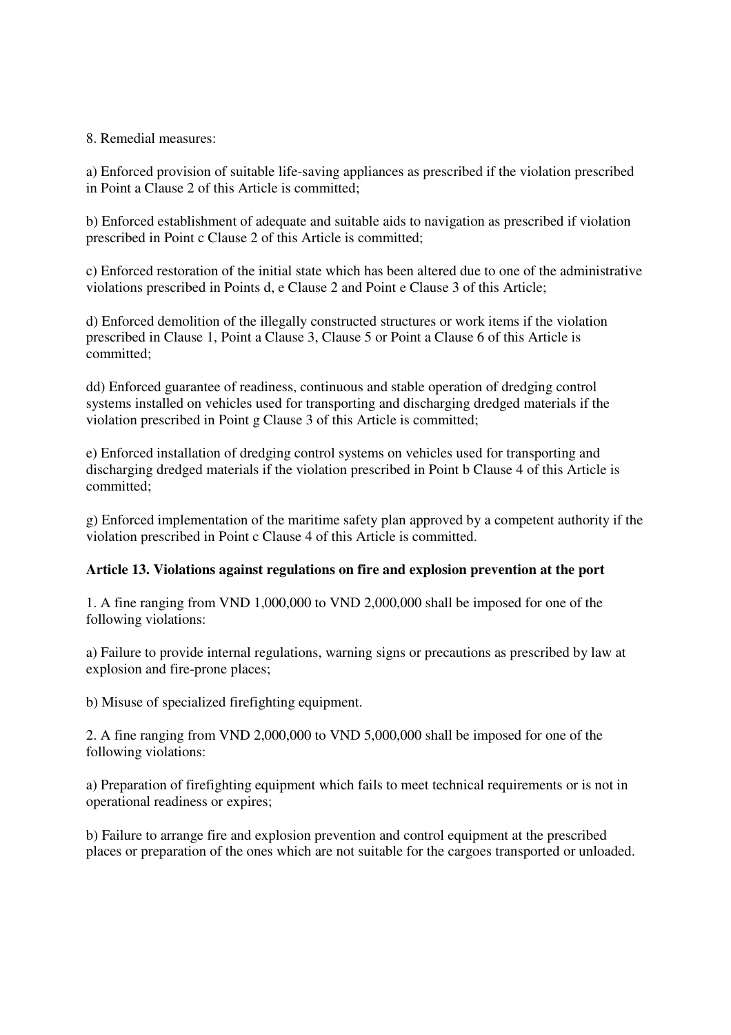8. Remedial measures:

a) Enforced provision of suitable life-saving appliances as prescribed if the violation prescribed in Point a Clause 2 of this Article is committed;

b) Enforced establishment of adequate and suitable aids to navigation as prescribed if violation prescribed in Point c Clause 2 of this Article is committed;

c) Enforced restoration of the initial state which has been altered due to one of the administrative violations prescribed in Points d, e Clause 2 and Point e Clause 3 of this Article;

d) Enforced demolition of the illegally constructed structures or work items if the violation prescribed in Clause 1, Point a Clause 3, Clause 5 or Point a Clause 6 of this Article is committed;

dd) Enforced guarantee of readiness, continuous and stable operation of dredging control systems installed on vehicles used for transporting and discharging dredged materials if the violation prescribed in Point g Clause 3 of this Article is committed;

e) Enforced installation of dredging control systems on vehicles used for transporting and discharging dredged materials if the violation prescribed in Point b Clause 4 of this Article is committed;

g) Enforced implementation of the maritime safety plan approved by a competent authority if the violation prescribed in Point c Clause 4 of this Article is committed.

**Article 13. Violations against regulations on fire and explosion prevention at the port**

1. A fine ranging from VND 1,000,000 to VND 2,000,000 shall be imposed for one of the following violations:

a) Failure to provide internal regulations, warning signs or precautions as prescribed by law at explosion and fire-prone places;

b) Misuse of specialized firefighting equipment.

2. A fine ranging from VND 2,000,000 to VND 5,000,000 shall be imposed for one of the following violations:

a) Preparation of firefighting equipment which fails to meet technical requirements or is not in operational readiness or expires;

b) Failure to arrange fire and explosion prevention and control equipment at the prescribed places or preparation of the ones which are not suitable for the cargoes transported or unloaded.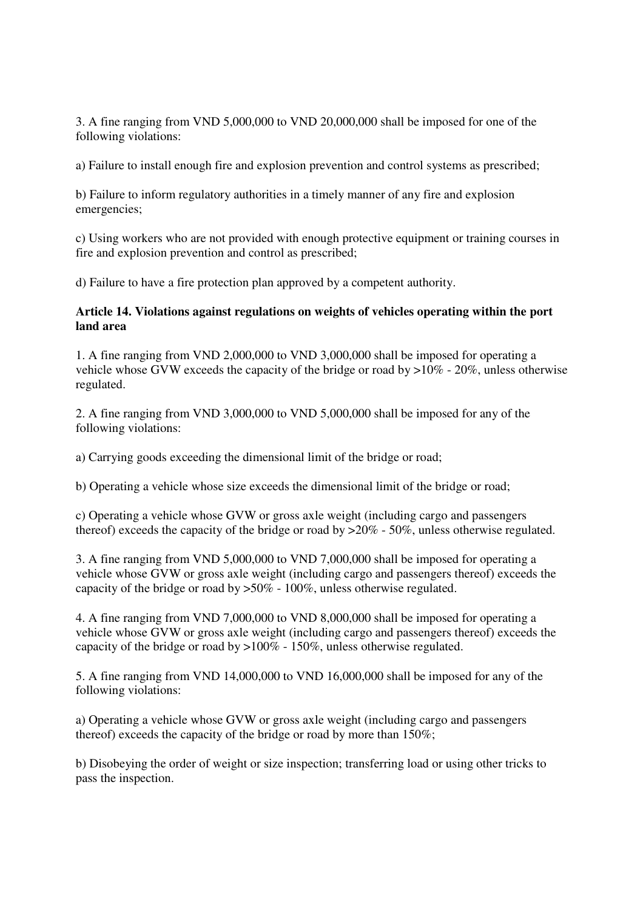3. A fine ranging from VND 5,000,000 to VND 20,000,000 shall be imposed for one of the following violations:

a) Failure to install enough fire and explosion prevention and control systems as prescribed;

b) Failure to inform regulatory authorities in a timely manner of any fire and explosion emergencies;

c) Using workers who are not provided with enough protective equipment or training courses in fire and explosion prevention and control as prescribed;

d) Failure to have a fire protection plan approved by a competent authority.

**Article 14. Violations against regulations on weights of vehicles operating within the port land area**

1. A fine ranging from VND 2,000,000 to VND 3,000,000 shall be imposed for operating a vehicle whose GVW exceeds the capacity of the bridge or road by >10% - 20%, unless otherwise regulated.

2. A fine ranging from VND 3,000,000 to VND 5,000,000 shall be imposed for any of the following violations:

a) Carrying goods exceeding the dimensional limit of the bridge or road;

b) Operating a vehicle whose size exceeds the dimensional limit of the bridge or road;

c) Operating a vehicle whose GVW or gross axle weight (including cargo and passengers thereof) exceeds the capacity of the bridge or road by >20% - 50%, unless otherwise regulated.

3. A fine ranging from VND 5,000,000 to VND 7,000,000 shall be imposed for operating a vehicle whose GVW or gross axle weight (including cargo and passengers thereof) exceeds the capacity of the bridge or road by >50% - 100%, unless otherwise regulated.

4. A fine ranging from VND 7,000,000 to VND 8,000,000 shall be imposed for operating a vehicle whose GVW or gross axle weight (including cargo and passengers thereof) exceeds the capacity of the bridge or road by >100% - 150%, unless otherwise regulated.

5. A fine ranging from VND 14,000,000 to VND 16,000,000 shall be imposed for any of the following violations:

a) Operating a vehicle whose GVW or gross axle weight (including cargo and passengers thereof) exceeds the capacity of the bridge or road by more than 150%;

b) Disobeying the order of weight or size inspection; transferring load or using other tricks to pass the inspection.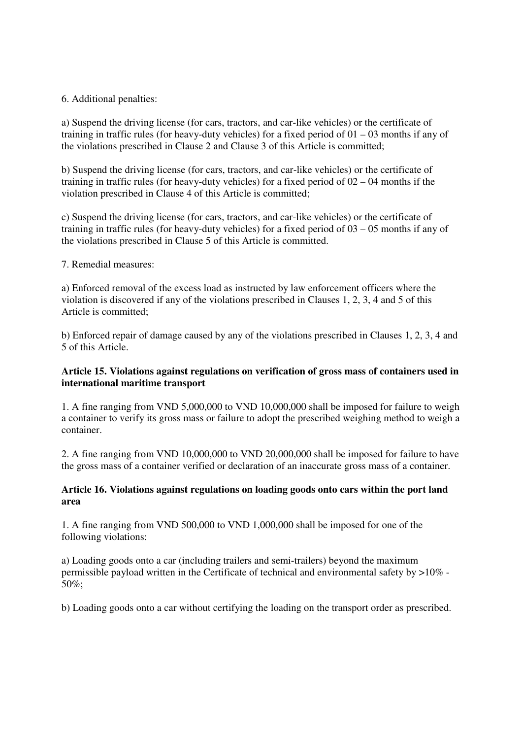6. Additional penalties:

a) Suspend the driving license (for cars, tractors, and car-like vehicles) or the certificate of training in traffic rules (for heavy-duty vehicles) for a fixed period of 01 – 03 months if any of the violations prescribed in Clause 2 and Clause 3 of this Article is committed;

b) Suspend the driving license (for cars, tractors, and car-like vehicles) or the certificate of training in traffic rules (for heavy-duty vehicles) for a fixed period of 02 – 04 months if the violation prescribed in Clause 4 of this Article is committed;

c) Suspend the driving license (for cars, tractors, and car-like vehicles) or the certificate of training in traffic rules (for heavy-duty vehicles) for a fixed period of 03 – 05 months if any of the violations prescribed in Clause 5 of this Article is committed.

7. Remedial measures:

a) Enforced removal of the excess load as instructed by law enforcement officers where the violation is discovered if any of the violations prescribed in Clauses 1, 2, 3, 4 and 5 of this Article is committed;

b) Enforced repair of damage caused by any of the violations prescribed in Clauses 1, 2, 3, 4 and 5 of this Article.

**Article 15. Violations against regulations on verification of gross mass of containers used in international maritime transport**

1. A fine ranging from VND 5,000,000 to VND 10,000,000 shall be imposed for failure to weigh a container to verify its gross mass or failure to adopt the prescribed weighing method to weigh a container.

2. A fine ranging from VND 10,000,000 to VND 20,000,000 shall be imposed for failure to have the gross mass of a container verified or declaration of an inaccurate gross mass of a container.

**Article 16. Violations against regulations on loading goods onto cars within the port land area**

1. A fine ranging from VND 500,000 to VND 1,000,000 shall be imposed for one of the following violations:

a) Loading goods onto a car (including trailers and semi-trailers) beyond the maximum permissible payload written in the Certificate of technical and environmental safety by >10% - 50%;

b) Loading goods onto a car without certifying the loading on the transport order as prescribed.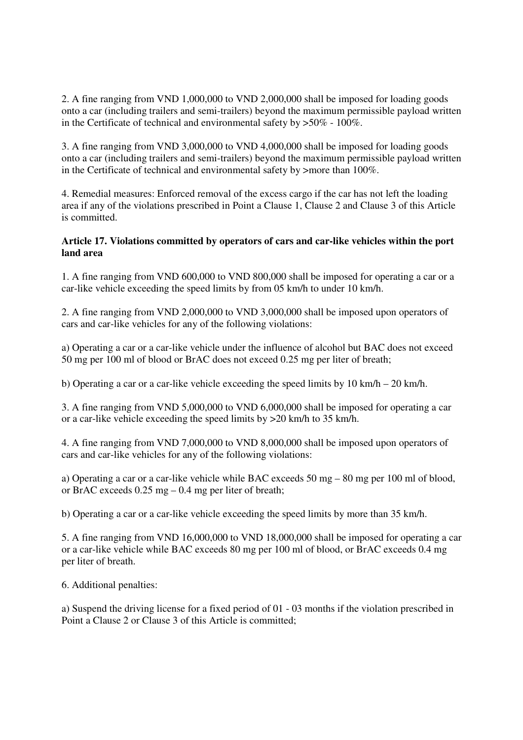2. A fine ranging from VND 1,000,000 to VND 2,000,000 shall be imposed for loading goods onto a car (including trailers and semi-trailers) beyond the maximum permissible payload written in the Certificate of technical and environmental safety by >50% - 100%.

3. A fine ranging from VND 3,000,000 to VND 4,000,000 shall be imposed for loading goods onto a car (including trailers and semi-trailers) beyond the maximum permissible payload written in the Certificate of technical and environmental safety by >more than 100%.

4. Remedial measures: Enforced removal of the excess cargo if the car has not left the loading area if any of the violations prescribed in Point a Clause 1, Clause 2 and Clause 3 of this Article is committed.

**Article 17. Violations committed by operators of cars and car-like vehicles within the port land area**

1. A fine ranging from VND 600,000 to VND 800,000 shall be imposed for operating a car or a car-like vehicle exceeding the speed limits by from 05 km/h to under 10 km/h.

2. A fine ranging from VND 2,000,000 to VND 3,000,000 shall be imposed upon operators of cars and car-like vehicles for any of the following violations:

a) Operating a car or a car-like vehicle under the influence of alcohol but BAC does not exceed 50 mg per 100 ml of blood or BrAC does not exceed 0.25 mg per liter of breath;

b) Operating a car or a car-like vehicle exceeding the speed limits by 10 km/h – 20 km/h.

3. A fine ranging from VND 5,000,000 to VND 6,000,000 shall be imposed for operating a car or a car-like vehicle exceeding the speed limits by >20 km/h to 35 km/h.

4. A fine ranging from VND 7,000,000 to VND 8,000,000 shall be imposed upon operators of cars and car-like vehicles for any of the following violations:

a) Operating a car or a car-like vehicle while BAC exceeds 50 mg – 80 mg per 100 ml of blood, or BrAC exceeds 0.25 mg – 0.4 mg per liter of breath;

b) Operating a car or a car-like vehicle exceeding the speed limits by more than 35 km/h.

5. A fine ranging from VND 16,000,000 to VND 18,000,000 shall be imposed for operating a car or a car-like vehicle while BAC exceeds 80 mg per 100 ml of blood, or BrAC exceeds 0.4 mg per liter of breath.

6. Additional penalties:

a) Suspend the driving license for a fixed period of 01 - 03 months if the violation prescribed in Point a Clause 2 or Clause 3 of this Article is committed;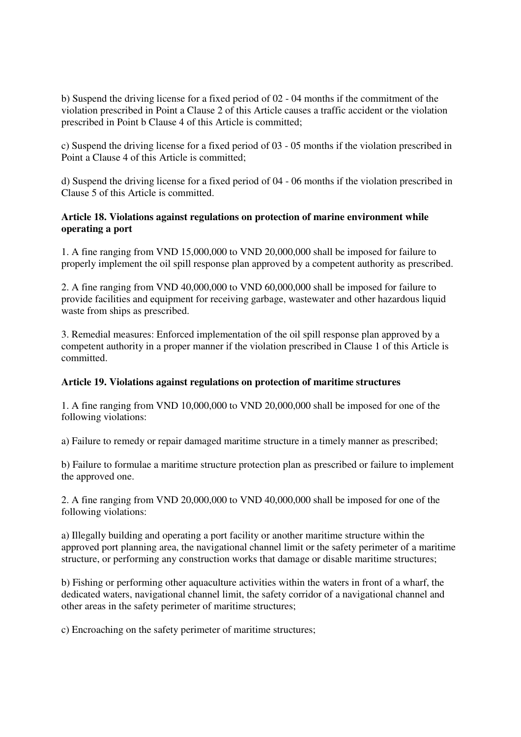b) Suspend the driving license for a fixed period of 02 - 04 months if the commitment of the violation prescribed in Point a Clause 2 of this Article causes a traffic accident or the violation prescribed in Point b Clause 4 of this Article is committed;

c) Suspend the driving license for a fixed period of 03 - 05 months if the violation prescribed in Point a Clause 4 of this Article is committed;

d) Suspend the driving license for a fixed period of 04 - 06 months if the violation prescribed in Clause 5 of this Article is committed.

**Article 18. Violations against regulations on protection of marine environment while operating a port**

1. A fine ranging from VND 15,000,000 to VND 20,000,000 shall be imposed for failure to properly implement the oil spill response plan approved by a competent authority as prescribed.

2. A fine ranging from VND 40,000,000 to VND 60,000,000 shall be imposed for failure to provide facilities and equipment for receiving garbage, wastewater and other hazardous liquid waste from ships as prescribed.

3. Remedial measures: Enforced implementation of the oil spill response plan approved by a competent authority in a proper manner if the violation prescribed in Clause 1 of this Article is committed.

**Article 19. Violations against regulations on protection of maritime structures**

1. A fine ranging from VND 10,000,000 to VND 20,000,000 shall be imposed for one of the following violations:

a) Failure to remedy or repair damaged maritime structure in a timely manner as prescribed;

b) Failure to formulae a maritime structure protection plan as prescribed or failure to implement the approved one.

2. A fine ranging from VND 20,000,000 to VND 40,000,000 shall be imposed for one of the following violations:

a) Illegally building and operating a port facility or another maritime structure within the approved port planning area, the navigational channel limit or the safety perimeter of a maritime structure, or performing any construction works that damage or disable maritime structures;

b) Fishing or performing other aquaculture activities within the waters in front of a wharf, the dedicated waters, navigational channel limit, the safety corridor of a navigational channel and other areas in the safety perimeter of maritime structures;

c) Encroaching on the safety perimeter of maritime structures;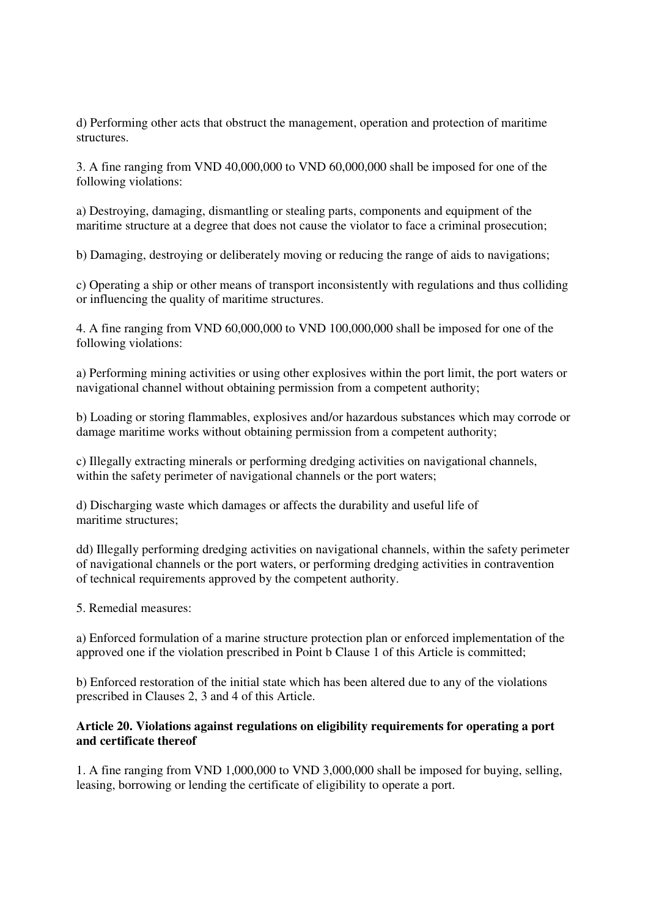d) Performing other acts that obstruct the management, operation and protection of maritime structures.

3. A fine ranging from VND 40,000,000 to VND 60,000,000 shall be imposed for one of the following violations:

a) Destroying, damaging, dismantling or stealing parts, components and equipment of the maritime structure at a degree that does not cause the violator to face a criminal prosecution;

b) Damaging, destroying or deliberately moving or reducing the range of aids to navigations;

c) Operating a ship or other means of transport inconsistently with regulations and thus colliding or influencing the quality of maritime structures.

4. A fine ranging from VND 60,000,000 to VND 100,000,000 shall be imposed for one of the following violations:

a) Performing mining activities or using other explosives within the port limit, the port waters or navigational channel without obtaining permission from a competent authority;

b) Loading or storing flammables, explosives and/or hazardous substances which may corrode or damage maritime works without obtaining permission from a competent authority;

c) Illegally extracting minerals or performing dredging activities on navigational channels, within the safety perimeter of navigational channels or the port waters;

d) Discharging waste which damages or affects the durability and useful life of maritime structures;

dd) Illegally performing dredging activities on navigational channels, within the safety perimeter of navigational channels or the port waters, or performing dredging activities in contravention of technical requirements approved by the competent authority.

5. Remedial measures:

a) Enforced formulation of a marine structure protection plan or enforced implementation of the approved one if the violation prescribed in Point b Clause 1 of this Article is committed;

b) Enforced restoration of the initial state which has been altered due to any of the violations prescribed in Clauses 2, 3 and 4 of this Article.

**Article 20. Violations against regulations on eligibility requirements for operating a port and certificate thereof**

1. A fine ranging from VND 1,000,000 to VND 3,000,000 shall be imposed for buying, selling, leasing, borrowing or lending the certificate of eligibility to operate a port.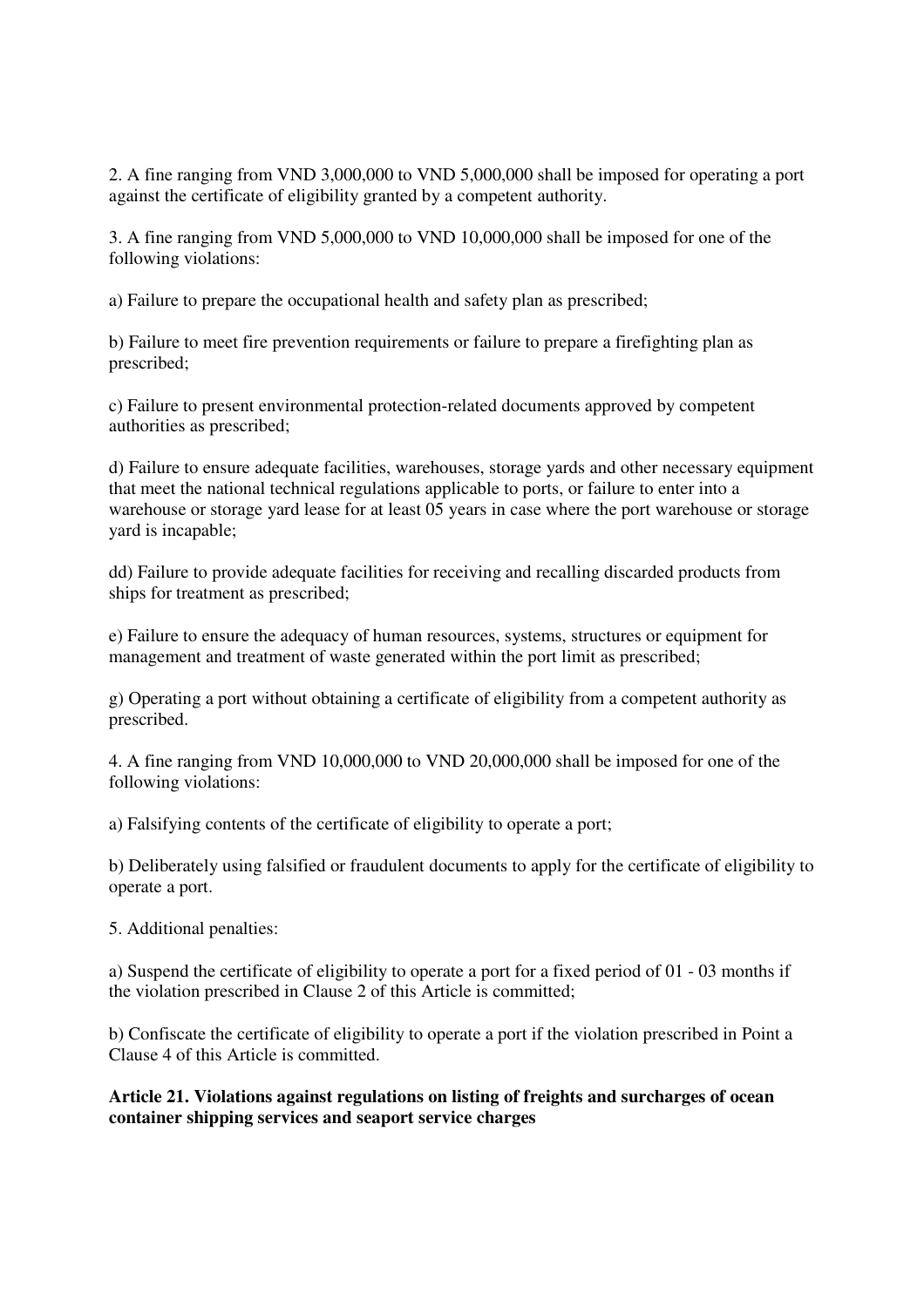2. A fine ranging from VND 3,000,000 to VND 5,000,000 shall be imposed for operating a port against the certificate of eligibility granted by a competent authority.

3. A fine ranging from VND 5,000,000 to VND 10,000,000 shall be imposed for one of the following violations:

a) Failure to prepare the occupational health and safety plan as prescribed;

b) Failure to meet fire prevention requirements or failure to prepare a firefighting plan as prescribed;

c) Failure to present environmental protection-related documents approved by competent authorities as prescribed;

d) Failure to ensure adequate facilities, warehouses, storage yards and other necessary equipment that meet the national technical regulations applicable to ports, or failure to enter into a warehouse or storage yard lease for at least 05 years in case where the port warehouse or storage yard is incapable;

dd) Failure to provide adequate facilities for receiving and recalling discarded products from ships for treatment as prescribed;

e) Failure to ensure the adequacy of human resources, systems, structures or equipment for management and treatment of waste generated within the port limit as prescribed;

g) Operating a port without obtaining a certificate of eligibility from a competent authority as prescribed.

4. A fine ranging from VND 10,000,000 to VND 20,000,000 shall be imposed for one of the following violations:

a) Falsifying contents of the certificate of eligibility to operate a port;

b) Deliberately using falsified or fraudulent documents to apply for the certificate of eligibility to operate a port.

5. Additional penalties:

a) Suspend the certificate of eligibility to operate a port for a fixed period of 01 - 03 months if the violation prescribed in Clause 2 of this Article is committed;

b) Confiscate the certificate of eligibility to operate a port if the violation prescribed in Point a Clause 4 of this Article is committed.

**Article 21. Violations against regulations on listing of freights and surcharges of ocean container shipping services and seaport service charges**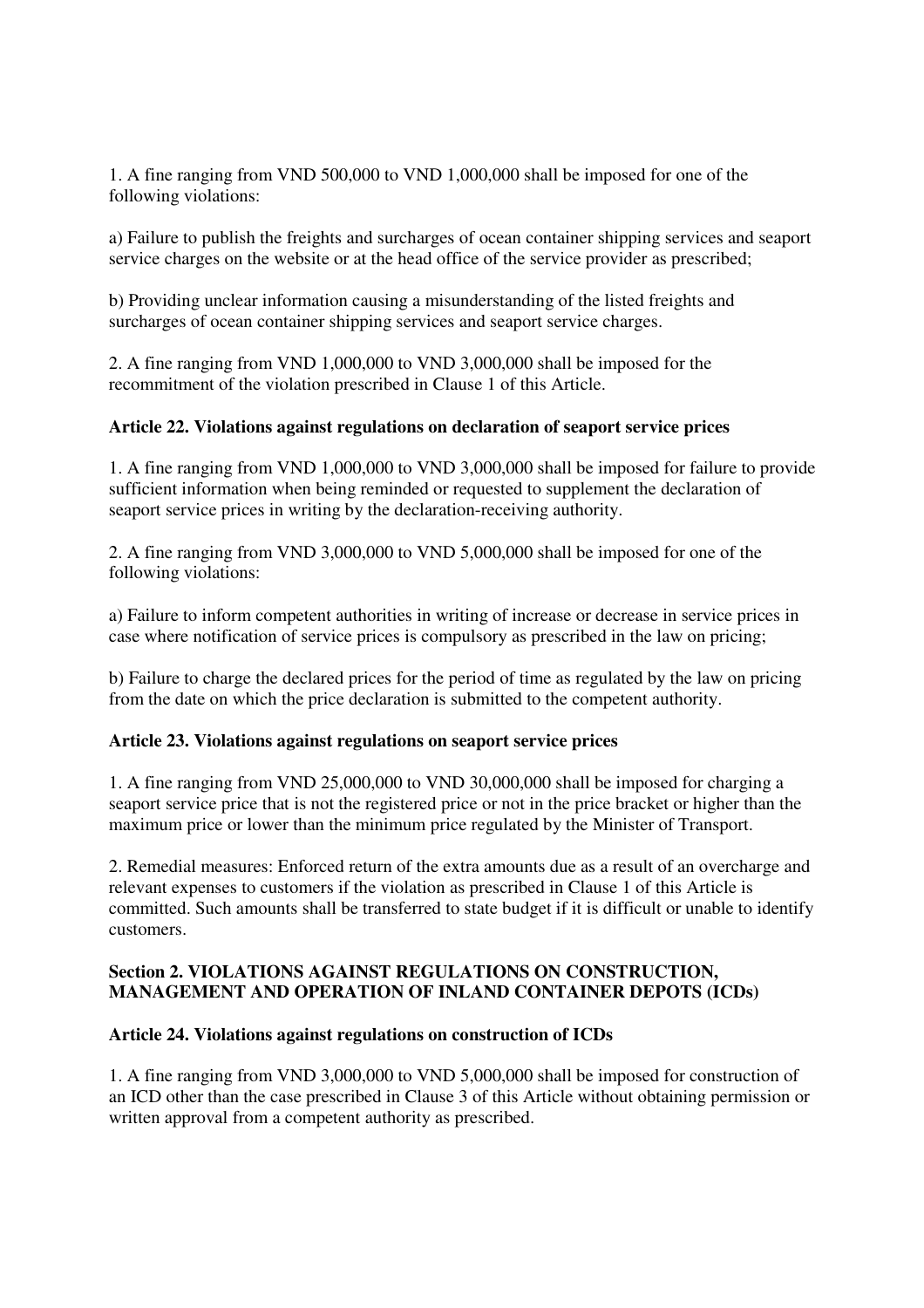1. A fine ranging from VND 500,000 to VND 1,000,000 shall be imposed for one of the following violations:

a) Failure to publish the freights and surcharges of ocean container shipping services and seaport service charges on the website or at the head office of the service provider as prescribed;

b) Providing unclear information causing a misunderstanding of the listed freights and surcharges of ocean container shipping services and seaport service charges.

2. A fine ranging from VND 1,000,000 to VND 3,000,000 shall be imposed for the recommitment of the violation prescribed in Clause 1 of this Article.

**Article 22. Violations against regulations on declaration of seaport service prices**

1. A fine ranging from VND 1,000,000 to VND 3,000,000 shall be imposed for failure to provide sufficient information when being reminded or requested to supplement the declaration of seaport service prices in writing by the declaration-receiving authority.

2. A fine ranging from VND 3,000,000 to VND 5,000,000 shall be imposed for one of the following violations:

a) Failure to inform competent authorities in writing of increase or decrease in service prices in case where notification of service prices is compulsory as prescribed in the law on pricing;

b) Failure to charge the declared prices for the period of time as regulated by the law on pricing from the date on which the price declaration is submitted to the competent authority.

**Article 23. Violations against regulations on seaport service prices**

1. A fine ranging from VND 25,000,000 to VND 30,000,000 shall be imposed for charging a seaport service price that is not the registered price or not in the price bracket or higher than the maximum price or lower than the minimum price regulated by the Minister of Transport.

2. Remedial measures: Enforced return of the extra amounts due as a result of an overcharge and relevant expenses to customers if the violation as prescribed in Clause 1 of this Article is committed. Such amounts shall be transferred to state budget if it is difficult or unable to identify customers.

**Section 2. VIOLATIONS AGAINST REGULATIONS ON CONSTRUCTION, MANAGEMENT AND OPERATION OF INLAND CONTAINER DEPOTS (ICDs)**

**Article 24. Violations against regulations on construction of ICDs**

1. A fine ranging from VND 3,000,000 to VND 5,000,000 shall be imposed for construction of an ICD other than the case prescribed in Clause 3 of this Article without obtaining permission or written approval from a competent authority as prescribed.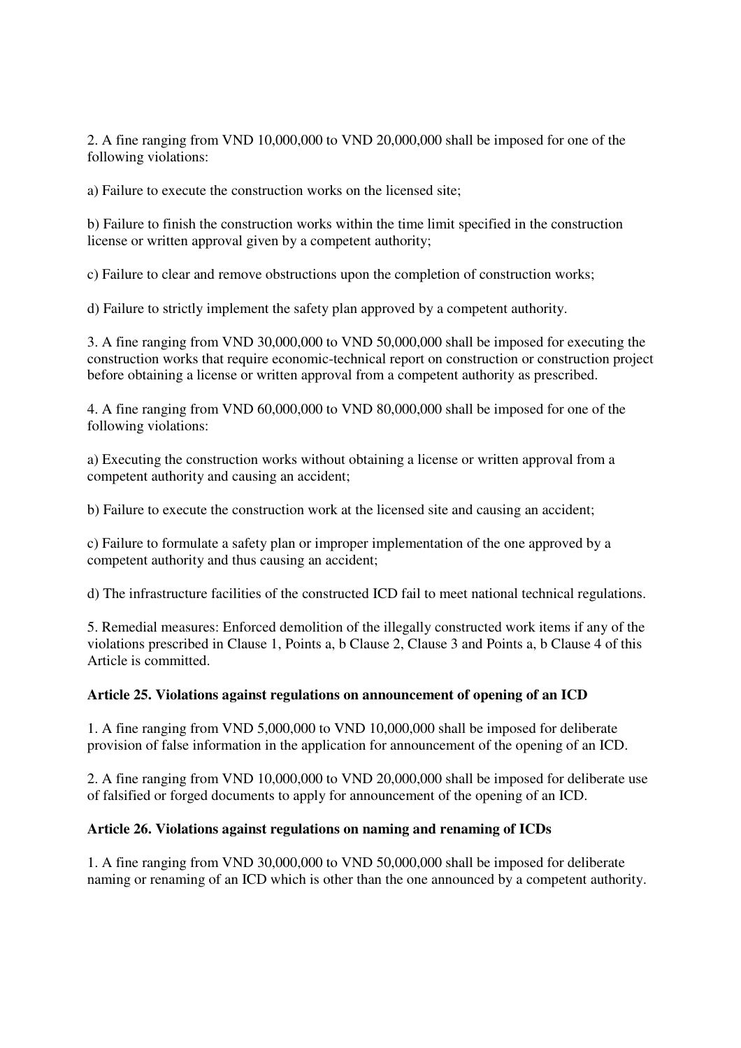2. A fine ranging from VND 10,000,000 to VND 20,000,000 shall be imposed for one of the following violations:

a) Failure to execute the construction works on the licensed site;

b) Failure to finish the construction works within the time limit specified in the construction license or written approval given by a competent authority;

c) Failure to clear and remove obstructions upon the completion of construction works;

d) Failure to strictly implement the safety plan approved by a competent authority.

3. A fine ranging from VND 30,000,000 to VND 50,000,000 shall be imposed for executing the construction works that require economic-technical report on construction or construction project before obtaining a license or written approval from a competent authority as prescribed.

4. A fine ranging from VND 60,000,000 to VND 80,000,000 shall be imposed for one of the following violations:

a) Executing the construction works without obtaining a license or written approval from a competent authority and causing an accident;

b) Failure to execute the construction work at the licensed site and causing an accident;

c) Failure to formulate a safety plan or improper implementation of the one approved by a competent authority and thus causing an accident;

d) The infrastructure facilities of the constructed ICD fail to meet national technical regulations.

5. Remedial measures: Enforced demolition of the illegally constructed work items if any of the violations prescribed in Clause 1, Points a, b Clause 2, Clause 3 and Points a, b Clause 4 of this Article is committed.

**Article 25. Violations against regulations on announcement of opening of an ICD**

1. A fine ranging from VND 5,000,000 to VND 10,000,000 shall be imposed for deliberate provision of false information in the application for announcement of the opening of an ICD.

2. A fine ranging from VND 10,000,000 to VND 20,000,000 shall be imposed for deliberate use of falsified or forged documents to apply for announcement of the opening of an ICD.

**Article 26. Violations against regulations on naming and renaming of ICDs**

1. A fine ranging from VND 30,000,000 to VND 50,000,000 shall be imposed for deliberate naming or renaming of an ICD which is other than the one announced by a competent authority.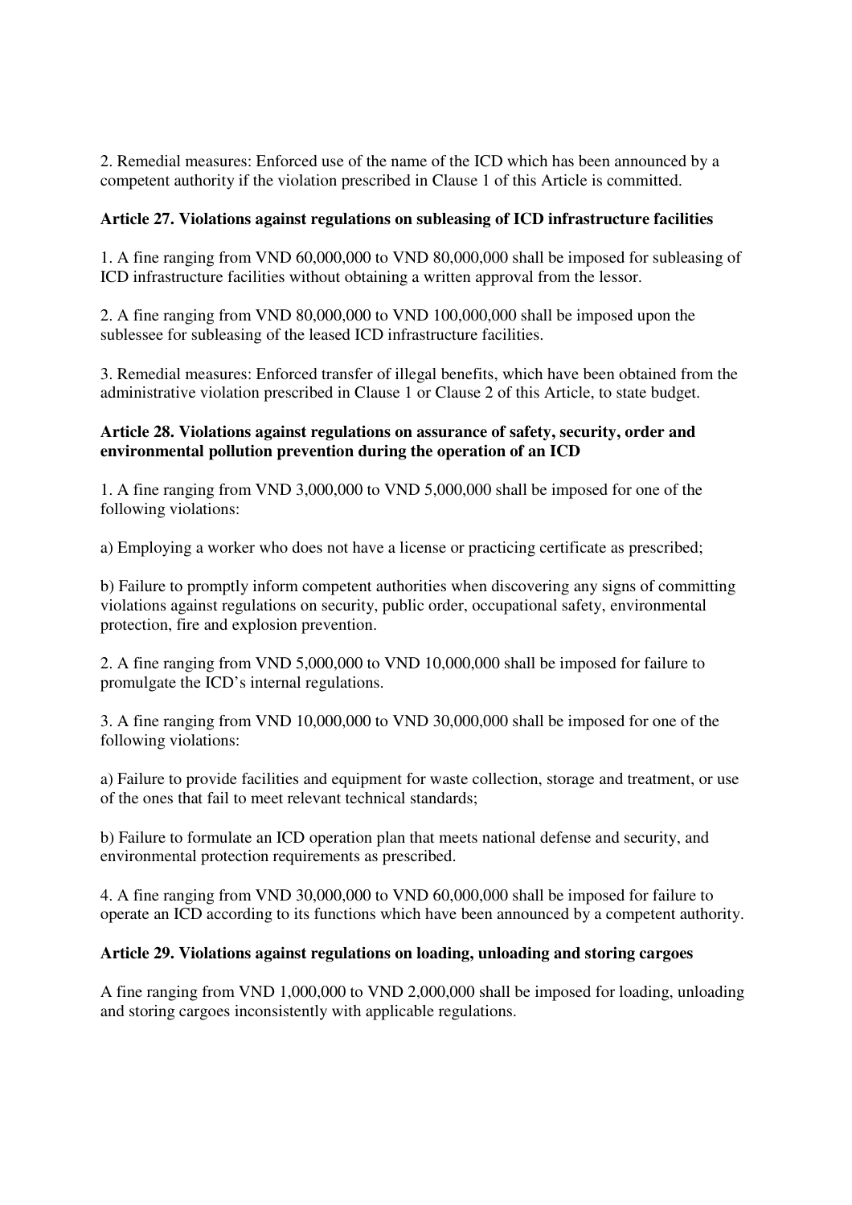2. Remedial measures: Enforced use of the name of the ICD which has been announced by a competent authority if the violation prescribed in Clause 1 of this Article is committed.

**Article 27. Violations against regulations on subleasing of ICD infrastructure facilities**

1. A fine ranging from VND 60,000,000 to VND 80,000,000 shall be imposed for subleasing of ICD infrastructure facilities without obtaining a written approval from the lessor.

2. A fine ranging from VND 80,000,000 to VND 100,000,000 shall be imposed upon the sublessee for subleasing of the leased ICD infrastructure facilities.

3. Remedial measures: Enforced transfer of illegal benefits, which have been obtained from the administrative violation prescribed in Clause 1 or Clause 2 of this Article, to state budget.

**Article 28. Violations against regulations on assurance of safety, security, order and environmental pollution prevention during the operation of an ICD**

1. A fine ranging from VND 3,000,000 to VND 5,000,000 shall be imposed for one of the following violations:

a) Employing a worker who does not have a license or practicing certificate as prescribed;

b) Failure to promptly inform competent authorities when discovering any signs of committing violations against regulations on security, public order, occupational safety, environmental protection, fire and explosion prevention.

2. A fine ranging from VND 5,000,000 to VND 10,000,000 shall be imposed for failure to promulgate the ICD's internal regulations.

3. A fine ranging from VND 10,000,000 to VND 30,000,000 shall be imposed for one of the following violations:

a) Failure to provide facilities and equipment for waste collection, storage and treatment, or use of the ones that fail to meet relevant technical standards;

b) Failure to formulate an ICD operation plan that meets national defense and security, and environmental protection requirements as prescribed.

4. A fine ranging from VND 30,000,000 to VND 60,000,000 shall be imposed for failure to operate an ICD according to its functions which have been announced by a competent authority.

**Article 29. Violations against regulations on loading, unloading and storing cargoes**

A fine ranging from VND 1,000,000 to VND 2,000,000 shall be imposed for loading, unloading and storing cargoes inconsistently with applicable regulations.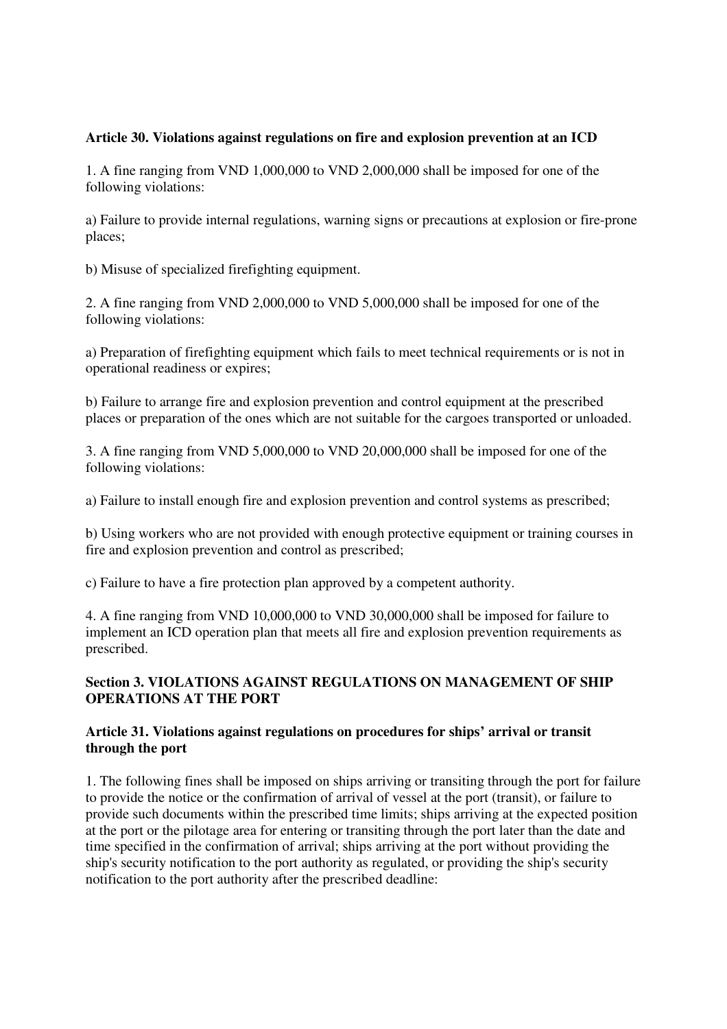**Article 30. Violations against regulations on fire and explosion prevention at an ICD**

1. A fine ranging from VND 1,000,000 to VND 2,000,000 shall be imposed for one of the following violations:

a) Failure to provide internal regulations, warning signs or precautions at explosion or fire-prone places;

b) Misuse of specialized firefighting equipment.

2. A fine ranging from VND 2,000,000 to VND 5,000,000 shall be imposed for one of the following violations:

a) Preparation of firefighting equipment which fails to meet technical requirements or is not in operational readiness or expires;

b) Failure to arrange fire and explosion prevention and control equipment at the prescribed places or preparation of the ones which are not suitable for the cargoes transported or unloaded.

3. A fine ranging from VND 5,000,000 to VND 20,000,000 shall be imposed for one of the following violations:

a) Failure to install enough fire and explosion prevention and control systems as prescribed;

b) Using workers who are not provided with enough protective equipment or training courses in fire and explosion prevention and control as prescribed;

c) Failure to have a fire protection plan approved by a competent authority.

4. A fine ranging from VND 10,000,000 to VND 30,000,000 shall be imposed for failure to implement an ICD operation plan that meets all fire and explosion prevention requirements as prescribed.

**Section 3. VIOLATIONS AGAINST REGULATIONS ON MANAGEMENT OF SHIP OPERATIONS AT THE PORT**

**Article 31. Violations against regulations on procedures for ships' arrival or transit through the port**

1. The following fines shall be imposed on ships arriving or transiting through the port for failure to provide the notice or the confirmation of arrival of vessel at the port (transit), or failure to provide such documents within the prescribed time limits; ships arriving at the expected position at the port or the pilotage area for entering or transiting through the port later than the date and time specified in the confirmation of arrival; ships arriving at the port without providing the ship's security notification to the port authority as regulated, or providing the ship's security notification to the port authority after the prescribed deadline: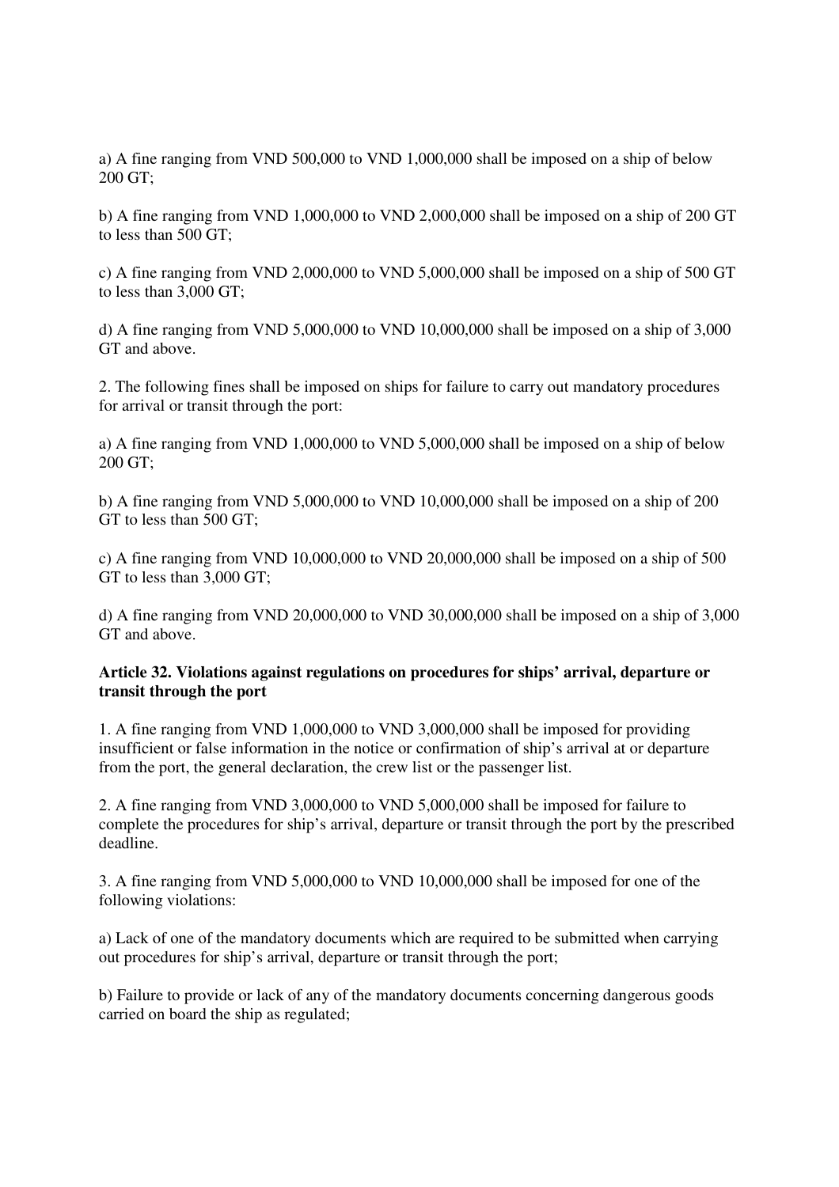a) A fine ranging from VND 500,000 to VND 1,000,000 shall be imposed on a ship of below 200 GT;

b) A fine ranging from VND 1,000,000 to VND 2,000,000 shall be imposed on a ship of 200 GT to less than 500 GT;

c) A fine ranging from VND 2,000,000 to VND 5,000,000 shall be imposed on a ship of 500 GT to less than 3,000 GT;

d) A fine ranging from VND 5,000,000 to VND 10,000,000 shall be imposed on a ship of 3,000 GT and above.

2. The following fines shall be imposed on ships for failure to carry out mandatory procedures for arrival or transit through the port:

a) A fine ranging from VND 1,000,000 to VND 5,000,000 shall be imposed on a ship of below 200 GT;

b) A fine ranging from VND 5,000,000 to VND 10,000,000 shall be imposed on a ship of 200 GT to less than 500 GT;

c) A fine ranging from VND 10,000,000 to VND 20,000,000 shall be imposed on a ship of 500 GT to less than 3,000 GT;

d) A fine ranging from VND 20,000,000 to VND 30,000,000 shall be imposed on a ship of 3,000 GT and above.

**Article 32. Violations against regulations on procedures for ships' arrival, departure or transit through the port**

1. A fine ranging from VND 1,000,000 to VND 3,000,000 shall be imposed for providing insufficient or false information in the notice or confirmation of ship's arrival at or departure from the port, the general declaration, the crew list or the passenger list.

2. A fine ranging from VND 3,000,000 to VND 5,000,000 shall be imposed for failure to complete the procedures for ship's arrival, departure or transit through the port by the prescribed deadline.

3. A fine ranging from VND 5,000,000 to VND 10,000,000 shall be imposed for one of the following violations:

a) Lack of one of the mandatory documents which are required to be submitted when carrying out procedures for ship's arrival, departure or transit through the port;

b) Failure to provide or lack of any of the mandatory documents concerning dangerous goods carried on board the ship as regulated;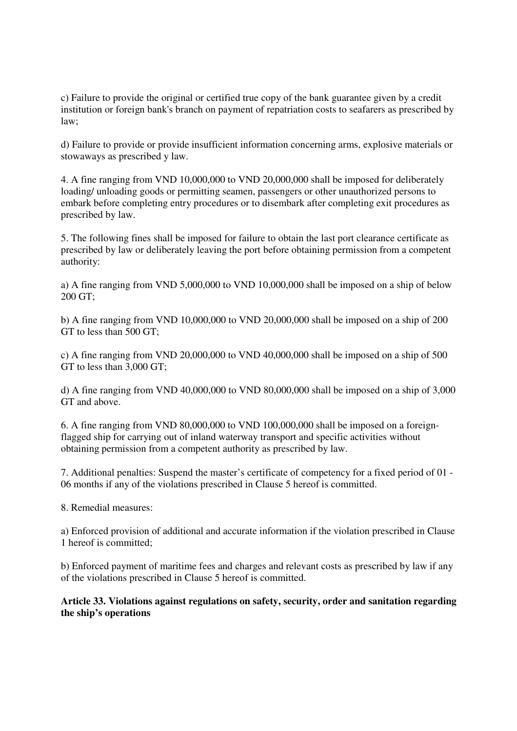c) Failure to provide the original or certified true copy of the bank guarantee given by a credit institution or foreign bank's branch on payment of repatriation costs to seafarers as prescribed by law;

d) Failure to provide or provide insufficient information concerning arms, explosive materials or stowaways as prescribed y law.

4. A fine ranging from VND 10,000,000 to VND 20,000,000 shall be imposed for deliberately loading/ unloading goods or permitting seamen, passengers or other unauthorized persons to embark before completing entry procedures or to disembark after completing exit procedures as prescribed by law.

5. The following fines shall be imposed for failure to obtain the last port clearance certificate as prescribed by law or deliberately leaving the port before obtaining permission from a competent authority:

a) A fine ranging from VND 5,000,000 to VND 10,000,000 shall be imposed on a ship of below 200 GT;

b) A fine ranging from VND 10,000,000 to VND 20,000,000 shall be imposed on a ship of 200 GT to less than 500 GT;

c) A fine ranging from VND 20,000,000 to VND 40,000,000 shall be imposed on a ship of 500 GT to less than 3,000 GT;

d) A fine ranging from VND 40,000,000 to VND 80,000,000 shall be imposed on a ship of 3,000 GT and above.

6. A fine ranging from VND 80,000,000 to VND 100,000,000 shall be imposed on a foreign-flagged ship for carrying out of inland waterway transport and specific activities without obtaining permission from a competent authority as prescribed by law.

7. Additional penalties: Suspend the master's certificate of competency for a fixed period of 01 - 06 months if any of the violations prescribed in Clause 5 hereof is committed.

8. Remedial measures:

a) Enforced provision of additional and accurate information if the violation prescribed in Clause 1 hereof is committed;

b) Enforced payment of maritime fees and charges and relevant costs as prescribed by law if any of the violations prescribed in Clause 5 hereof is committed.

**Article 33. Violations against regulations on safety, security, order and sanitation regarding the ship's operations**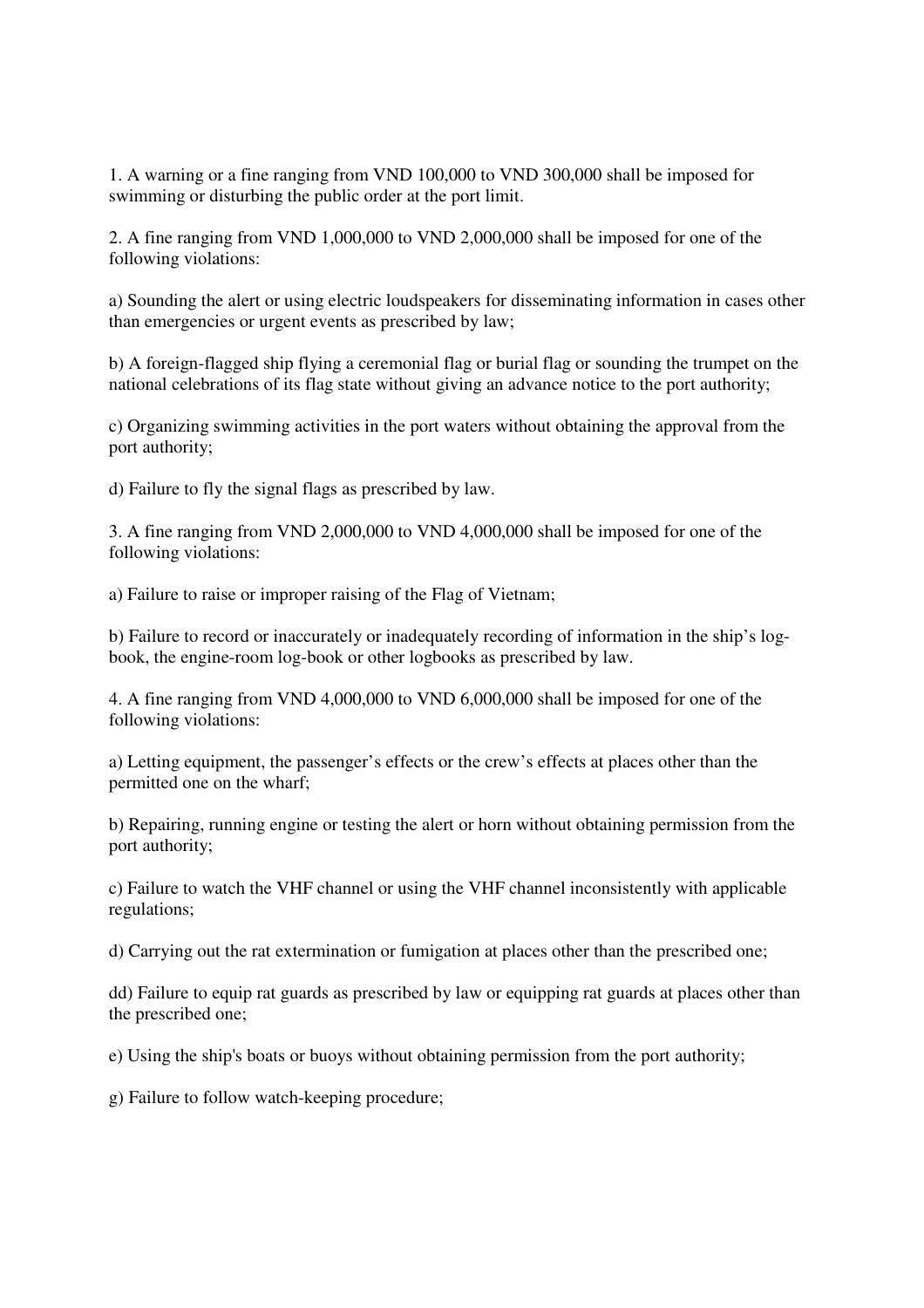1. A warning or a fine ranging from VND 100,000 to VND 300,000 shall be imposed for swimming or disturbing the public order at the port limit.

2. A fine ranging from VND 1,000,000 to VND 2,000,000 shall be imposed for one of the following violations:

a) Sounding the alert or using electric loudspeakers for disseminating information in cases other than emergencies or urgent events as prescribed by law;

b) A foreign-flagged ship flying a ceremonial flag or burial flag or sounding the trumpet on the national celebrations of its flag state without giving an advance notice to the port authority;

c) Organizing swimming activities in the port waters without obtaining the approval from the port authority;

d) Failure to fly the signal flags as prescribed by law.

3. A fine ranging from VND 2,000,000 to VND 4,000,000 shall be imposed for one of the following violations:

a) Failure to raise or improper raising of the Flag of Vietnam;

b) Failure to record or inaccurately or inadequately recording of information in the ship's log-book, the engine-room log-book or other logbooks as prescribed by law.

4. A fine ranging from VND 4,000,000 to VND 6,000,000 shall be imposed for one of the following violations:

a) Letting equipment, the passenger's effects or the crew's effects at places other than the permitted one on the wharf;

b) Repairing, running engine or testing the alert or horn without obtaining permission from the port authority;

c) Failure to watch the VHF channel or using the VHF channel inconsistently with applicable regulations;

d) Carrying out the rat extermination or fumigation at places other than the prescribed one;

dd) Failure to equip rat guards as prescribed by law or equipping rat guards at places other than the prescribed one;

e) Using the ship's boats or buoys without obtaining permission from the port authority;

g) Failure to follow watch-keeping procedure;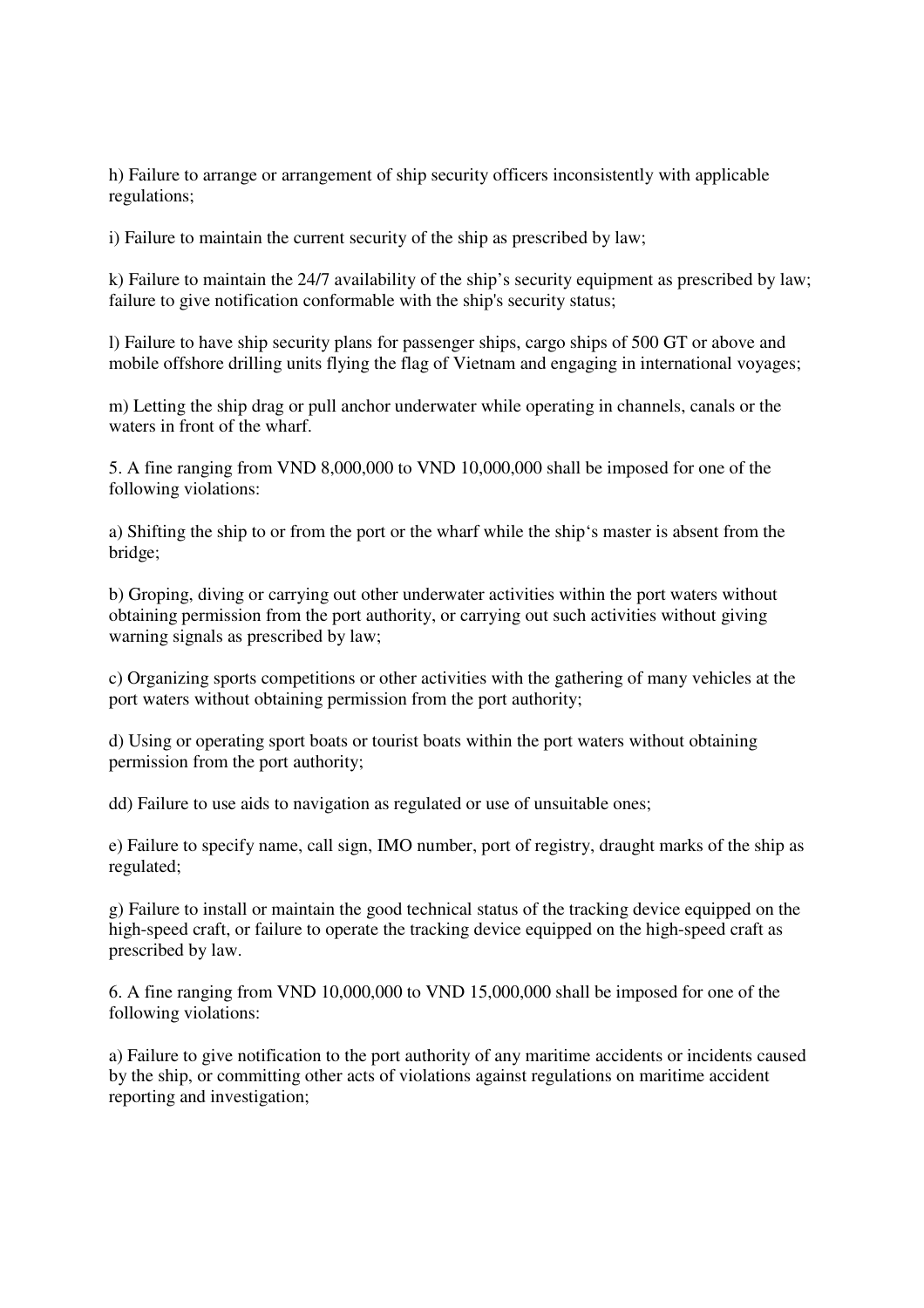h) Failure to arrange or arrangement of ship security officers inconsistently with applicable regulations;

i) Failure to maintain the current security of the ship as prescribed by law;

k) Failure to maintain the 24/7 availability of the ship's security equipment as prescribed by law; failure to give notification conformable with the ship's security status;

l) Failure to have ship security plans for passenger ships, cargo ships of 500 GT or above and mobile offshore drilling units flying the flag of Vietnam and engaging in international voyages;

m) Letting the ship drag or pull anchor underwater while operating in channels, canals or the waters in front of the wharf.

5. A fine ranging from VND 8,000,000 to VND 10,000,000 shall be imposed for one of the following violations:

a) Shifting the ship to or from the port or the wharf while the ship's master is absent from the bridge;

b) Groping, diving or carrying out other underwater activities within the port waters without obtaining permission from the port authority, or carrying out such activities without giving warning signals as prescribed by law;

c) Organizing sports competitions or other activities with the gathering of many vehicles at the port waters without obtaining permission from the port authority;

d) Using or operating sport boats or tourist boats within the port waters without obtaining permission from the port authority;

dd) Failure to use aids to navigation as regulated or use of unsuitable ones;

e) Failure to specify name, call sign, IMO number, port of registry, draught marks of the ship as regulated;

g) Failure to install or maintain the good technical status of the tracking device equipped on the high-speed craft, or failure to operate the tracking device equipped on the high-speed craft as prescribed by law.

6. A fine ranging from VND 10,000,000 to VND 15,000,000 shall be imposed for one of the following violations:

a) Failure to give notification to the port authority of any maritime accidents or incidents caused by the ship, or committing other acts of violations against regulations on maritime accident reporting and investigation;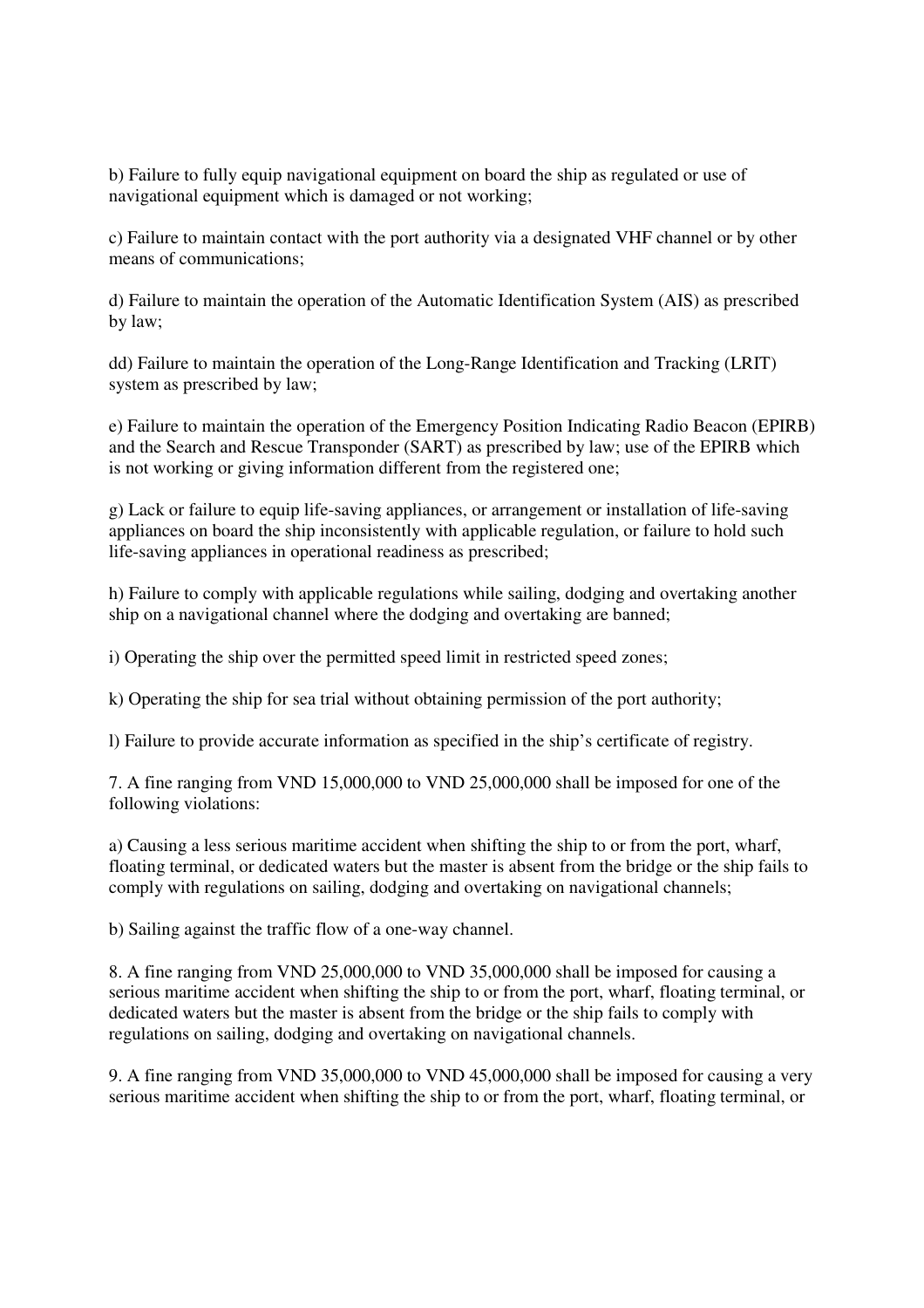b) Failure to fully equip navigational equipment on board the ship as regulated or use of navigational equipment which is damaged or not working;

c) Failure to maintain contact with the port authority via a designated VHF channel or by other means of communications;

d) Failure to maintain the operation of the Automatic Identification System (AIS) as prescribed by law;

dd) Failure to maintain the operation of the Long-Range Identification and Tracking (LRIT) system as prescribed by law;

e) Failure to maintain the operation of the Emergency Position Indicating Radio Beacon (EPIRB) and the Search and Rescue Transponder (SART) as prescribed by law; use of the EPIRB which is not working or giving information different from the registered one;

g) Lack or failure to equip life-saving appliances, or arrangement or installation of life-saving appliances on board the ship inconsistently with applicable regulation, or failure to hold such life-saving appliances in operational readiness as prescribed;

h) Failure to comply with applicable regulations while sailing, dodging and overtaking another ship on a navigational channel where the dodging and overtaking are banned;

i) Operating the ship over the permitted speed limit in restricted speed zones;

k) Operating the ship for sea trial without obtaining permission of the port authority;

l) Failure to provide accurate information as specified in the ship's certificate of registry.

7. A fine ranging from VND 15,000,000 to VND 25,000,000 shall be imposed for one of the following violations:

a) Causing a less serious maritime accident when shifting the ship to or from the port, wharf, floating terminal, or dedicated waters but the master is absent from the bridge or the ship fails to comply with regulations on sailing, dodging and overtaking on navigational channels;

b) Sailing against the traffic flow of a one-way channel.

8. A fine ranging from VND 25,000,000 to VND 35,000,000 shall be imposed for causing a serious maritime accident when shifting the ship to or from the port, wharf, floating terminal, or dedicated waters but the master is absent from the bridge or the ship fails to comply with regulations on sailing, dodging and overtaking on navigational channels.

9. A fine ranging from VND 35,000,000 to VND 45,000,000 shall be imposed for causing a very serious maritime accident when shifting the ship to or from the port, wharf, floating terminal, or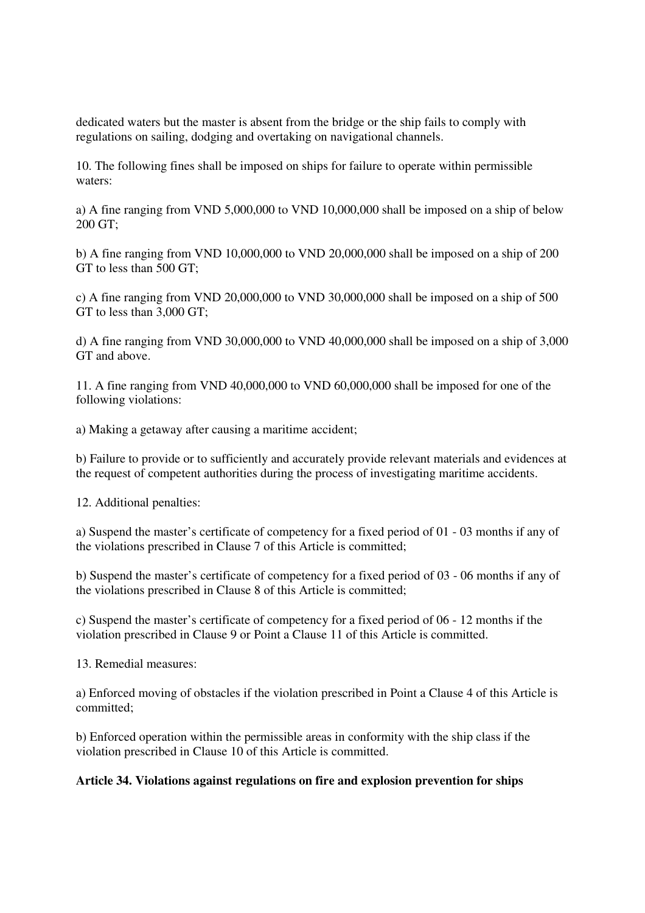dedicated waters but the master is absent from the bridge or the ship fails to comply with regulations on sailing, dodging and overtaking on navigational channels.

10. The following fines shall be imposed on ships for failure to operate within permissible waters:

a) A fine ranging from VND 5,000,000 to VND 10,000,000 shall be imposed on a ship of below 200 GT;

b) A fine ranging from VND 10,000,000 to VND 20,000,000 shall be imposed on a ship of 200 GT to less than 500 GT;

c) A fine ranging from VND 20,000,000 to VND 30,000,000 shall be imposed on a ship of 500 GT to less than 3,000 GT;

d) A fine ranging from VND 30,000,000 to VND 40,000,000 shall be imposed on a ship of 3,000 GT and above.

11. A fine ranging from VND 40,000,000 to VND 60,000,000 shall be imposed for one of the following violations:

a) Making a getaway after causing a maritime accident;

b) Failure to provide or to sufficiently and accurately provide relevant materials and evidences at the request of competent authorities during the process of investigating maritime accidents.

12. Additional penalties:

a) Suspend the master's certificate of competency for a fixed period of 01 - 03 months if any of the violations prescribed in Clause 7 of this Article is committed;

b) Suspend the master's certificate of competency for a fixed period of 03 - 06 months if any of the violations prescribed in Clause 8 of this Article is committed;

c) Suspend the master's certificate of competency for a fixed period of 06 - 12 months if the violation prescribed in Clause 9 or Point a Clause 11 of this Article is committed.

13. Remedial measures:

a) Enforced moving of obstacles if the violation prescribed in Point a Clause 4 of this Article is committed;

b) Enforced operation within the permissible areas in conformity with the ship class if the violation prescribed in Clause 10 of this Article is committed.

**Article 34. Violations against regulations on fire and explosion prevention for ships**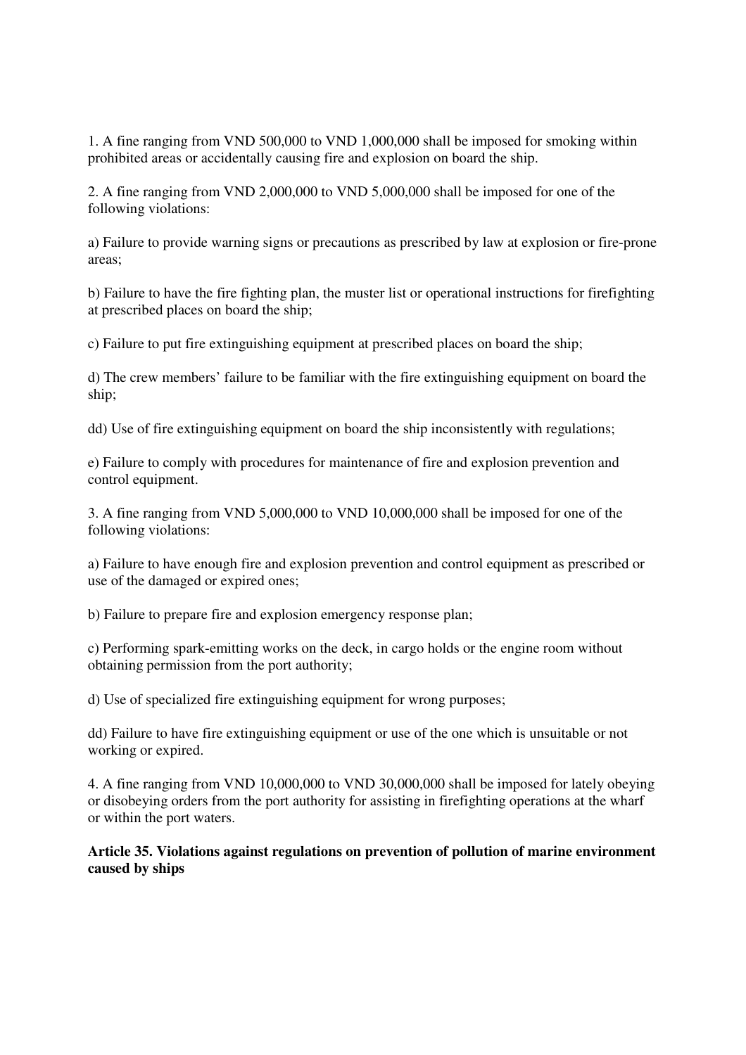1. A fine ranging from VND 500,000 to VND 1,000,000 shall be imposed for smoking within prohibited areas or accidentally causing fire and explosion on board the ship.

2. A fine ranging from VND 2,000,000 to VND 5,000,000 shall be imposed for one of the following violations:

a) Failure to provide warning signs or precautions as prescribed by law at explosion or fire-prone areas;

b) Failure to have the fire fighting plan, the muster list or operational instructions for firefighting at prescribed places on board the ship;

c) Failure to put fire extinguishing equipment at prescribed places on board the ship;

d) The crew members' failure to be familiar with the fire extinguishing equipment on board the ship;

dd) Use of fire extinguishing equipment on board the ship inconsistently with regulations;

e) Failure to comply with procedures for maintenance of fire and explosion prevention and control equipment.

3. A fine ranging from VND 5,000,000 to VND 10,000,000 shall be imposed for one of the following violations:

a) Failure to have enough fire and explosion prevention and control equipment as prescribed or use of the damaged or expired ones;

b) Failure to prepare fire and explosion emergency response plan;

c) Performing spark-emitting works on the deck, in cargo holds or the engine room without obtaining permission from the port authority;

d) Use of specialized fire extinguishing equipment for wrong purposes;

dd) Failure to have fire extinguishing equipment or use of the one which is unsuitable or not working or expired.

4. A fine ranging from VND 10,000,000 to VND 30,000,000 shall be imposed for lately obeying or disobeying orders from the port authority for assisting in firefighting operations at the wharf or within the port waters.

**Article 35. Violations against regulations on prevention of pollution of marine environment caused by ships**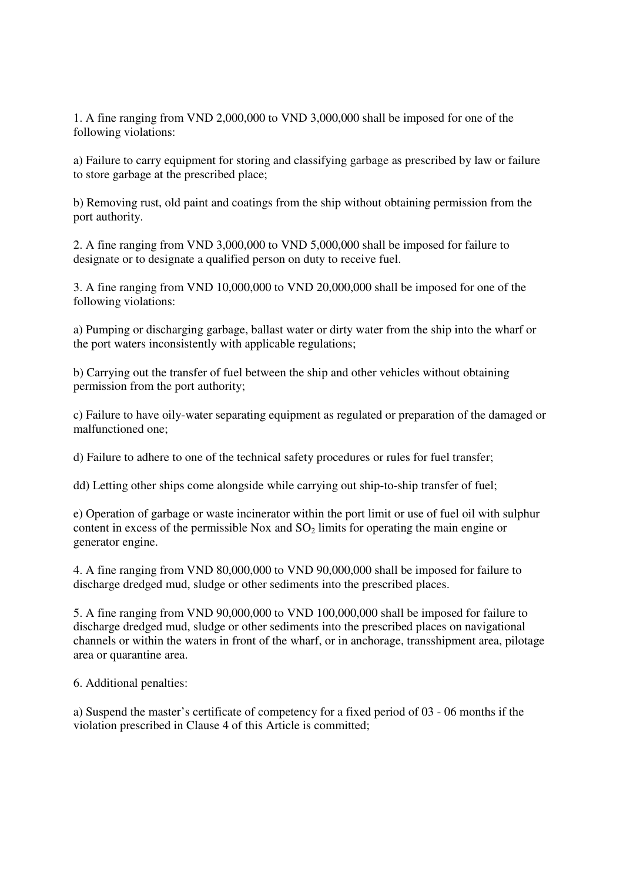1. A fine ranging from VND 2,000,000 to VND 3,000,000 shall be imposed for one of the following violations:

a) Failure to carry equipment for storing and classifying garbage as prescribed by law or failure to store garbage at the prescribed place;

b) Removing rust, old paint and coatings from the ship without obtaining permission from the port authority.

2. A fine ranging from VND 3,000,000 to VND 5,000,000 shall be imposed for failure to designate or to designate a qualified person on duty to receive fuel.

3. A fine ranging from VND 10,000,000 to VND 20,000,000 shall be imposed for one of the following violations:

a) Pumping or discharging garbage, ballast water or dirty water from the ship into the wharf or the port waters inconsistently with applicable regulations;

b) Carrying out the transfer of fuel between the ship and other vehicles without obtaining permission from the port authority;

c) Failure to have oily-water separating equipment as regulated or preparation of the damaged or malfunctioned one;

d) Failure to adhere to one of the technical safety procedures or rules for fuel transfer;

dd) Letting other ships come alongside while carrying out ship-to-ship transfer of fuel;

e) Operation of garbage or waste incinerator within the port limit or use of fuel oil with sulphur content in excess of the permissible Nox and $SO_2$ limits for operating the main engine or generator engine.

4. A fine ranging from VND 80,000,000 to VND 90,000,000 shall be imposed for failure to discharge dredged mud, sludge or other sediments into the prescribed places.

5. A fine ranging from VND 90,000,000 to VND 100,000,000 shall be imposed for failure to discharge dredged mud, sludge or other sediments into the prescribed places on navigational channels or within the waters in front of the wharf, or in anchorage, transshipment area, pilotage area or quarantine area.

6. Additional penalties:

a) Suspend the master's certificate of competency for a fixed period of 03 - 06 months if the violation prescribed in Clause 4 of this Article is committed;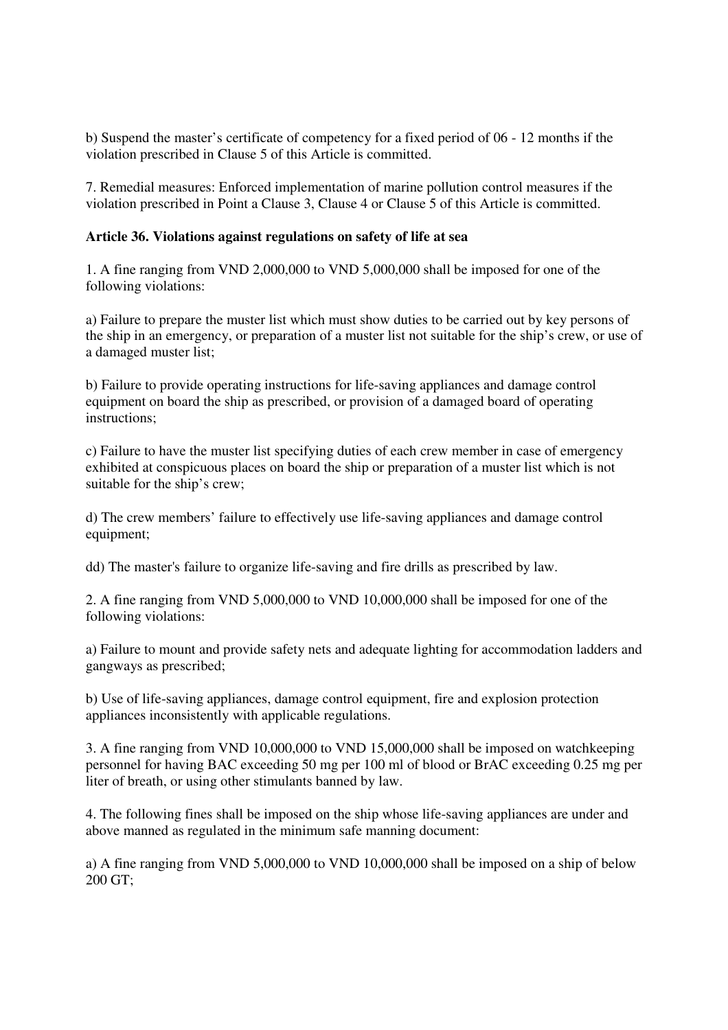b) Suspend the master's certificate of competency for a fixed period of 06 - 12 months if the violation prescribed in Clause 5 of this Article is committed.

7. Remedial measures: Enforced implementation of marine pollution control measures if the violation prescribed in Point a Clause 3, Clause 4 or Clause 5 of this Article is committed.

**Article 36. Violations against regulations on safety of life at sea**

1. A fine ranging from VND 2,000,000 to VND 5,000,000 shall be imposed for one of the following violations:

a) Failure to prepare the muster list which must show duties to be carried out by key persons of the ship in an emergency, or preparation of a muster list not suitable for the ship's crew, or use of a damaged muster list;

b) Failure to provide operating instructions for life-saving appliances and damage control equipment on board the ship as prescribed, or provision of a damaged board of operating instructions;

c) Failure to have the muster list specifying duties of each crew member in case of emergency exhibited at conspicuous places on board the ship or preparation of a muster list which is not suitable for the ship's crew;

d) The crew members' failure to effectively use life-saving appliances and damage control equipment;

dd) The master's failure to organize life-saving and fire drills as prescribed by law.

2. A fine ranging from VND 5,000,000 to VND 10,000,000 shall be imposed for one of the following violations:

a) Failure to mount and provide safety nets and adequate lighting for accommodation ladders and gangways as prescribed;

b) Use of life-saving appliances, damage control equipment, fire and explosion protection appliances inconsistently with applicable regulations.

3. A fine ranging from VND 10,000,000 to VND 15,000,000 shall be imposed on watchkeeping personnel for having BAC exceeding 50 mg per 100 ml of blood or BrAC exceeding 0.25 mg per liter of breath, or using other stimulants banned by law.

4. The following fines shall be imposed on the ship whose life-saving appliances are under and above manned as regulated in the minimum safe manning document:

a) A fine ranging from VND 5,000,000 to VND 10,000,000 shall be imposed on a ship of below 200 GT;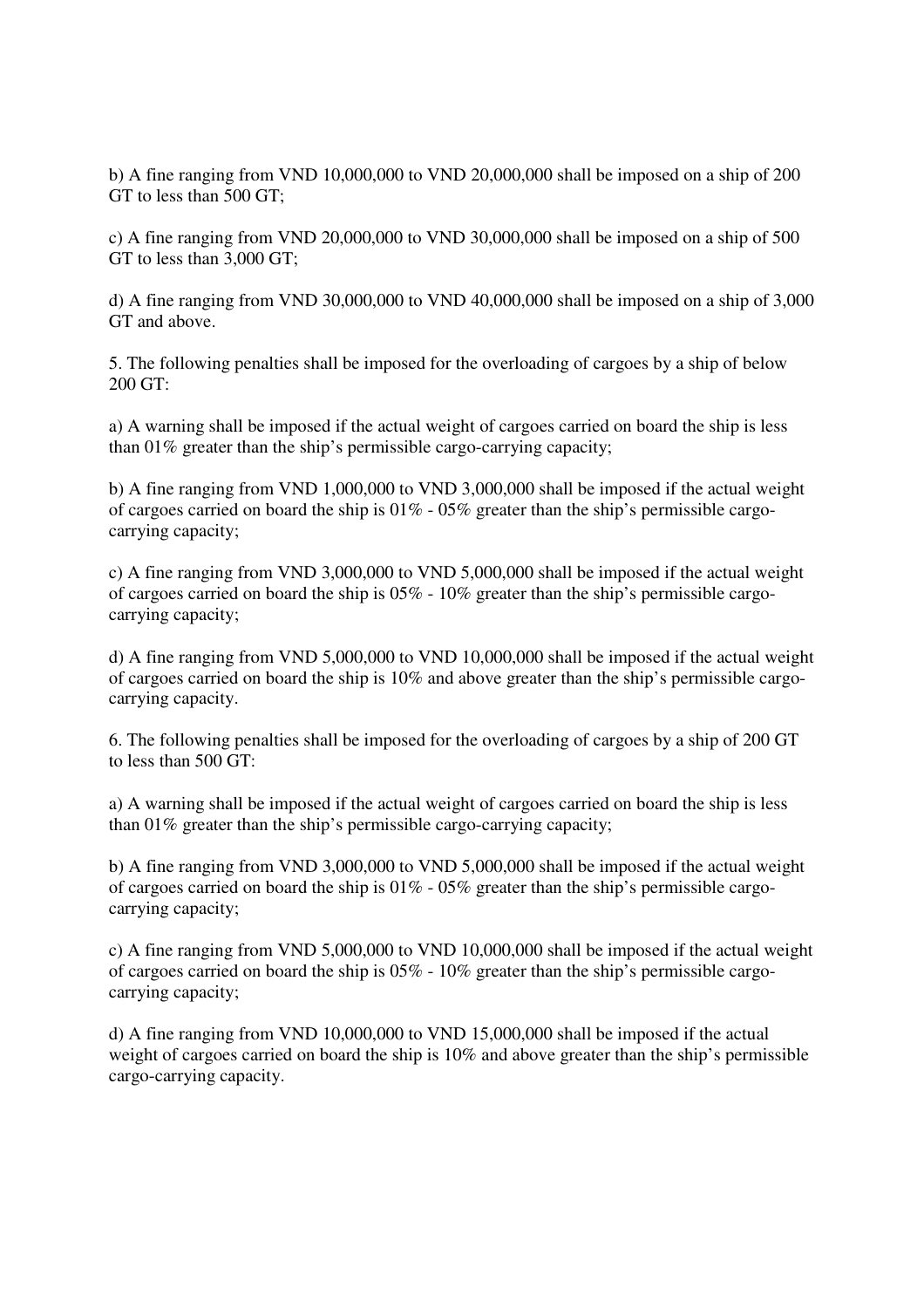b) A fine ranging from VND 10,000,000 to VND 20,000,000 shall be imposed on a ship of 200 GT to less than 500 GT;

c) A fine ranging from VND 20,000,000 to VND 30,000,000 shall be imposed on a ship of 500 GT to less than 3,000 GT;

d) A fine ranging from VND 30,000,000 to VND 40,000,000 shall be imposed on a ship of 3,000 GT and above.

5. The following penalties shall be imposed for the overloading of cargoes by a ship of below 200 GT:

a) A warning shall be imposed if the actual weight of cargoes carried on board the ship is less than 01% greater than the ship's permissible cargo-carrying capacity;

b) A fine ranging from VND 1,000,000 to VND 3,000,000 shall be imposed if the actual weight of cargoes carried on board the ship is 01% - 05% greater than the ship's permissible cargo-carrying capacity;

c) A fine ranging from VND 3,000,000 to VND 5,000,000 shall be imposed if the actual weight of cargoes carried on board the ship is 05% - 10% greater than the ship's permissible cargo-carrying capacity;

d) A fine ranging from VND 5,000,000 to VND 10,000,000 shall be imposed if the actual weight of cargoes carried on board the ship is 10% and above greater than the ship's permissible cargo-carrying capacity.

6. The following penalties shall be imposed for the overloading of cargoes by a ship of 200 GT to less than 500 GT:

a) A warning shall be imposed if the actual weight of cargoes carried on board the ship is less than 01% greater than the ship's permissible cargo-carrying capacity;

b) A fine ranging from VND 3,000,000 to VND 5,000,000 shall be imposed if the actual weight of cargoes carried on board the ship is 01% - 05% greater than the ship's permissible cargo-carrying capacity;

c) A fine ranging from VND 5,000,000 to VND 10,000,000 shall be imposed if the actual weight of cargoes carried on board the ship is 05% - 10% greater than the ship's permissible cargo-carrying capacity;

d) A fine ranging from VND 10,000,000 to VND 15,000,000 shall be imposed if the actual weight of cargoes carried on board the ship is 10% and above greater than the ship's permissible cargo-carrying capacity.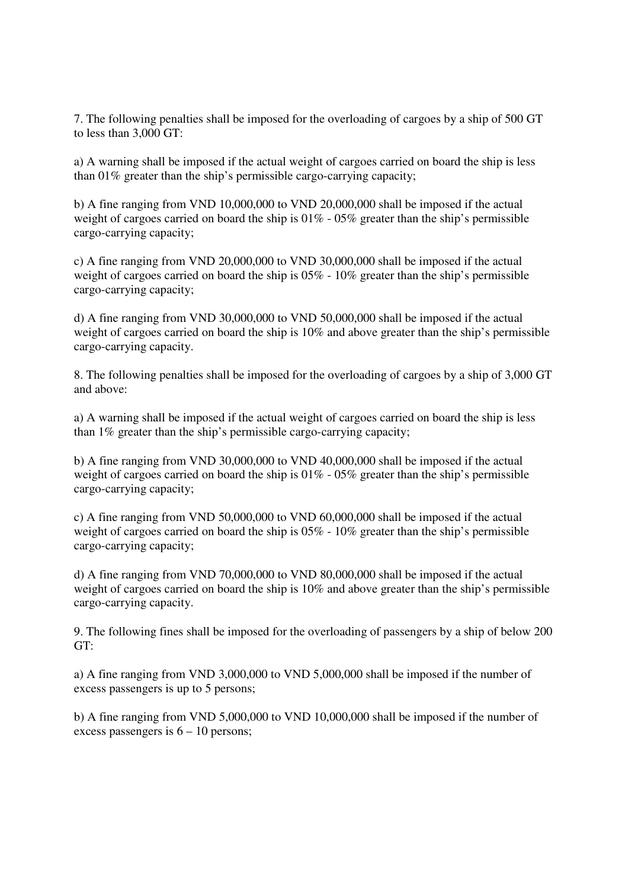7. The following penalties shall be imposed for the overloading of cargoes by a ship of 500 GT to less than 3,000 GT:

a) A warning shall be imposed if the actual weight of cargoes carried on board the ship is less than 01% greater than the ship's permissible cargo-carrying capacity;

b) A fine ranging from VND 10,000,000 to VND 20,000,000 shall be imposed if the actual weight of cargoes carried on board the ship is 01% - 05% greater than the ship's permissible cargo-carrying capacity;

c) A fine ranging from VND 20,000,000 to VND 30,000,000 shall be imposed if the actual weight of cargoes carried on board the ship is 05% - 10% greater than the ship's permissible cargo-carrying capacity;

d) A fine ranging from VND 30,000,000 to VND 50,000,000 shall be imposed if the actual weight of cargoes carried on board the ship is 10% and above greater than the ship's permissible cargo-carrying capacity.

8. The following penalties shall be imposed for the overloading of cargoes by a ship of 3,000 GT and above:

a) A warning shall be imposed if the actual weight of cargoes carried on board the ship is less than 1% greater than the ship's permissible cargo-carrying capacity;

b) A fine ranging from VND 30,000,000 to VND 40,000,000 shall be imposed if the actual weight of cargoes carried on board the ship is 01% - 05% greater than the ship's permissible cargo-carrying capacity;

c) A fine ranging from VND 50,000,000 to VND 60,000,000 shall be imposed if the actual weight of cargoes carried on board the ship is 05% - 10% greater than the ship's permissible cargo-carrying capacity;

d) A fine ranging from VND 70,000,000 to VND 80,000,000 shall be imposed if the actual weight of cargoes carried on board the ship is 10% and above greater than the ship's permissible cargo-carrying capacity.

9. The following fines shall be imposed for the overloading of passengers by a ship of below 200 GT:

a) A fine ranging from VND 3,000,000 to VND 5,000,000 shall be imposed if the number of excess passengers is up to 5 persons;

b) A fine ranging from VND 5,000,000 to VND 10,000,000 shall be imposed if the number of excess passengers is 6 – 10 persons;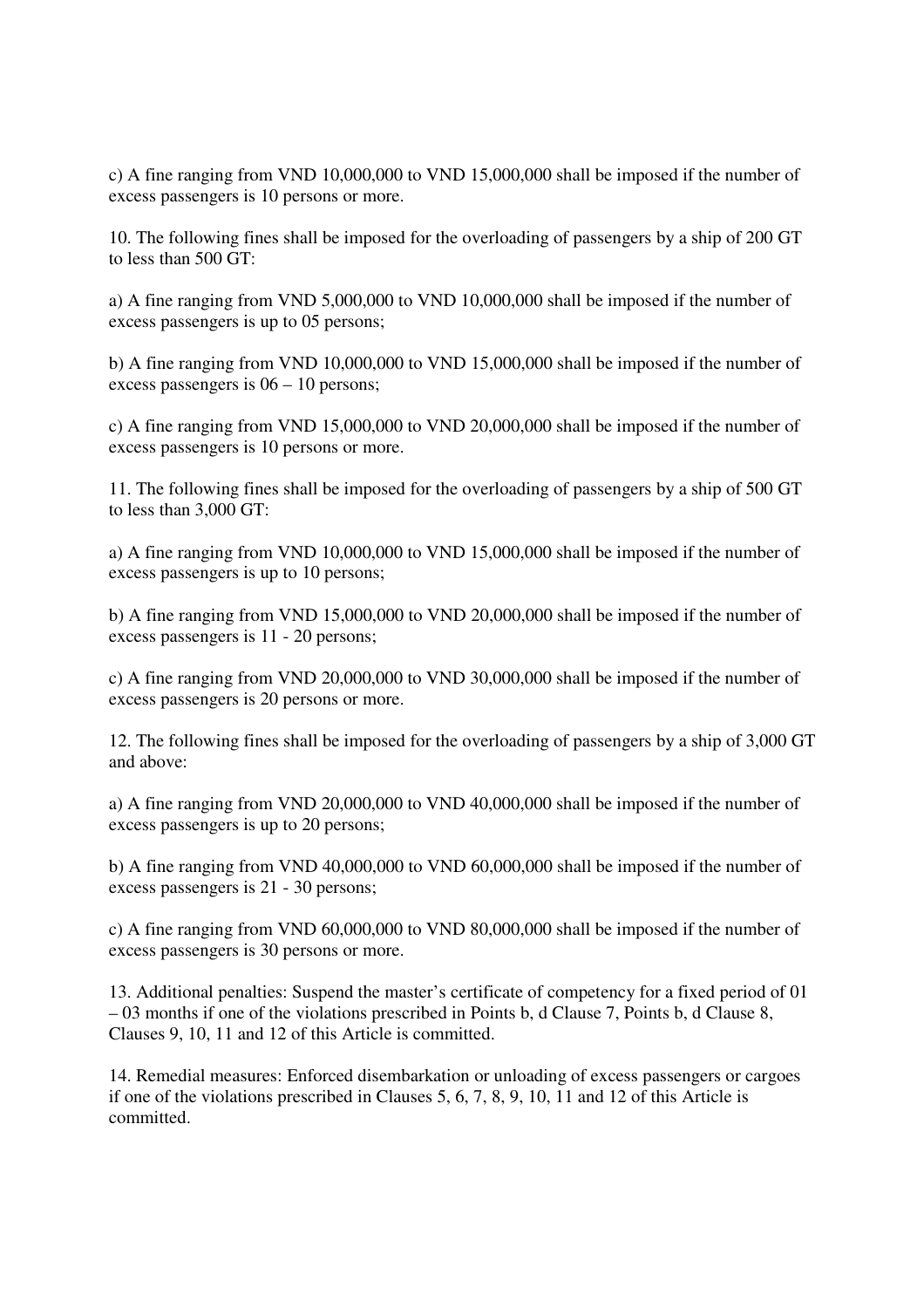c) A fine ranging from VND 10,000,000 to VND 15,000,000 shall be imposed if the number of excess passengers is 10 persons or more.

10. The following fines shall be imposed for the overloading of passengers by a ship of 200 GT to less than 500 GT:

a) A fine ranging from VND 5,000,000 to VND 10,000,000 shall be imposed if the number of excess passengers is up to 05 persons;

b) A fine ranging from VND 10,000,000 to VND 15,000,000 shall be imposed if the number of excess passengers is 06 – 10 persons;

c) A fine ranging from VND 15,000,000 to VND 20,000,000 shall be imposed if the number of excess passengers is 10 persons or more.

11. The following fines shall be imposed for the overloading of passengers by a ship of 500 GT to less than 3,000 GT:

a) A fine ranging from VND 10,000,000 to VND 15,000,000 shall be imposed if the number of excess passengers is up to 10 persons;

b) A fine ranging from VND 15,000,000 to VND 20,000,000 shall be imposed if the number of excess passengers is 11 - 20 persons;

c) A fine ranging from VND 20,000,000 to VND 30,000,000 shall be imposed if the number of excess passengers is 20 persons or more.

12. The following fines shall be imposed for the overloading of passengers by a ship of 3,000 GT and above:

a) A fine ranging from VND 20,000,000 to VND 40,000,000 shall be imposed if the number of excess passengers is up to 20 persons;

b) A fine ranging from VND 40,000,000 to VND 60,000,000 shall be imposed if the number of excess passengers is 21 - 30 persons;

c) A fine ranging from VND 60,000,000 to VND 80,000,000 shall be imposed if the number of excess passengers is 30 persons or more.

13. Additional penalties: Suspend the master's certificate of competency for a fixed period of 01 – 03 months if one of the violations prescribed in Points b, d Clause 7, Points b, d Clause 8, Clauses 9, 10, 11 and 12 of this Article is committed.

14. Remedial measures: Enforced disembarkation or unloading of excess passengers or cargoes if one of the violations prescribed in Clauses 5, 6, 7, 8, 9, 10, 11 and 12 of this Article is committed.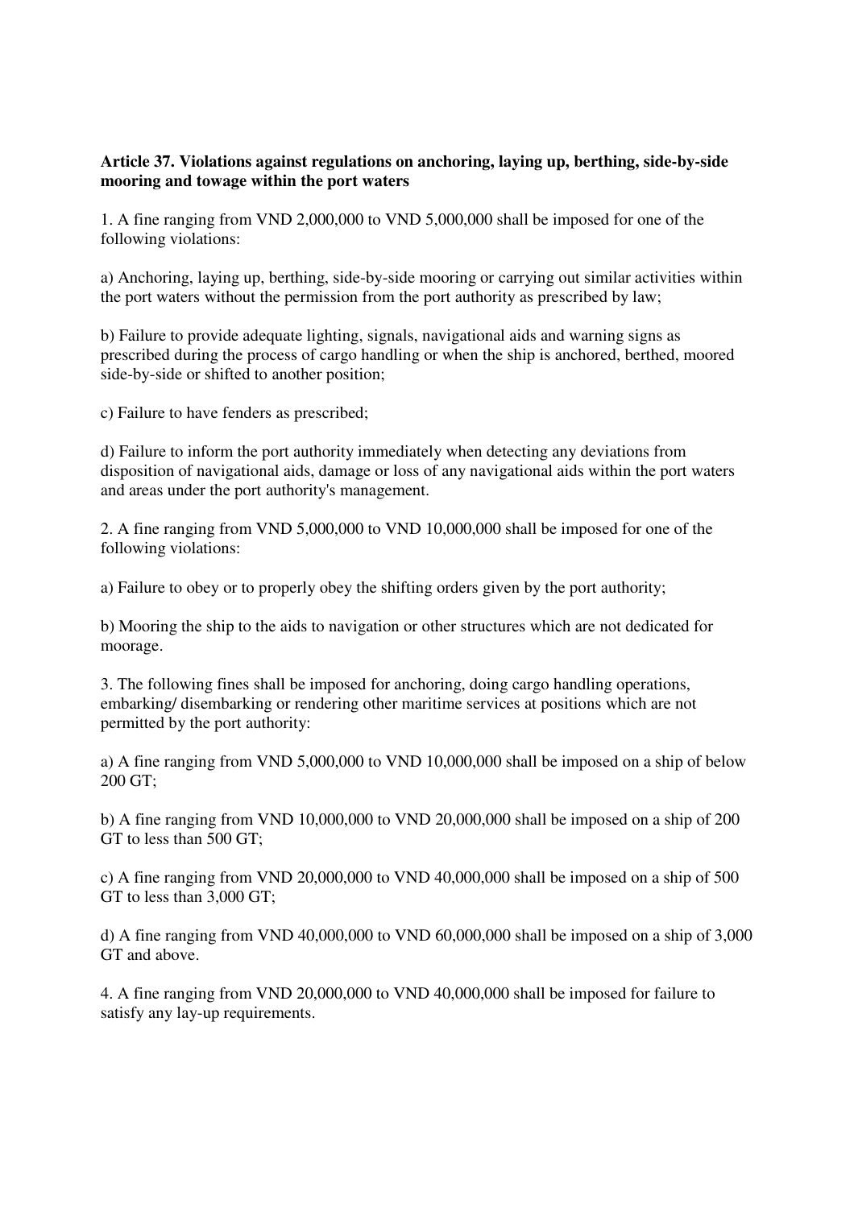**Article 37. Violations against regulations on anchoring, laying up, berthing, side-by-side mooring and towage within the port waters**

1. A fine ranging from VND 2,000,000 to VND 5,000,000 shall be imposed for one of the following violations:

a) Anchoring, laying up, berthing, side-by-side mooring or carrying out similar activities within the port waters without the permission from the port authority as prescribed by law;

b) Failure to provide adequate lighting, signals, navigational aids and warning signs as prescribed during the process of cargo handling or when the ship is anchored, berthed, moored side-by-side or shifted to another position;

c) Failure to have fenders as prescribed;

d) Failure to inform the port authority immediately when detecting any deviations from disposition of navigational aids, damage or loss of any navigational aids within the port waters and areas under the port authority's management.

2. A fine ranging from VND 5,000,000 to VND 10,000,000 shall be imposed for one of the following violations:

a) Failure to obey or to properly obey the shifting orders given by the port authority;

b) Mooring the ship to the aids to navigation or other structures which are not dedicated for moorage.

3. The following fines shall be imposed for anchoring, doing cargo handling operations, embarking/ disembarking or rendering other maritime services at positions which are not permitted by the port authority:

a) A fine ranging from VND 5,000,000 to VND 10,000,000 shall be imposed on a ship of below 200 GT;

b) A fine ranging from VND 10,000,000 to VND 20,000,000 shall be imposed on a ship of 200 GT to less than 500 GT;

c) A fine ranging from VND 20,000,000 to VND 40,000,000 shall be imposed on a ship of 500 GT to less than 3,000 GT;

d) A fine ranging from VND 40,000,000 to VND 60,000,000 shall be imposed on a ship of 3,000 GT and above.

4. A fine ranging from VND 20,000,000 to VND 40,000,000 shall be imposed for failure to satisfy any lay-up requirements.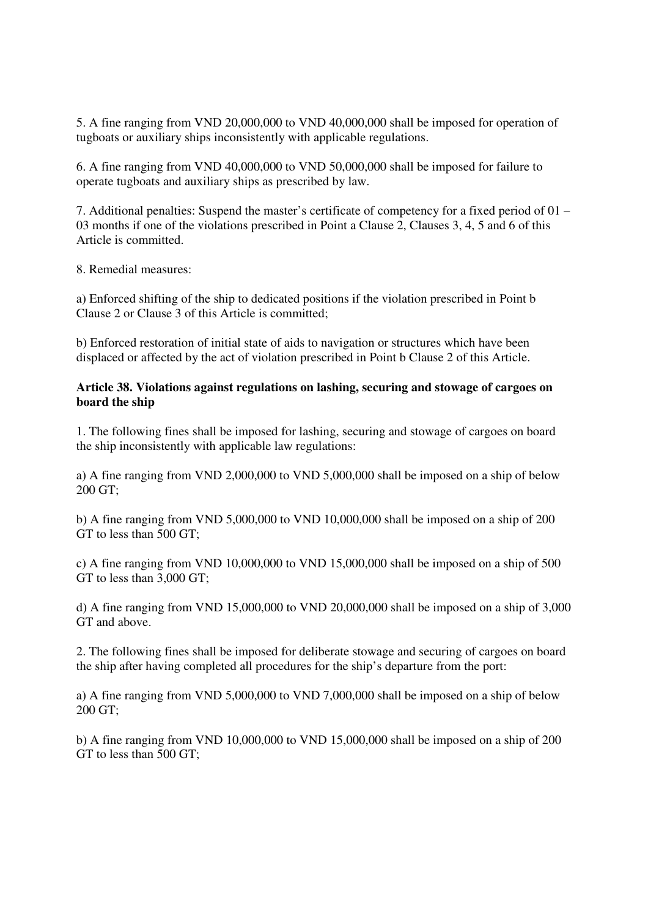5. A fine ranging from VND 20,000,000 to VND 40,000,000 shall be imposed for operation of tugboats or auxiliary ships inconsistently with applicable regulations.

6. A fine ranging from VND 40,000,000 to VND 50,000,000 shall be imposed for failure to operate tugboats and auxiliary ships as prescribed by law.

7. Additional penalties: Suspend the master's certificate of competency for a fixed period of 01 – 03 months if one of the violations prescribed in Point a Clause 2, Clauses 3, 4, 5 and 6 of this Article is committed.

8. Remedial measures:

a) Enforced shifting of the ship to dedicated positions if the violation prescribed in Point b Clause 2 or Clause 3 of this Article is committed;

b) Enforced restoration of initial state of aids to navigation or structures which have been displaced or affected by the act of violation prescribed in Point b Clause 2 of this Article.

**Article 38. Violations against regulations on lashing, securing and stowage of cargoes on board the ship**

1. The following fines shall be imposed for lashing, securing and stowage of cargoes on board the ship inconsistently with applicable law regulations:

a) A fine ranging from VND 2,000,000 to VND 5,000,000 shall be imposed on a ship of below 200 GT;

b) A fine ranging from VND 5,000,000 to VND 10,000,000 shall be imposed on a ship of 200 GT to less than 500 GT;

c) A fine ranging from VND 10,000,000 to VND 15,000,000 shall be imposed on a ship of 500 GT to less than 3,000 GT;

d) A fine ranging from VND 15,000,000 to VND 20,000,000 shall be imposed on a ship of 3,000 GT and above.

2. The following fines shall be imposed for deliberate stowage and securing of cargoes on board the ship after having completed all procedures for the ship's departure from the port:

a) A fine ranging from VND 5,000,000 to VND 7,000,000 shall be imposed on a ship of below 200 GT;

b) A fine ranging from VND 10,000,000 to VND 15,000,000 shall be imposed on a ship of 200 GT to less than 500 GT;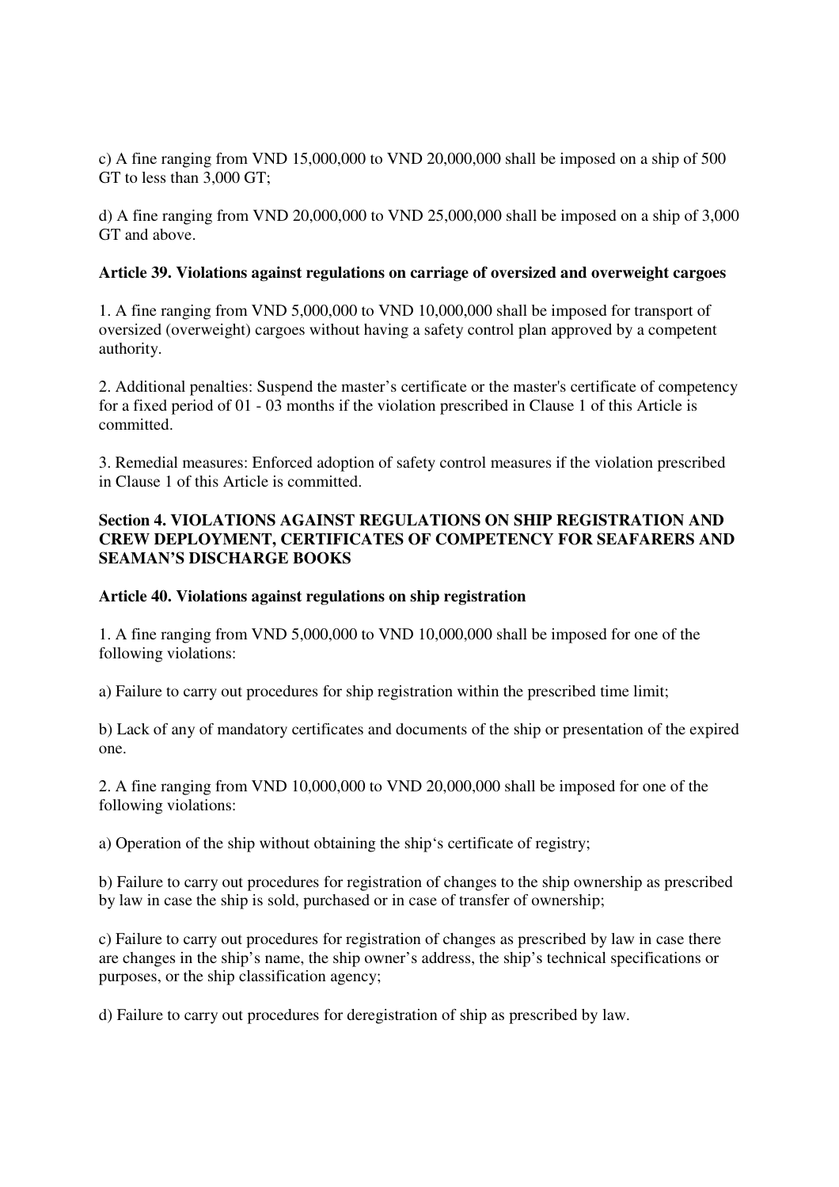c) A fine ranging from VND 15,000,000 to VND 20,000,000 shall be imposed on a ship of 500 GT to less than 3,000 GT;

d) A fine ranging from VND 20,000,000 to VND 25,000,000 shall be imposed on a ship of 3,000 GT and above.

**Article 39. Violations against regulations on carriage of oversized and overweight cargoes**

1. A fine ranging from VND 5,000,000 to VND 10,000,000 shall be imposed for transport of oversized (overweight) cargoes without having a safety control plan approved by a competent authority.

2. Additional penalties: Suspend the master's certificate or the master's certificate of competency for a fixed period of 01 - 03 months if the violation prescribed in Clause 1 of this Article is committed.

3. Remedial measures: Enforced adoption of safety control measures if the violation prescribed in Clause 1 of this Article is committed.

**Section 4. VIOLATIONS AGAINST REGULATIONS ON SHIP REGISTRATION AND CREW DEPLOYMENT, CERTIFICATES OF COMPETENCY FOR SEAFARERS AND SEAMAN'S DISCHARGE BOOKS**

**Article 40. Violations against regulations on ship registration**

1. A fine ranging from VND 5,000,000 to VND 10,000,000 shall be imposed for one of the following violations:

a) Failure to carry out procedures for ship registration within the prescribed time limit;

b) Lack of any of mandatory certificates and documents of the ship or presentation of the expired one.

2. A fine ranging from VND 10,000,000 to VND 20,000,000 shall be imposed for one of the following violations:

a) Operation of the ship without obtaining the ship's certificate of registry;

b) Failure to carry out procedures for registration of changes to the ship ownership as prescribed by law in case the ship is sold, purchased or in case of transfer of ownership;

c) Failure to carry out procedures for registration of changes as prescribed by law in case there are changes in the ship's name, the ship owner's address, the ship's technical specifications or purposes, or the ship classification agency;

d) Failure to carry out procedures for deregistration of ship as prescribed by law.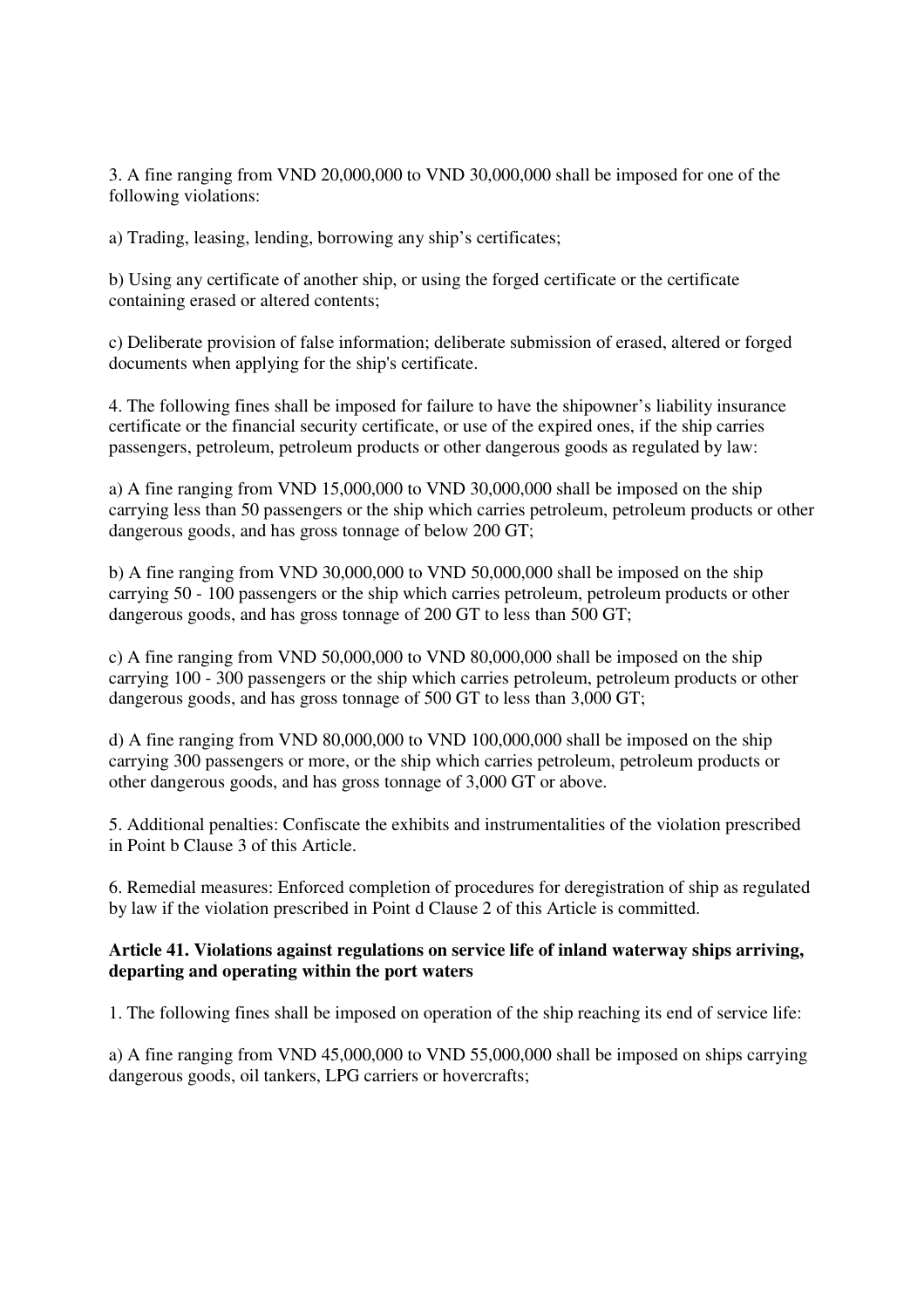3. A fine ranging from VND 20,000,000 to VND 30,000,000 shall be imposed for one of the following violations:

a) Trading, leasing, lending, borrowing any ship's certificates;

b) Using any certificate of another ship, or using the forged certificate or the certificate containing erased or altered contents;

c) Deliberate provision of false information; deliberate submission of erased, altered or forged documents when applying for the ship's certificate.

4. The following fines shall be imposed for failure to have the shipowner's liability insurance certificate or the financial security certificate, or use of the expired ones, if the ship carries passengers, petroleum, petroleum products or other dangerous goods as regulated by law:

a) A fine ranging from VND 15,000,000 to VND 30,000,000 shall be imposed on the ship carrying less than 50 passengers or the ship which carries petroleum, petroleum products or other dangerous goods, and has gross tonnage of below 200 GT;

b) A fine ranging from VND 30,000,000 to VND 50,000,000 shall be imposed on the ship carrying 50 - 100 passengers or the ship which carries petroleum, petroleum products or other dangerous goods, and has gross tonnage of 200 GT to less than 500 GT;

c) A fine ranging from VND 50,000,000 to VND 80,000,000 shall be imposed on the ship carrying 100 - 300 passengers or the ship which carries petroleum, petroleum products or other dangerous goods, and has gross tonnage of 500 GT to less than 3,000 GT;

d) A fine ranging from VND 80,000,000 to VND 100,000,000 shall be imposed on the ship carrying 300 passengers or more, or the ship which carries petroleum, petroleum products or other dangerous goods, and has gross tonnage of 3,000 GT or above.

5. Additional penalties: Confiscate the exhibits and instrumentalities of the violation prescribed in Point b Clause 3 of this Article.

6. Remedial measures: Enforced completion of procedures for deregistration of ship as regulated by law if the violation prescribed in Point d Clause 2 of this Article is committed.

**Article 41. Violations against regulations on service life of inland waterway ships arriving, departing and operating within the port waters**

1. The following fines shall be imposed on operation of the ship reaching its end of service life:

a) A fine ranging from VND 45,000,000 to VND 55,000,000 shall be imposed on ships carrying dangerous goods, oil tankers, LPG carriers or hovercrafts;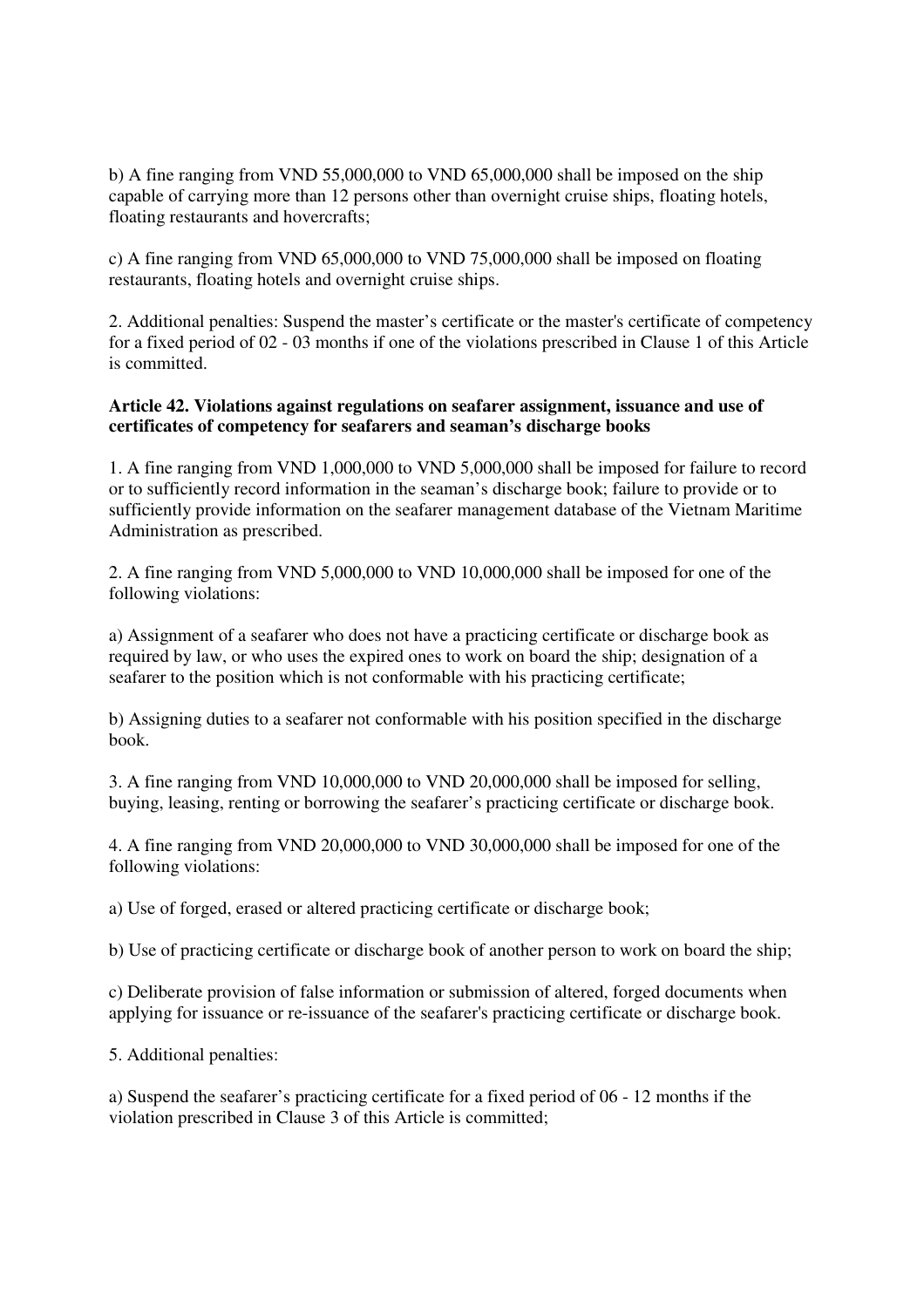b) A fine ranging from VND 55,000,000 to VND 65,000,000 shall be imposed on the ship capable of carrying more than 12 persons other than overnight cruise ships, floating hotels, floating restaurants and hovercrafts;

c) A fine ranging from VND 65,000,000 to VND 75,000,000 shall be imposed on floating restaurants, floating hotels and overnight cruise ships.

2. Additional penalties: Suspend the master’s certificate or the master's certificate of competency for a fixed period of 02 - 03 months if one of the violations prescribed in Clause 1 of this Article is committed.

**Article 42. Violations against regulations on seafarer assignment, issuance and use of certificates of competency for seafarers and seaman’s discharge books**

1. A fine ranging from VND 1,000,000 to VND 5,000,000 shall be imposed for failure to record or to sufficiently record information in the seaman’s discharge book; failure to provide or to sufficiently provide information on the seafarer management database of the Vietnam Maritime Administration as prescribed.

2. A fine ranging from VND 5,000,000 to VND 10,000,000 shall be imposed for one of the following violations:

a) Assignment of a seafarer who does not have a practicing certificate or discharge book as required by law, or who uses the expired ones to work on board the ship; designation of a seafarer to the position which is not conformable with his practicing certificate;

b) Assigning duties to a seafarer not conformable with his position specified in the discharge book.

3. A fine ranging from VND 10,000,000 to VND 20,000,000 shall be imposed for selling, buying, leasing, renting or borrowing the seafarer’s practicing certificate or discharge book.

4. A fine ranging from VND 20,000,000 to VND 30,000,000 shall be imposed for one of the following violations:

a) Use of forged, erased or altered practicing certificate or discharge book;

b) Use of practicing certificate or discharge book of another person to work on board the ship;

c) Deliberate provision of false information or submission of altered, forged documents when applying for issuance or re-issuance of the seafarer's practicing certificate or discharge book.

5. Additional penalties:

a) Suspend the seafarer’s practicing certificate for a fixed period of 06 - 12 months if the violation prescribed in Clause 3 of this Article is committed;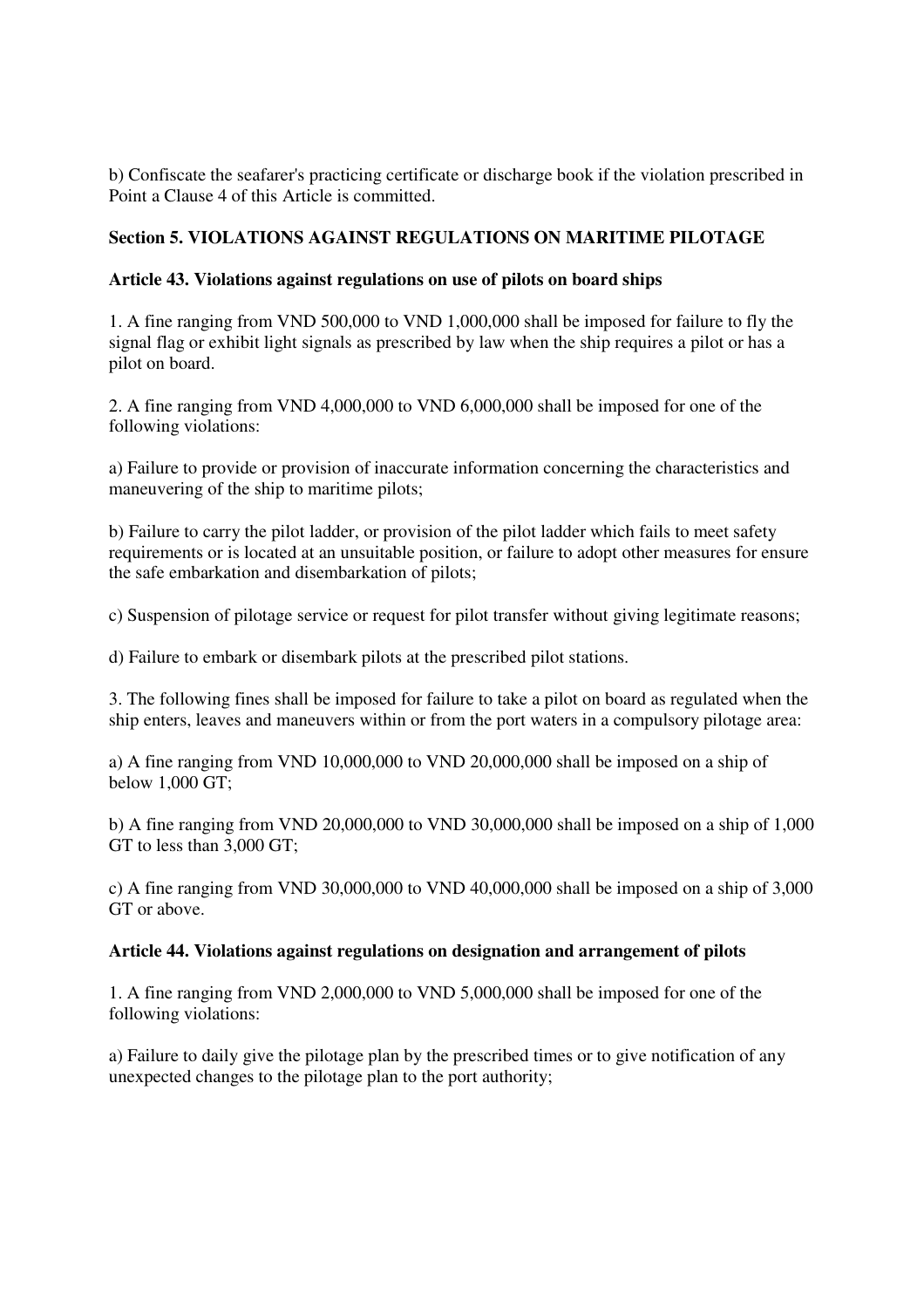b) Confiscate the seafarer's practicing certificate or discharge book if the violation prescribed in Point a Clause 4 of this Article is committed.

## Section 5. VIOLATIONS AGAINST REGULATIONS ON MARITIME PILOTAGE

### Article 43. Violations against regulations on use of pilots on board ships

1. A fine ranging from VND 500,000 to VND 1,000,000 shall be imposed for failure to fly the signal flag or exhibit light signals as prescribed by law when the ship requires a pilot or has a pilot on board.

2. A fine ranging from VND 4,000,000 to VND 6,000,000 shall be imposed for one of the following violations:

a) Failure to provide or provision of inaccurate information concerning the characteristics and maneuvering of the ship to maritime pilots;

b) Failure to carry the pilot ladder, or provision of the pilot ladder which fails to meet safety requirements or is located at an unsuitable position, or failure to adopt other measures for ensure the safe embarkation and disembarkation of pilots;

c) Suspension of pilotage service or request for pilot transfer without giving legitimate reasons;

d) Failure to embark or disembark pilots at the prescribed pilot stations.

3. The following fines shall be imposed for failure to take a pilot on board as regulated when the ship enters, leaves and maneuvers within or from the port waters in a compulsory pilotage area:

a) A fine ranging from VND 10,000,000 to VND 20,000,000 shall be imposed on a ship of below 1,000 GT;

b) A fine ranging from VND 20,000,000 to VND 30,000,000 shall be imposed on a ship of 1,000 GT to less than 3,000 GT;

c) A fine ranging from VND 30,000,000 to VND 40,000,000 shall be imposed on a ship of 3,000 GT or above.

### Article 44. Violations against regulations on designation and arrangement of pilots

1. A fine ranging from VND 2,000,000 to VND 5,000,000 shall be imposed for one of the following violations:

a) Failure to daily give the pilotage plan by the prescribed times or to give notification of any unexpected changes to the pilotage plan to the port authority;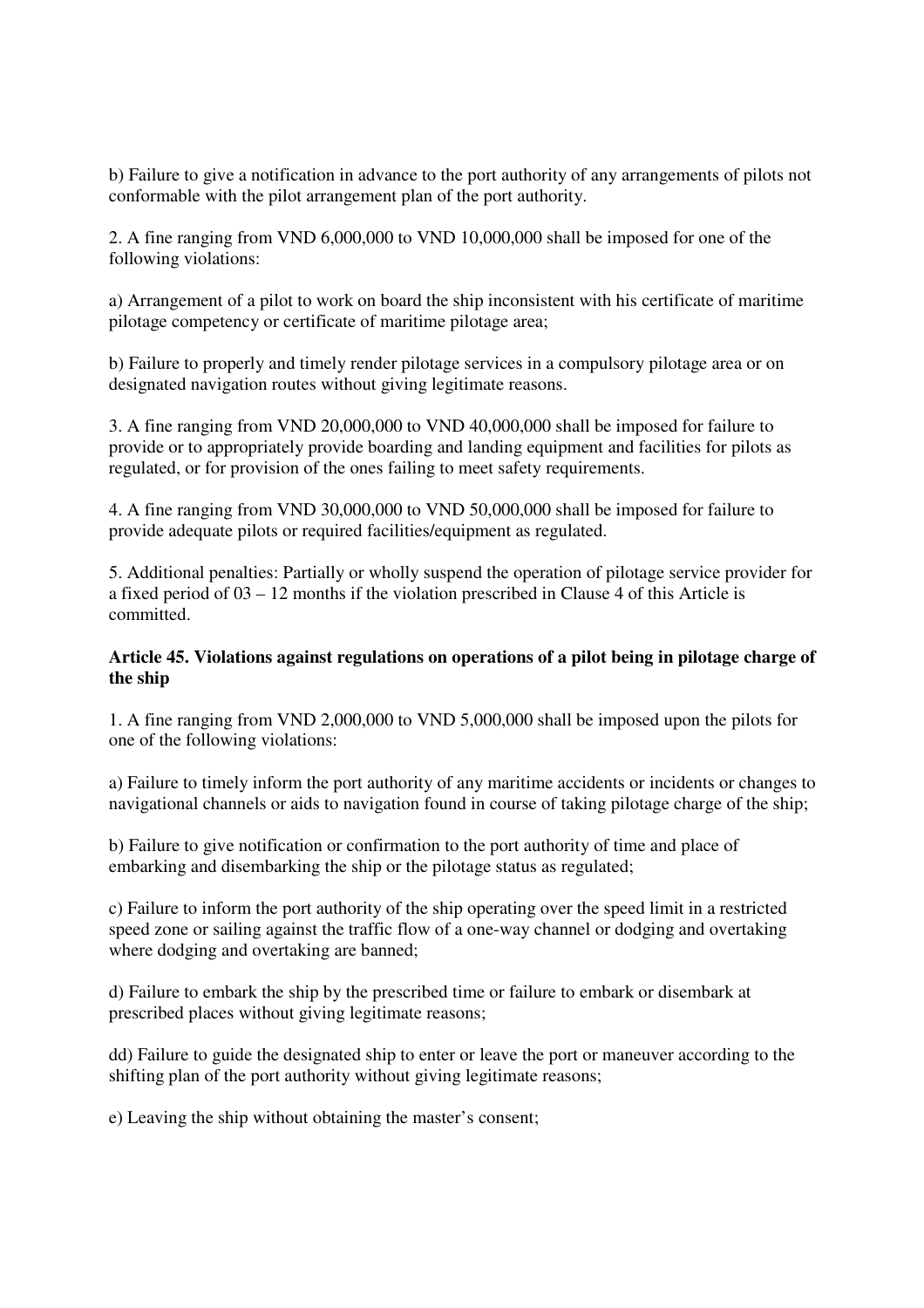b) Failure to give a notification in advance to the port authority of any arrangements of pilots not conformable with the pilot arrangement plan of the port authority.

2. A fine ranging from VND 6,000,000 to VND 10,000,000 shall be imposed for one of the following violations:

a) Arrangement of a pilot to work on board the ship inconsistent with his certificate of maritime pilotage competency or certificate of maritime pilotage area;

b) Failure to properly and timely render pilotage services in a compulsory pilotage area or on designated navigation routes without giving legitimate reasons.

3. A fine ranging from VND 20,000,000 to VND 40,000,000 shall be imposed for failure to provide or to appropriately provide boarding and landing equipment and facilities for pilots as regulated, or for provision of the ones failing to meet safety requirements.

4. A fine ranging from VND 30,000,000 to VND 50,000,000 shall be imposed for failure to provide adequate pilots or required facilities/equipment as regulated.

5. Additional penalties: Partially or wholly suspend the operation of pilotage service provider for a fixed period of 03 – 12 months if the violation prescribed in Clause 4 of this Article is committed.

**Article 45. Violations against regulations on operations of a pilot being in pilotage charge of the ship**

1. A fine ranging from VND 2,000,000 to VND 5,000,000 shall be imposed upon the pilots for one of the following violations:

a) Failure to timely inform the port authority of any maritime accidents or incidents or changes to navigational channels or aids to navigation found in course of taking pilotage charge of the ship;

b) Failure to give notification or confirmation to the port authority of time and place of embarking and disembarking the ship or the pilotage status as regulated;

c) Failure to inform the port authority of the ship operating over the speed limit in a restricted speed zone or sailing against the traffic flow of a one-way channel or dodging and overtaking where dodging and overtaking are banned;

d) Failure to embark the ship by the prescribed time or failure to embark or disembark at prescribed places without giving legitimate reasons;

dd) Failure to guide the designated ship to enter or leave the port or maneuver according to the shifting plan of the port authority without giving legitimate reasons;

e) Leaving the ship without obtaining the master's consent;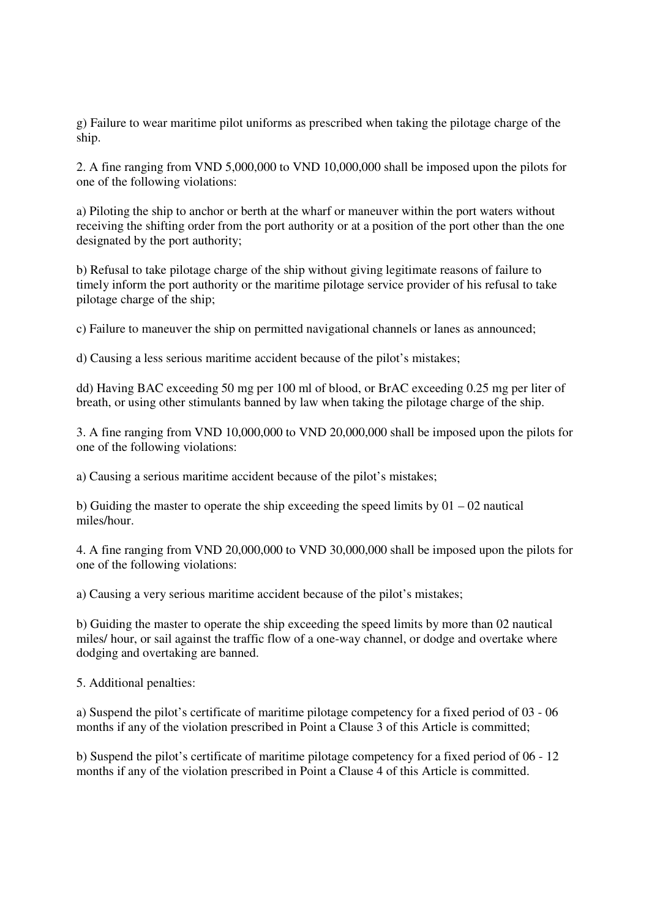g) Failure to wear maritime pilot uniforms as prescribed when taking the pilotage charge of the ship.

2. A fine ranging from VND 5,000,000 to VND 10,000,000 shall be imposed upon the pilots for one of the following violations:

a) Piloting the ship to anchor or berth at the wharf or maneuver within the port waters without receiving the shifting order from the port authority or at a position of the port other than the one designated by the port authority;

b) Refusal to take pilotage charge of the ship without giving legitimate reasons of failure to timely inform the port authority or the maritime pilotage service provider of his refusal to take pilotage charge of the ship;

c) Failure to maneuver the ship on permitted navigational channels or lanes as announced;

d) Causing a less serious maritime accident because of the pilot's mistakes;

dd) Having BAC exceeding 50 mg per 100 ml of blood, or BrAC exceeding 0.25 mg per liter of breath, or using other stimulants banned by law when taking the pilotage charge of the ship.

3. A fine ranging from VND 10,000,000 to VND 20,000,000 shall be imposed upon the pilots for one of the following violations:

a) Causing a serious maritime accident because of the pilot's mistakes;

b) Guiding the master to operate the ship exceeding the speed limits by 01 – 02 nautical miles/hour.

4. A fine ranging from VND 20,000,000 to VND 30,000,000 shall be imposed upon the pilots for one of the following violations:

a) Causing a very serious maritime accident because of the pilot's mistakes;

b) Guiding the master to operate the ship exceeding the speed limits by more than 02 nautical miles/ hour, or sail against the traffic flow of a one-way channel, or dodge and overtake where dodging and overtaking are banned.

5. Additional penalties:

a) Suspend the pilot's certificate of maritime pilotage competency for a fixed period of 03 - 06 months if any of the violation prescribed in Point a Clause 3 of this Article is committed;

b) Suspend the pilot's certificate of maritime pilotage competency for a fixed period of 06 - 12 months if any of the violation prescribed in Point a Clause 4 of this Article is committed.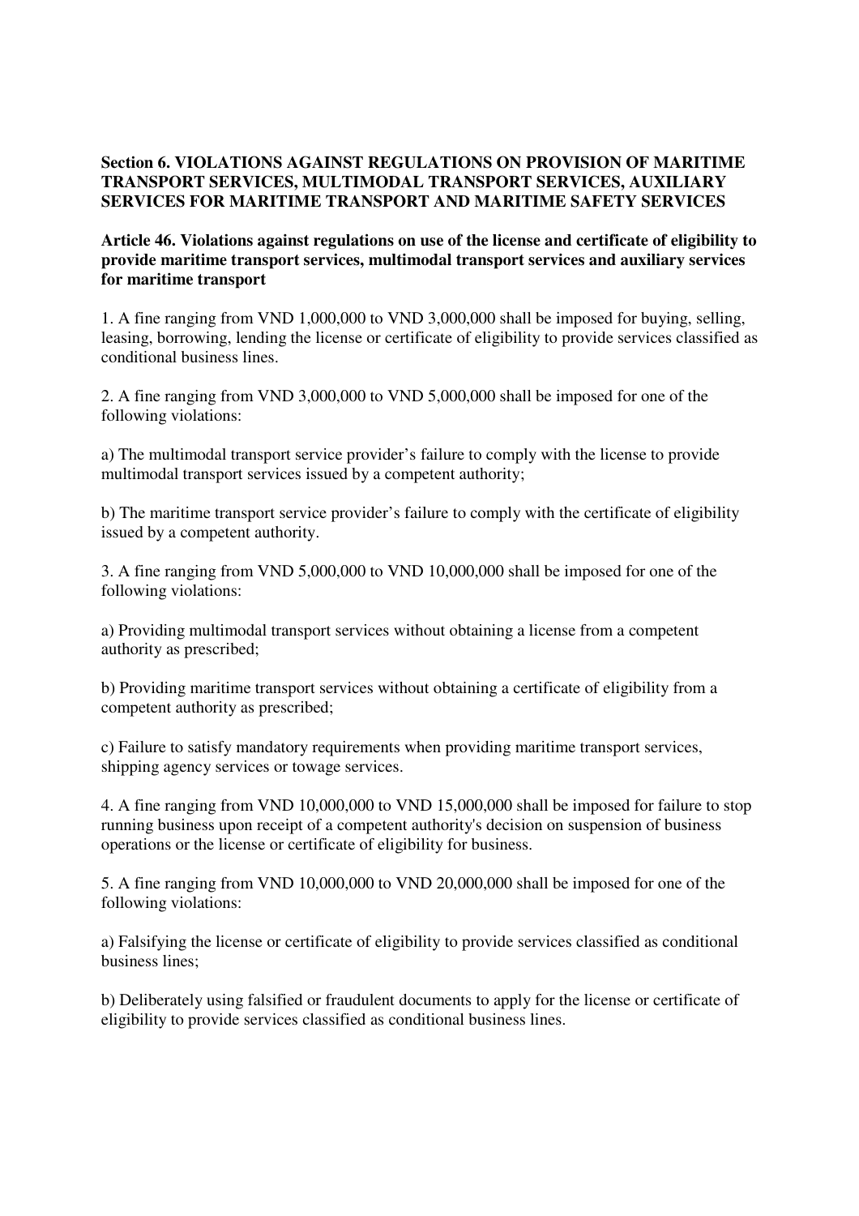## Section 6. VIOLATIONS AGAINST REGULATIONS ON PROVISION OF MARITIME TRANSPORT SERVICES, MULTIMODAL TRANSPORT SERVICES, AUXILIARY SERVICES FOR MARITIME TRANSPORT AND MARITIME SAFETY SERVICES

### Article 46. Violations against regulations on use of the license and certificate of eligibility to provide maritime transport services, multimodal transport services and auxiliary services for maritime transport

1. A fine ranging from VND 1,000,000 to VND 3,000,000 shall be imposed for buying, selling, leasing, borrowing, lending the license or certificate of eligibility to provide services classified as conditional business lines.

2. A fine ranging from VND 3,000,000 to VND 5,000,000 shall be imposed for one of the following violations:

a) The multimodal transport service provider's failure to comply with the license to provide multimodal transport services issued by a competent authority;

b) The maritime transport service provider's failure to comply with the certificate of eligibility issued by a competent authority.

3. A fine ranging from VND 5,000,000 to VND 10,000,000 shall be imposed for one of the following violations:

a) Providing multimodal transport services without obtaining a license from a competent authority as prescribed;

b) Providing maritime transport services without obtaining a certificate of eligibility from a competent authority as prescribed;

c) Failure to satisfy mandatory requirements when providing maritime transport services, shipping agency services or towage services.

4. A fine ranging from VND 10,000,000 to VND 15,000,000 shall be imposed for failure to stop running business upon receipt of a competent authority's decision on suspension of business operations or the license or certificate of eligibility for business.

5. A fine ranging from VND 10,000,000 to VND 20,000,000 shall be imposed for one of the following violations:

a) Falsifying the license or certificate of eligibility to provide services classified as conditional business lines;

b) Deliberately using falsified or fraudulent documents to apply for the license or certificate of eligibility to provide services classified as conditional business lines.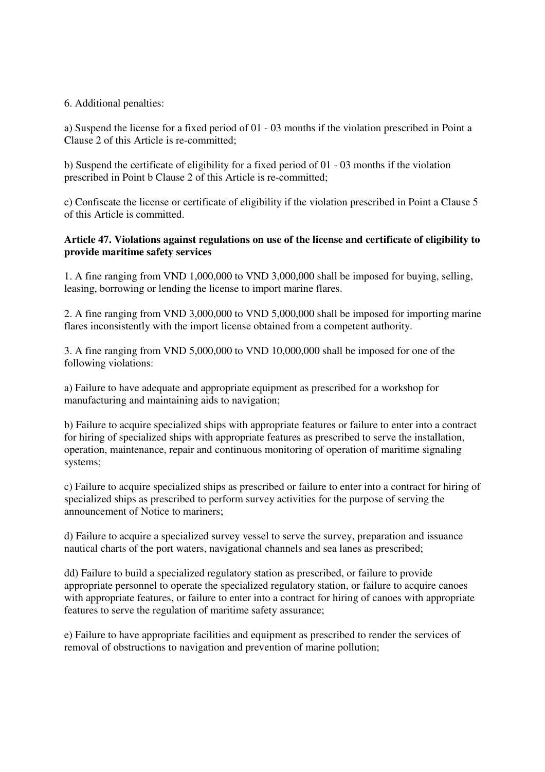6. Additional penalties:

a) Suspend the license for a fixed period of 01 - 03 months if the violation prescribed in Point a Clause 2 of this Article is re-committed;

b) Suspend the certificate of eligibility for a fixed period of 01 - 03 months if the violation prescribed in Point b Clause 2 of this Article is re-committed;

c) Confiscate the license or certificate of eligibility if the violation prescribed in Point a Clause 5 of this Article is committed.

**Article 47. Violations against regulations on use of the license and certificate of eligibility to provide maritime safety services**

1. A fine ranging from VND 1,000,000 to VND 3,000,000 shall be imposed for buying, selling, leasing, borrowing or lending the license to import marine flares.

2. A fine ranging from VND 3,000,000 to VND 5,000,000 shall be imposed for importing marine flares inconsistently with the import license obtained from a competent authority.

3. A fine ranging from VND 5,000,000 to VND 10,000,000 shall be imposed for one of the following violations:

a) Failure to have adequate and appropriate equipment as prescribed for a workshop for manufacturing and maintaining aids to navigation;

b) Failure to acquire specialized ships with appropriate features or failure to enter into a contract for hiring of specialized ships with appropriate features as prescribed to serve the installation, operation, maintenance, repair and continuous monitoring of operation of maritime signaling systems;

c) Failure to acquire specialized ships as prescribed or failure to enter into a contract for hiring of specialized ships as prescribed to perform survey activities for the purpose of serving the announcement of Notice to mariners;

d) Failure to acquire a specialized survey vessel to serve the survey, preparation and issuance nautical charts of the port waters, navigational channels and sea lanes as prescribed;

dd) Failure to build a specialized regulatory station as prescribed, or failure to provide appropriate personnel to operate the specialized regulatory station, or failure to acquire canoes with appropriate features, or failure to enter into a contract for hiring of canoes with appropriate features to serve the regulation of maritime safety assurance;

e) Failure to have appropriate facilities and equipment as prescribed to render the services of removal of obstructions to navigation and prevention of marine pollution;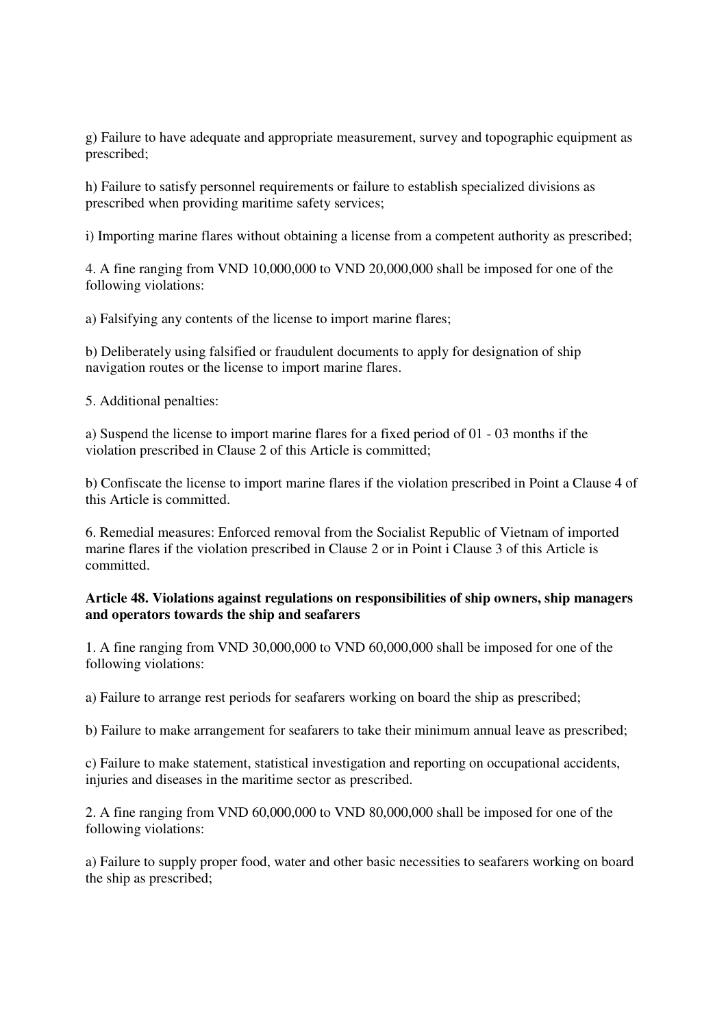g) Failure to have adequate and appropriate measurement, survey and topographic equipment as prescribed;

h) Failure to satisfy personnel requirements or failure to establish specialized divisions as prescribed when providing maritime safety services;

i) Importing marine flares without obtaining a license from a competent authority as prescribed;

4. A fine ranging from VND 10,000,000 to VND 20,000,000 shall be imposed for one of the following violations:

a) Falsifying any contents of the license to import marine flares;

b) Deliberately using falsified or fraudulent documents to apply for designation of ship navigation routes or the license to import marine flares.

5. Additional penalties:

a) Suspend the license to import marine flares for a fixed period of 01 - 03 months if the violation prescribed in Clause 2 of this Article is committed;

b) Confiscate the license to import marine flares if the violation prescribed in Point a Clause 4 of this Article is committed.

6. Remedial measures: Enforced removal from the Socialist Republic of Vietnam of imported marine flares if the violation prescribed in Clause 2 or in Point i Clause 3 of this Article is committed.

**Article 48. Violations against regulations on responsibilities of ship owners, ship managers and operators towards the ship and seafarers**

1. A fine ranging from VND 30,000,000 to VND 60,000,000 shall be imposed for one of the following violations:

a) Failure to arrange rest periods for seafarers working on board the ship as prescribed;

b) Failure to make arrangement for seafarers to take their minimum annual leave as prescribed;

c) Failure to make statement, statistical investigation and reporting on occupational accidents, injuries and diseases in the maritime sector as prescribed.

2. A fine ranging from VND 60,000,000 to VND 80,000,000 shall be imposed for one of the following violations:

a) Failure to supply proper food, water and other basic necessities to seafarers working on board the ship as prescribed;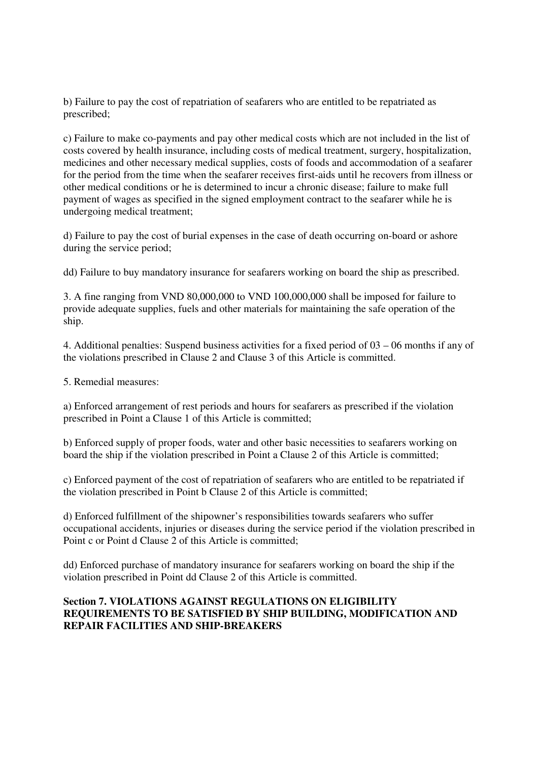b) Failure to pay the cost of repatriation of seafarers who are entitled to be repatriated as prescribed;

c) Failure to make co-payments and pay other medical costs which are not included in the list of costs covered by health insurance, including costs of medical treatment, surgery, hospitalization, medicines and other necessary medical supplies, costs of foods and accommodation of a seafarer for the period from the time when the seafarer receives first-aids until he recovers from illness or other medical conditions or he is determined to incur a chronic disease; failure to make full payment of wages as specified in the signed employment contract to the seafarer while he is undergoing medical treatment;

d) Failure to pay the cost of burial expenses in the case of death occurring on-board or ashore during the service period;

dd) Failure to buy mandatory insurance for seafarers working on board the ship as prescribed.

3. A fine ranging from VND 80,000,000 to VND 100,000,000 shall be imposed for failure to provide adequate supplies, fuels and other materials for maintaining the safe operation of the ship.

4. Additional penalties: Suspend business activities for a fixed period of 03 – 06 months if any of the violations prescribed in Clause 2 and Clause 3 of this Article is committed.

5. Remedial measures:

a) Enforced arrangement of rest periods and hours for seafarers as prescribed if the violation prescribed in Point a Clause 1 of this Article is committed;

b) Enforced supply of proper foods, water and other basic necessities to seafarers working on board the ship if the violation prescribed in Point a Clause 2 of this Article is committed;

c) Enforced payment of the cost of repatriation of seafarers who are entitled to be repatriated if the violation prescribed in Point b Clause 2 of this Article is committed;

d) Enforced fulfillment of the shipowner's responsibilities towards seafarers who suffer occupational accidents, injuries or diseases during the service period if the violation prescribed in Point c or Point d Clause 2 of this Article is committed;

dd) Enforced purchase of mandatory insurance for seafarers working on board the ship if the violation prescribed in Point dd Clause 2 of this Article is committed.

## Section 7. VIOLATIONS AGAINST REGULATIONS ON ELIGIBILITY REQUIREMENTS TO BE SATISFIED BY SHIP BUILDING, MODIFICATION AND REPAIR FACILITIES AND SHIP-BREAKERS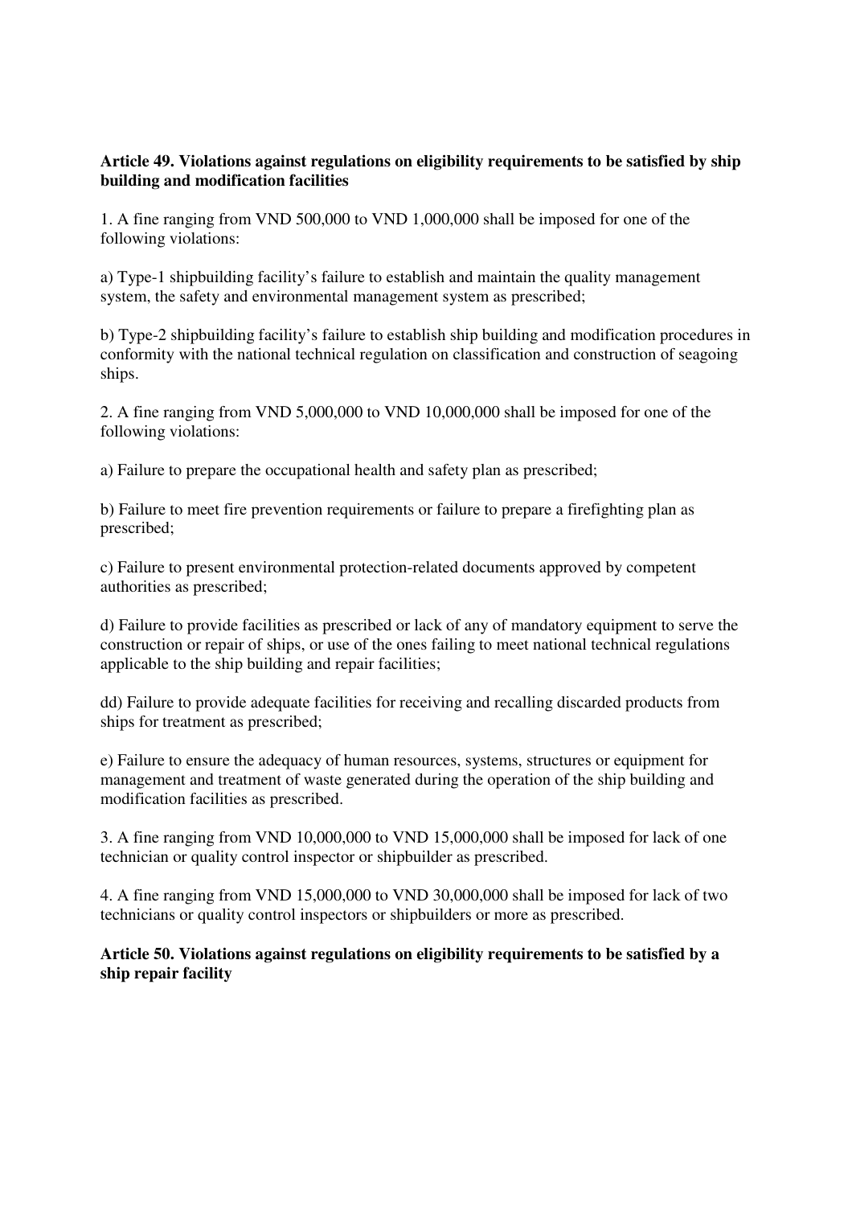**Article 49. Violations against regulations on eligibility requirements to be satisfied by ship building and modification facilities**

1. A fine ranging from VND 500,000 to VND 1,000,000 shall be imposed for one of the following violations:

a) Type-1 shipbuilding facility's failure to establish and maintain the quality management system, the safety and environmental management system as prescribed;

b) Type-2 shipbuilding facility's failure to establish ship building and modification procedures in conformity with the national technical regulation on classification and construction of seagoing ships.

2. A fine ranging from VND 5,000,000 to VND 10,000,000 shall be imposed for one of the following violations:

a) Failure to prepare the occupational health and safety plan as prescribed;

b) Failure to meet fire prevention requirements or failure to prepare a firefighting plan as prescribed;

c) Failure to present environmental protection-related documents approved by competent authorities as prescribed;

d) Failure to provide facilities as prescribed or lack of any of mandatory equipment to serve the construction or repair of ships, or use of the ones failing to meet national technical regulations applicable to the ship building and repair facilities;

dd) Failure to provide adequate facilities for receiving and recalling discarded products from ships for treatment as prescribed;

e) Failure to ensure the adequacy of human resources, systems, structures or equipment for management and treatment of waste generated during the operation of the ship building and modification facilities as prescribed.

3. A fine ranging from VND 10,000,000 to VND 15,000,000 shall be imposed for lack of one technician or quality control inspector or shipbuilder as prescribed.

4. A fine ranging from VND 15,000,000 to VND 30,000,000 shall be imposed for lack of two technicians or quality control inspectors or shipbuilders or more as prescribed.

**Article 50. Violations against regulations on eligibility requirements to be satisfied by a ship repair facility**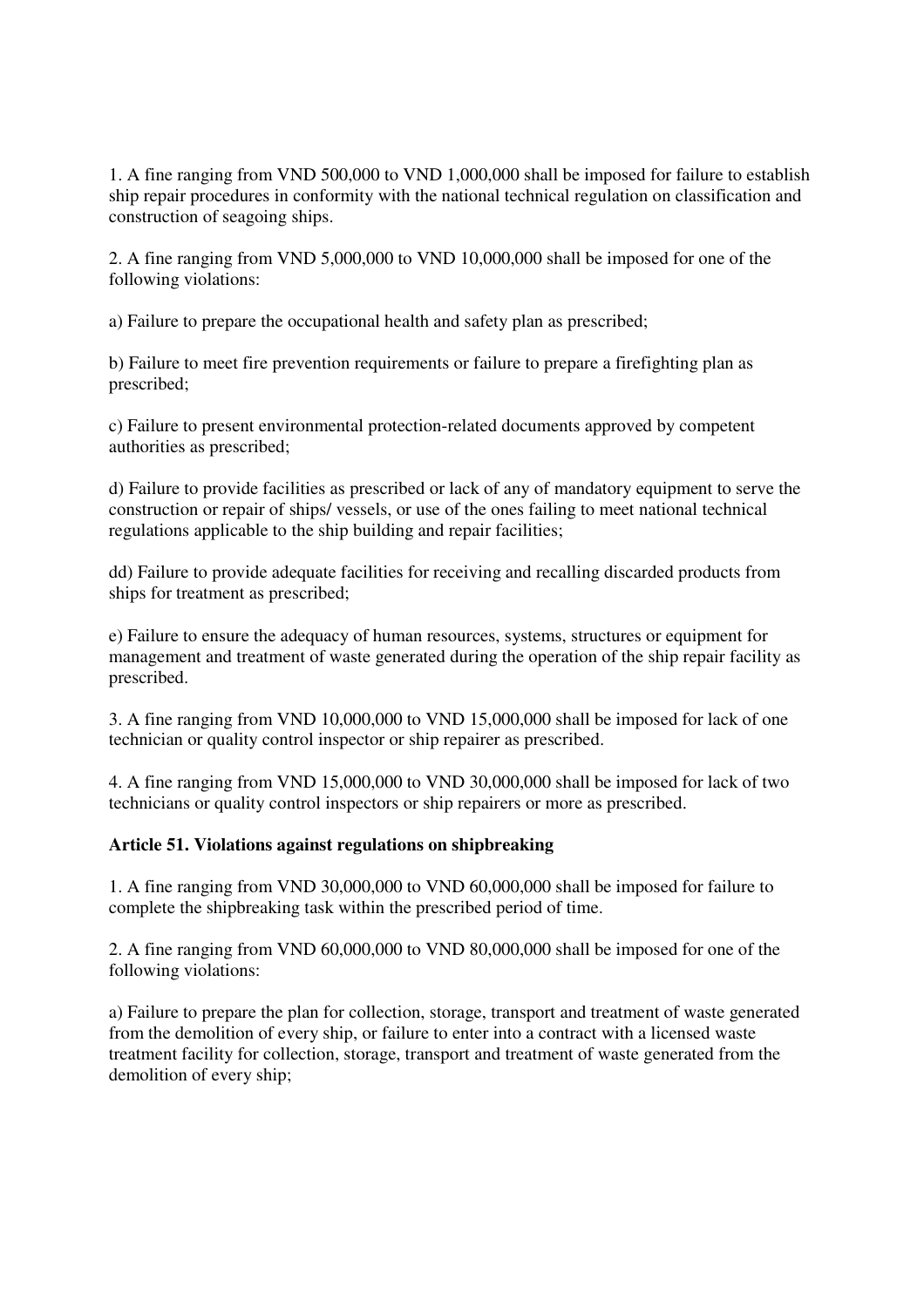1. A fine ranging from VND 500,000 to VND 1,000,000 shall be imposed for failure to establish ship repair procedures in conformity with the national technical regulation on classification and construction of seagoing ships.

2. A fine ranging from VND 5,000,000 to VND 10,000,000 shall be imposed for one of the following violations:

a) Failure to prepare the occupational health and safety plan as prescribed;

b) Failure to meet fire prevention requirements or failure to prepare a firefighting plan as prescribed;

c) Failure to present environmental protection-related documents approved by competent authorities as prescribed;

d) Failure to provide facilities as prescribed or lack of any of mandatory equipment to serve the construction or repair of ships/ vessels, or use of the ones failing to meet national technical regulations applicable to the ship building and repair facilities;

dd) Failure to provide adequate facilities for receiving and recalling discarded products from ships for treatment as prescribed;

e) Failure to ensure the adequacy of human resources, systems, structures or equipment for management and treatment of waste generated during the operation of the ship repair facility as prescribed.

3. A fine ranging from VND 10,000,000 to VND 15,000,000 shall be imposed for lack of one technician or quality control inspector or ship repairer as prescribed.

4. A fine ranging from VND 15,000,000 to VND 30,000,000 shall be imposed for lack of two technicians or quality control inspectors or ship repairers or more as prescribed.

**Article 51. Violations against regulations on shipbreaking**

1. A fine ranging from VND 30,000,000 to VND 60,000,000 shall be imposed for failure to complete the shipbreaking task within the prescribed period of time.

2. A fine ranging from VND 60,000,000 to VND 80,000,000 shall be imposed for one of the following violations:

a) Failure to prepare the plan for collection, storage, transport and treatment of waste generated from the demolition of every ship, or failure to enter into a contract with a licensed waste treatment facility for collection, storage, transport and treatment of waste generated from the demolition of every ship;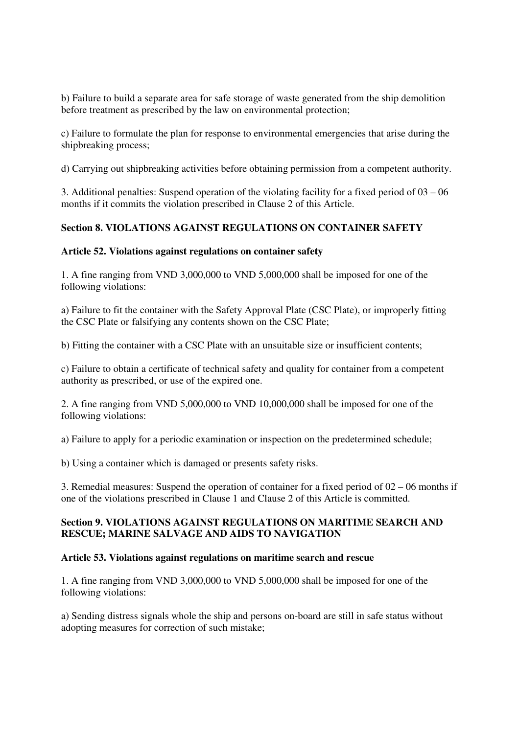b) Failure to build a separate area for safe storage of waste generated from the ship demolition before treatment as prescribed by the law on environmental protection;

c) Failure to formulate the plan for response to environmental emergencies that arise during the shipbreaking process;

d) Carrying out shipbreaking activities before obtaining permission from a competent authority.

3. Additional penalties: Suspend operation of the violating facility for a fixed period of 03 – 06 months if it commits the violation prescribed in Clause 2 of this Article.

## Section 8. VIOLATIONS AGAINST REGULATIONS ON CONTAINER SAFETY

### Article 52. Violations against regulations on container safety

1. A fine ranging from VND 3,000,000 to VND 5,000,000 shall be imposed for one of the following violations:

a) Failure to fit the container with the Safety Approval Plate (CSC Plate), or improperly fitting the CSC Plate or falsifying any contents shown on the CSC Plate;

b) Fitting the container with a CSC Plate with an unsuitable size or insufficient contents;

c) Failure to obtain a certificate of technical safety and quality for container from a competent authority as prescribed, or use of the expired one.

2. A fine ranging from VND 5,000,000 to VND 10,000,000 shall be imposed for one of the following violations:

a) Failure to apply for a periodic examination or inspection on the predetermined schedule;

b) Using a container which is damaged or presents safety risks.

3. Remedial measures: Suspend the operation of container for a fixed period of 02 – 06 months if one of the violations prescribed in Clause 1 and Clause 2 of this Article is committed.

## Section 9. VIOLATIONS AGAINST REGULATIONS ON MARITIME SEARCH AND RESCUE; MARINE SALVAGE AND AIDS TO NAVIGATION

### Article 53. Violations against regulations on maritime search and rescue

1. A fine ranging from VND 3,000,000 to VND 5,000,000 shall be imposed for one of the following violations:

a) Sending distress signals whole the ship and persons on-board are still in safe status without adopting measures for correction of such mistake;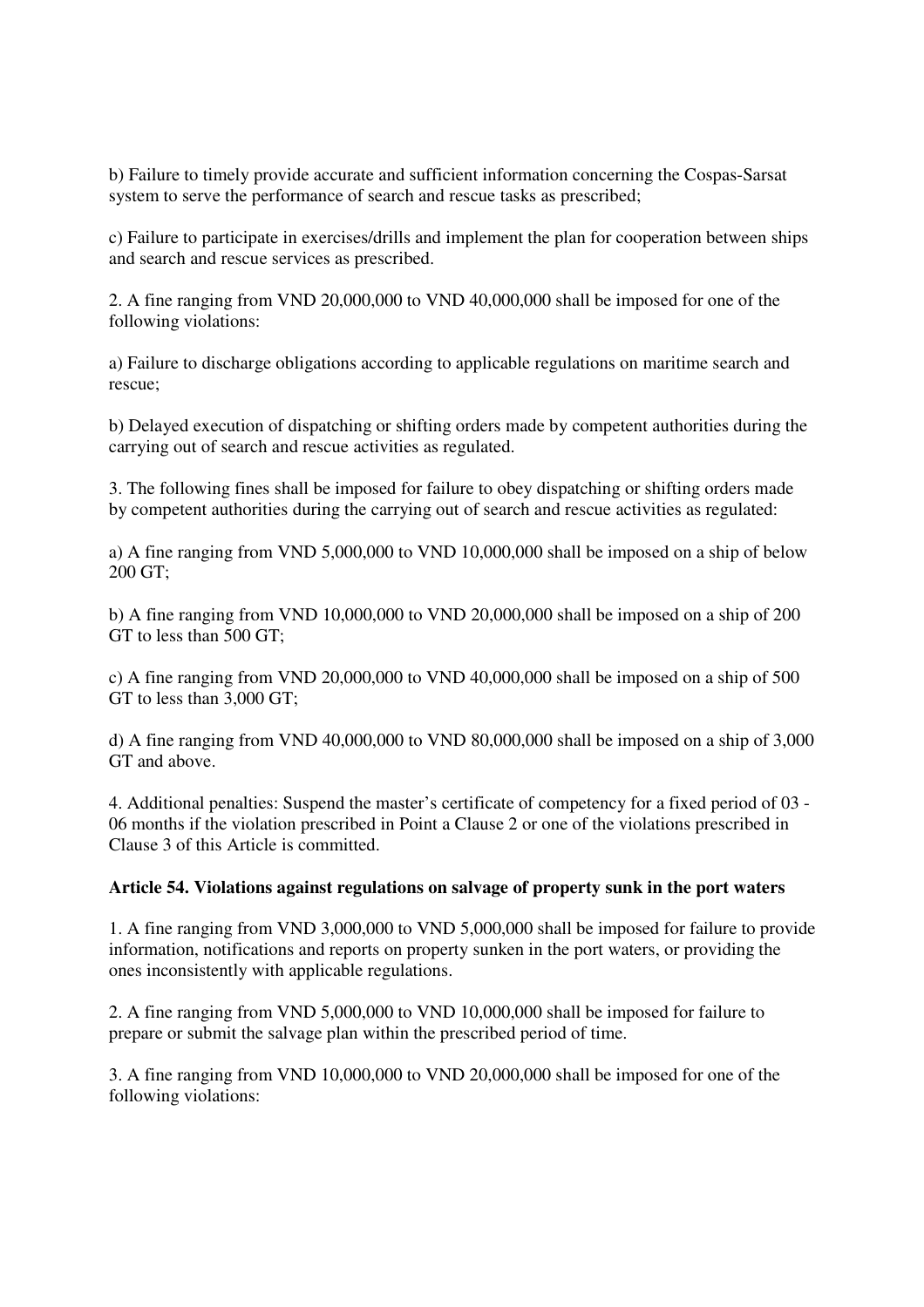b) Failure to timely provide accurate and sufficient information concerning the Cospas-Sarsat system to serve the performance of search and rescue tasks as prescribed;

c) Failure to participate in exercises/drills and implement the plan for cooperation between ships and search and rescue services as prescribed.

2. A fine ranging from VND 20,000,000 to VND 40,000,000 shall be imposed for one of the following violations:

a) Failure to discharge obligations according to applicable regulations on maritime search and rescue;

b) Delayed execution of dispatching or shifting orders made by competent authorities during the carrying out of search and rescue activities as regulated.

3. The following fines shall be imposed for failure to obey dispatching or shifting orders made by competent authorities during the carrying out of search and rescue activities as regulated:

a) A fine ranging from VND 5,000,000 to VND 10,000,000 shall be imposed on a ship of below 200 GT;

b) A fine ranging from VND 10,000,000 to VND 20,000,000 shall be imposed on a ship of 200 GT to less than 500 GT;

c) A fine ranging from VND 20,000,000 to VND 40,000,000 shall be imposed on a ship of 500 GT to less than 3,000 GT;

d) A fine ranging from VND 40,000,000 to VND 80,000,000 shall be imposed on a ship of 3,000 GT and above.

4. Additional penalties: Suspend the master's certificate of competency for a fixed period of 03 - 06 months if the violation prescribed in Point a Clause 2 or one of the violations prescribed in Clause 3 of this Article is committed.

**Article 54. Violations against regulations on salvage of property sunk in the port waters**

1. A fine ranging from VND 3,000,000 to VND 5,000,000 shall be imposed for failure to provide information, notifications and reports on property sunken in the port waters, or providing the ones inconsistently with applicable regulations.

2. A fine ranging from VND 5,000,000 to VND 10,000,000 shall be imposed for failure to prepare or submit the salvage plan within the prescribed period of time.

3. A fine ranging from VND 10,000,000 to VND 20,000,000 shall be imposed for one of the following violations: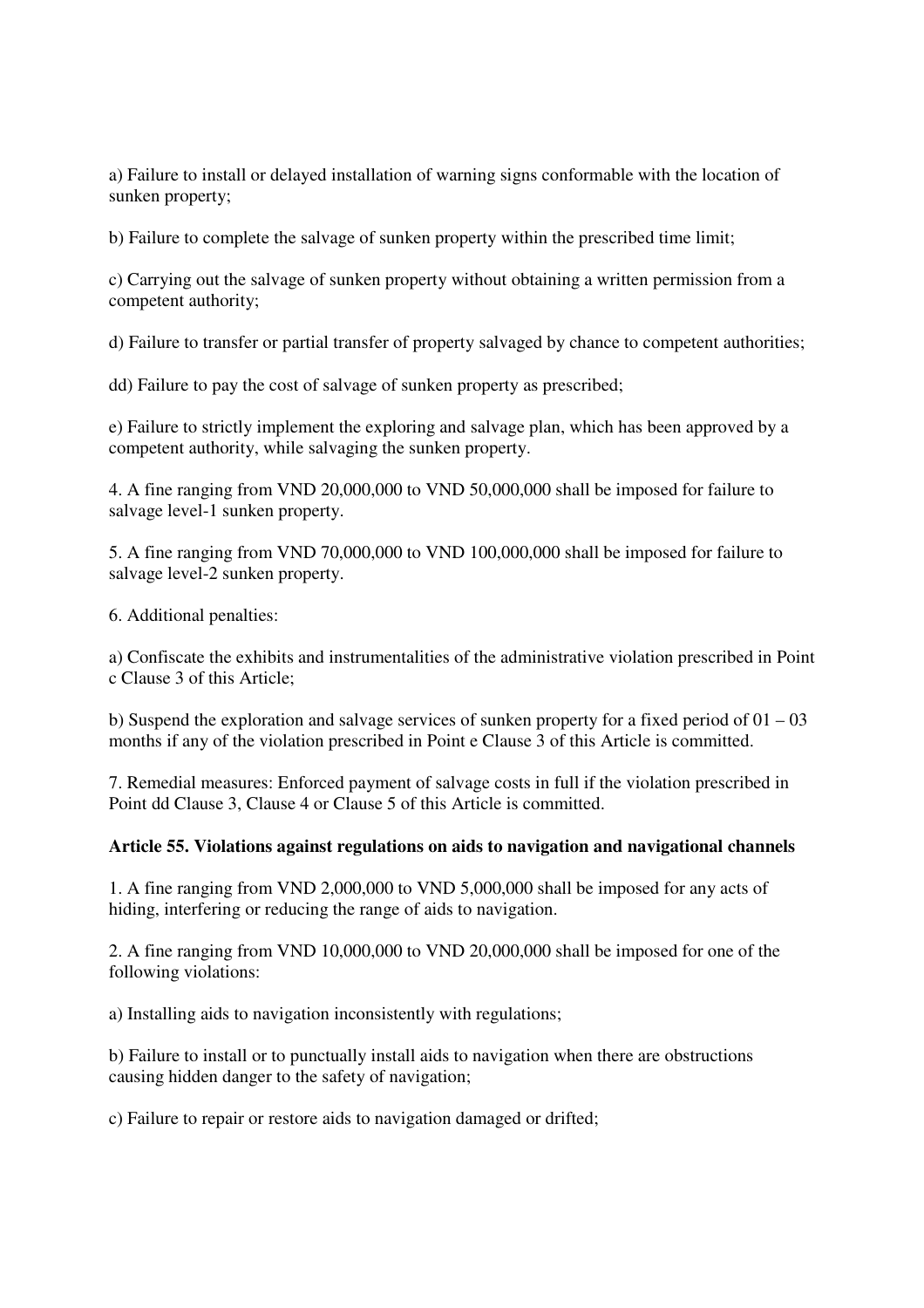a) Failure to install or delayed installation of warning signs conformable with the location of sunken property;

b) Failure to complete the salvage of sunken property within the prescribed time limit;

c) Carrying out the salvage of sunken property without obtaining a written permission from a competent authority;

d) Failure to transfer or partial transfer of property salvaged by chance to competent authorities;

dd) Failure to pay the cost of salvage of sunken property as prescribed;

e) Failure to strictly implement the exploring and salvage plan, which has been approved by a competent authority, while salvaging the sunken property.

4. A fine ranging from VND 20,000,000 to VND 50,000,000 shall be imposed for failure to salvage level-1 sunken property.

5. A fine ranging from VND 70,000,000 to VND 100,000,000 shall be imposed for failure to salvage level-2 sunken property.

6. Additional penalties:

a) Confiscate the exhibits and instrumentalities of the administrative violation prescribed in Point c Clause 3 of this Article;

b) Suspend the exploration and salvage services of sunken property for a fixed period of 01 – 03 months if any of the violation prescribed in Point e Clause 3 of this Article is committed.

7. Remedial measures: Enforced payment of salvage costs in full if the violation prescribed in Point dd Clause 3, Clause 4 or Clause 5 of this Article is committed.

**Article 55. Violations against regulations on aids to navigation and navigational channels**

1. A fine ranging from VND 2,000,000 to VND 5,000,000 shall be imposed for any acts of hiding, interfering or reducing the range of aids to navigation.

2. A fine ranging from VND 10,000,000 to VND 20,000,000 shall be imposed for one of the following violations:

a) Installing aids to navigation inconsistently with regulations;

b) Failure to install or to punctually install aids to navigation when there are obstructions causing hidden danger to the safety of navigation;

c) Failure to repair or restore aids to navigation damaged or drifted;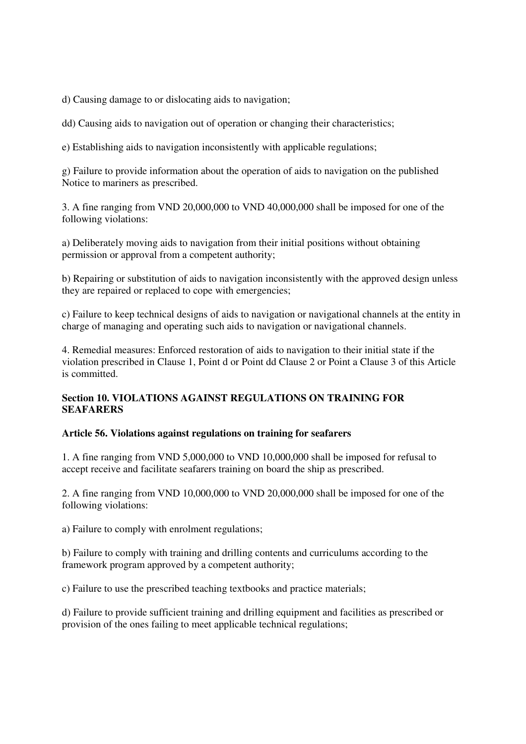d) Causing damage to or dislocating aids to navigation;

dd) Causing aids to navigation out of operation or changing their characteristics;

e) Establishing aids to navigation inconsistently with applicable regulations;

g) Failure to provide information about the operation of aids to navigation on the published Notice to mariners as prescribed.

3. A fine ranging from VND 20,000,000 to VND 40,000,000 shall be imposed for one of the following violations:

a) Deliberately moving aids to navigation from their initial positions without obtaining permission or approval from a competent authority;

b) Repairing or substitution of aids to navigation inconsistently with the approved design unless they are repaired or replaced to cope with emergencies;

c) Failure to keep technical designs of aids to navigation or navigational channels at the entity in charge of managing and operating such aids to navigation or navigational channels.

4. Remedial measures: Enforced restoration of aids to navigation to their initial state if the violation prescribed in Clause 1, Point d or Point dd Clause 2 or Point a Clause 3 of this Article is committed.

## Section 10. VIOLATIONS AGAINST REGULATIONS ON TRAINING FOR SEAFARERS

### Article 56. Violations against regulations on training for seafarers

1. A fine ranging from VND 5,000,000 to VND 10,000,000 shall be imposed for refusal to accept receive and facilitate seafarers training on board the ship as prescribed.

2. A fine ranging from VND 10,000,000 to VND 20,000,000 shall be imposed for one of the following violations:

a) Failure to comply with enrolment regulations;

b) Failure to comply with training and drilling contents and curriculums according to the framework program approved by a competent authority;

c) Failure to use the prescribed teaching textbooks and practice materials;

d) Failure to provide sufficient training and drilling equipment and facilities as prescribed or provision of the ones failing to meet applicable technical regulations;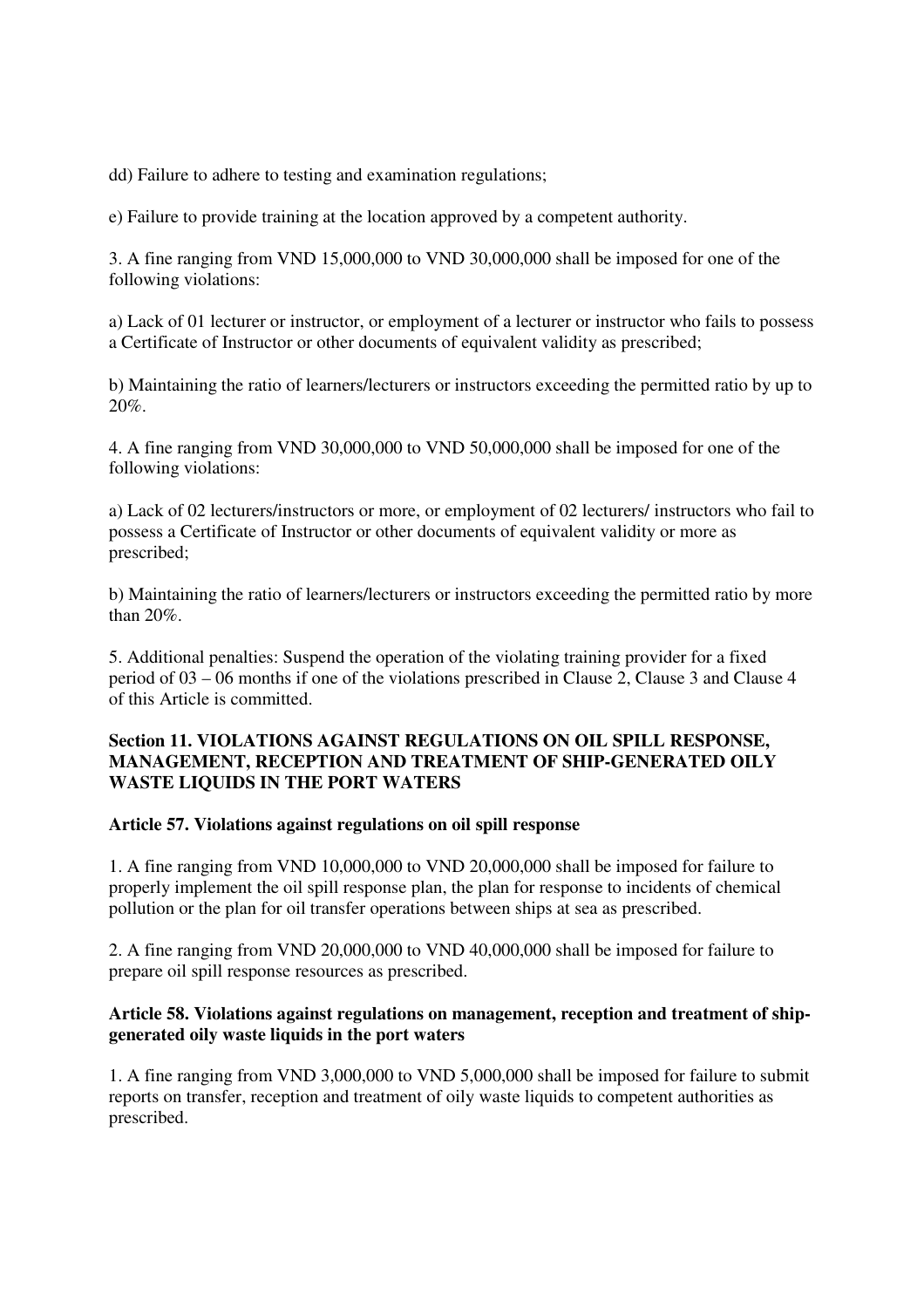dd) Failure to adhere to testing and examination regulations;

e) Failure to provide training at the location approved by a competent authority.

3. A fine ranging from VND 15,000,000 to VND 30,000,000 shall be imposed for one of the following violations:

a) Lack of 01 lecturer or instructor, or employment of a lecturer or instructor who fails to possess a Certificate of Instructor or other documents of equivalent validity as prescribed;

b) Maintaining the ratio of learners/lecturers or instructors exceeding the permitted ratio by up to 20%.

4. A fine ranging from VND 30,000,000 to VND 50,000,000 shall be imposed for one of the following violations:

a) Lack of 02 lecturers/instructors or more, or employment of 02 lecturers/ instructors who fail to possess a Certificate of Instructor or other documents of equivalent validity or more as prescribed;

b) Maintaining the ratio of learners/lecturers or instructors exceeding the permitted ratio by more than 20%.

5. Additional penalties: Suspend the operation of the violating training provider for a fixed period of 03 – 06 months if one of the violations prescribed in Clause 2, Clause 3 and Clause 4 of this Article is committed.

## Section 11. VIOLATIONS AGAINST REGULATIONS ON OIL SPILL RESPONSE, MANAGEMENT, RECEPTION AND TREATMENT OF SHIP-GENERATED OILY WASTE LIQUIDS IN THE PORT WATERS

### Article 57. Violations against regulations on oil spill response

1. A fine ranging from VND 10,000,000 to VND 20,000,000 shall be imposed for failure to properly implement the oil spill response plan, the plan for response to incidents of chemical pollution or the plan for oil transfer operations between ships at sea as prescribed.

2. A fine ranging from VND 20,000,000 to VND 40,000,000 shall be imposed for failure to prepare oil spill response resources as prescribed.

### Article 58. Violations against regulations on management, reception and treatment of ship-generated oily waste liquids in the port waters

1. A fine ranging from VND 3,000,000 to VND 5,000,000 shall be imposed for failure to submit reports on transfer, reception and treatment of oily waste liquids to competent authorities as prescribed.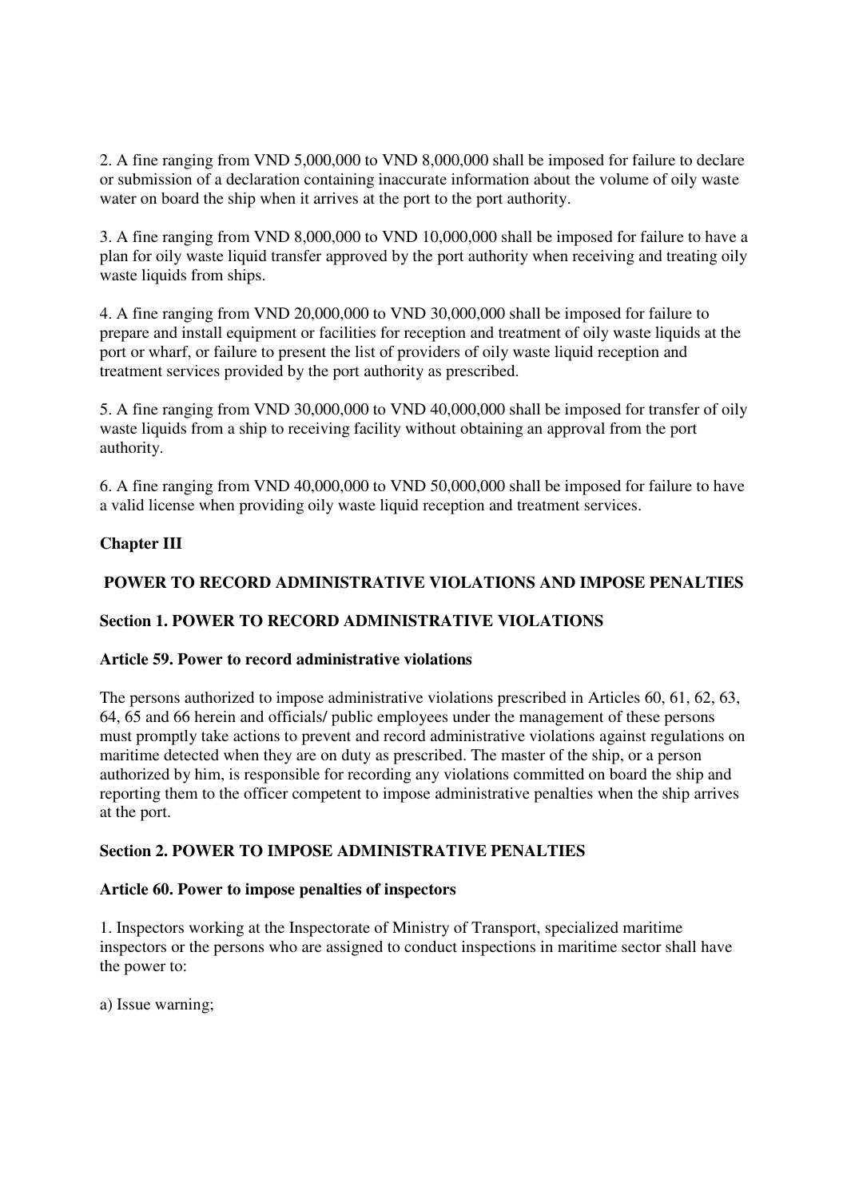2. A fine ranging from VND 5,000,000 to VND 8,000,000 shall be imposed for failure to declare or submission of a declaration containing inaccurate information about the volume of oily waste water on board the ship when it arrives at the port to the port authority.

3. A fine ranging from VND 8,000,000 to VND 10,000,000 shall be imposed for failure to have a plan for oily waste liquid transfer approved by the port authority when receiving and treating oily waste liquids from ships.

4. A fine ranging from VND 20,000,000 to VND 30,000,000 shall be imposed for failure to prepare and install equipment or facilities for reception and treatment of oily waste liquids at the port or wharf, or failure to present the list of providers of oily waste liquid reception and treatment services provided by the port authority as prescribed.

5. A fine ranging from VND 30,000,000 to VND 40,000,000 shall be imposed for transfer of oily waste liquids from a ship to receiving facility without obtaining an approval from the port authority.

6. A fine ranging from VND 40,000,000 to VND 50,000,000 shall be imposed for failure to have a valid license when providing oily waste liquid reception and treatment services.

## Chapter III

## POWER TO RECORD ADMINISTRATIVE VIOLATIONS AND IMPOSE PENALTIES

### Section 1. POWER TO RECORD ADMINISTRATIVE VIOLATIONS

**Article 59. Power to record administrative violations**

The persons authorized to impose administrative violations prescribed in Articles 60, 61, 62, 63, 64, 65 and 66 herein and officials/ public employees under the management of these persons must promptly take actions to prevent and record administrative violations against regulations on maritime detected when they are on duty as prescribed. The master of the ship, or a person authorized by him, is responsible for recording any violations committed on board the ship and reporting them to the officer competent to impose administrative penalties when the ship arrives at the port.

### Section 2. POWER TO IMPOSE ADMINISTRATIVE PENALTIES

**Article 60. Power to impose penalties of inspectors**

1. Inspectors working at the Inspectorate of Ministry of Transport, specialized maritime inspectors or the persons who are assigned to conduct inspections in maritime sector shall have the power to:

a) Issue warning;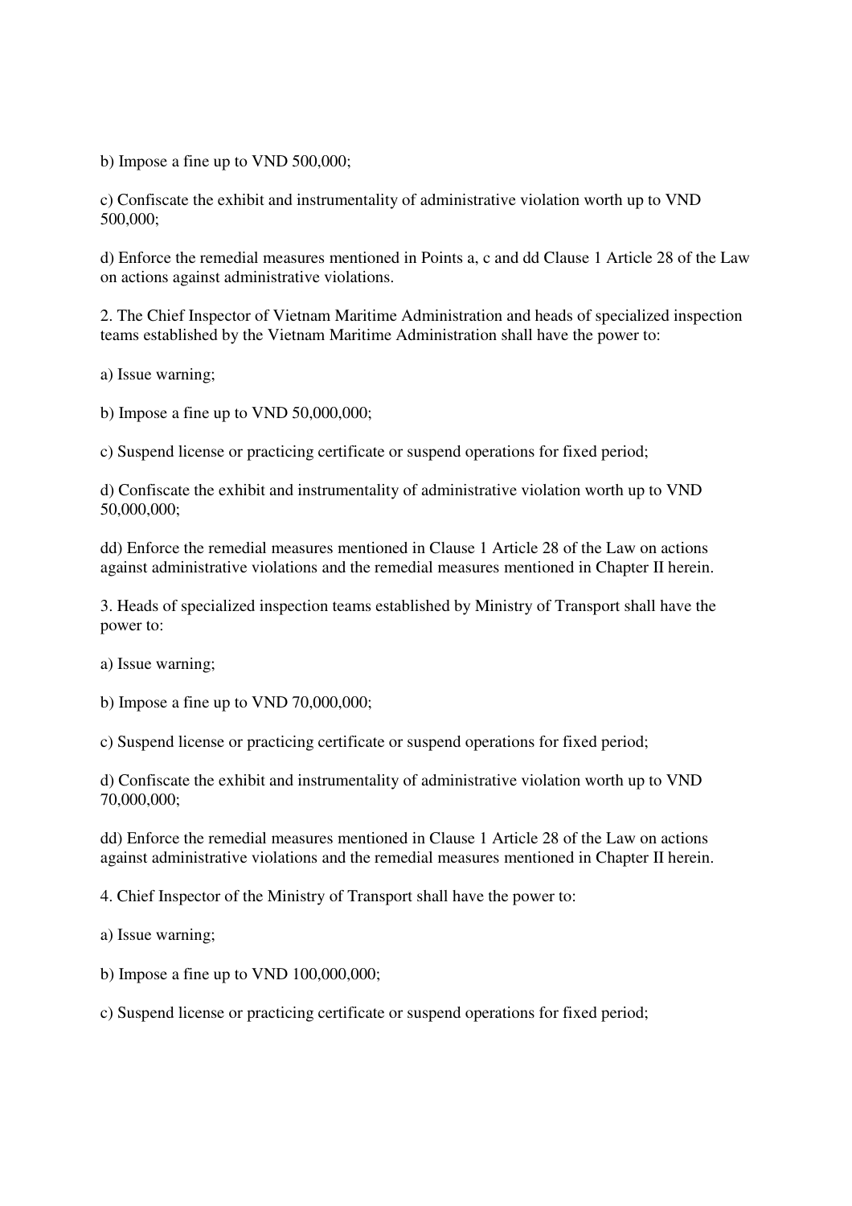b) Impose a fine up to VND 500,000;

c) Confiscate the exhibit and instrumentality of administrative violation worth up to VND 500,000;

d) Enforce the remedial measures mentioned in Points a, c and dd Clause 1 Article 28 of the Law on actions against administrative violations.

2. The Chief Inspector of Vietnam Maritime Administration and heads of specialized inspection teams established by the Vietnam Maritime Administration shall have the power to:

a) Issue warning;

b) Impose a fine up to VND 50,000,000;

c) Suspend license or practicing certificate or suspend operations for fixed period;

d) Confiscate the exhibit and instrumentality of administrative violation worth up to VND 50,000,000;

dd) Enforce the remedial measures mentioned in Clause 1 Article 28 of the Law on actions against administrative violations and the remedial measures mentioned in Chapter II herein.

3. Heads of specialized inspection teams established by Ministry of Transport shall have the power to:

a) Issue warning;

b) Impose a fine up to VND 70,000,000;

c) Suspend license or practicing certificate or suspend operations for fixed period;

d) Confiscate the exhibit and instrumentality of administrative violation worth up to VND 70,000,000;

dd) Enforce the remedial measures mentioned in Clause 1 Article 28 of the Law on actions against administrative violations and the remedial measures mentioned in Chapter II herein.

4. Chief Inspector of the Ministry of Transport shall have the power to:

a) Issue warning;

b) Impose a fine up to VND 100,000,000;

c) Suspend license or practicing certificate or suspend operations for fixed period;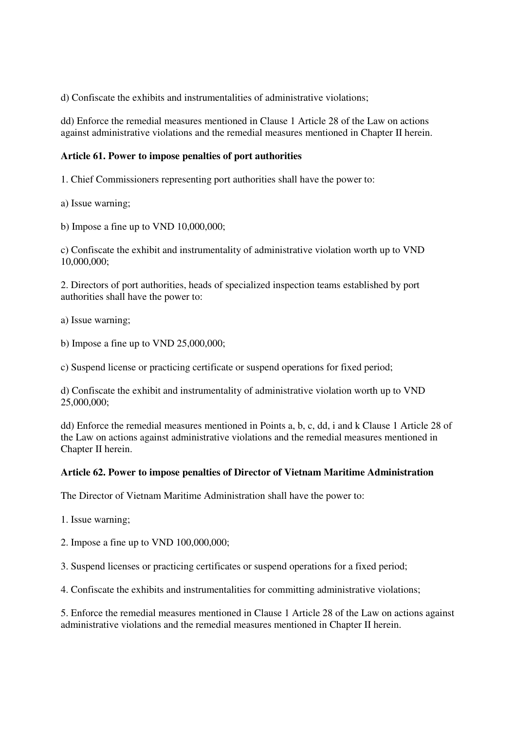d) Confiscate the exhibits and instrumentalities of administrative violations;

dd) Enforce the remedial measures mentioned in Clause 1 Article 28 of the Law on actions against administrative violations and the remedial measures mentioned in Chapter II herein.

**Article 61. Power to impose penalties of port authorities**

1. Chief Commissioners representing port authorities shall have the power to:

a) Issue warning;

b) Impose a fine up to VND 10,000,000;

c) Confiscate the exhibit and instrumentality of administrative violation worth up to VND 10,000,000;

2. Directors of port authorities, heads of specialized inspection teams established by port authorities shall have the power to:

a) Issue warning;

b) Impose a fine up to VND 25,000,000;

c) Suspend license or practicing certificate or suspend operations for fixed period;

d) Confiscate the exhibit and instrumentality of administrative violation worth up to VND 25,000,000;

dd) Enforce the remedial measures mentioned in Points a, b, c, dd, i and k Clause 1 Article 28 of the Law on actions against administrative violations and the remedial measures mentioned in Chapter II herein.

**Article 62. Power to impose penalties of Director of Vietnam Maritime Administration**

The Director of Vietnam Maritime Administration shall have the power to:

1. Issue warning;

2. Impose a fine up to VND 100,000,000;

3. Suspend licenses or practicing certificates or suspend operations for a fixed period;

4. Confiscate the exhibits and instrumentalities for committing administrative violations;

5. Enforce the remedial measures mentioned in Clause 1 Article 28 of the Law on actions against administrative violations and the remedial measures mentioned in Chapter II herein.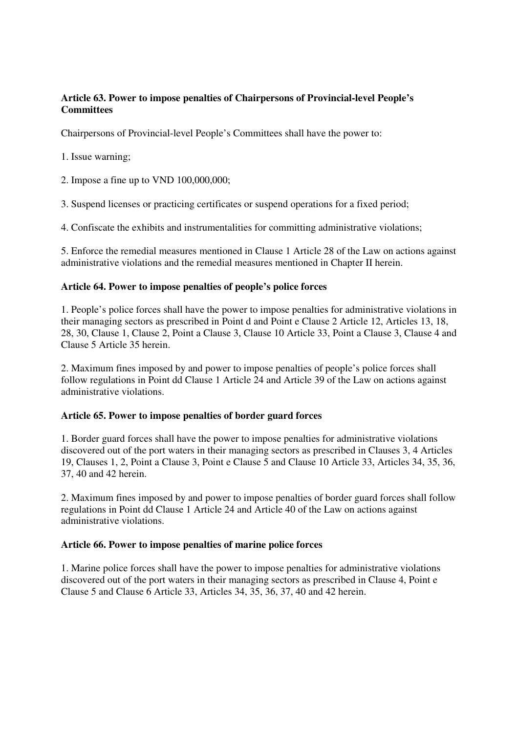**Article 63. Power to impose penalties of Chairpersons of Provincial-level People's Committees**

Chairpersons of Provincial-level People's Committees shall have the power to:

1. Issue warning;

2. Impose a fine up to VND 100,000,000;

3. Suspend licenses or practicing certificates or suspend operations for a fixed period;

4. Confiscate the exhibits and instrumentalities for committing administrative violations;

5. Enforce the remedial measures mentioned in Clause 1 Article 28 of the Law on actions against administrative violations and the remedial measures mentioned in Chapter II herein.

**Article 64. Power to impose penalties of people's police forces**

1. People's police forces shall have the power to impose penalties for administrative violations in their managing sectors as prescribed in Point d and Point e Clause 2 Article 12, Articles 13, 18, 28, 30, Clause 1, Clause 2, Point a Clause 3, Clause 10 Article 33, Point a Clause 3, Clause 4 and Clause 5 Article 35 herein.

2. Maximum fines imposed by and power to impose penalties of people's police forces shall follow regulations in Point dd Clause 1 Article 24 and Article 39 of the Law on actions against administrative violations.

**Article 65. Power to impose penalties of border guard forces**

1. Border guard forces shall have the power to impose penalties for administrative violations discovered out of the port waters in their managing sectors as prescribed in Clauses 3, 4 Articles 19, Clauses 1, 2, Point a Clause 3, Point e Clause 5 and Clause 10 Article 33, Articles 34, 35, 36, 37, 40 and 42 herein.

2. Maximum fines imposed by and power to impose penalties of border guard forces shall follow regulations in Point dd Clause 1 Article 24 and Article 40 of the Law on actions against administrative violations.

**Article 66. Power to impose penalties of marine police forces**

1. Marine police forces shall have the power to impose penalties for administrative violations discovered out of the port waters in their managing sectors as prescribed in Clause 4, Point e Clause 5 and Clause 6 Article 33, Articles 34, 35, 36, 37, 40 and 42 herein.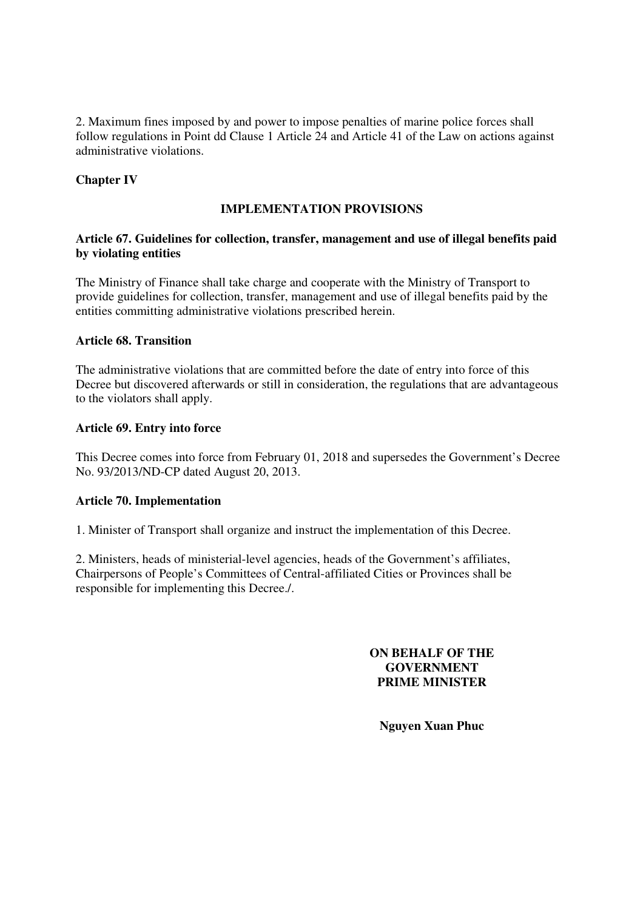2. Maximum fines imposed by and power to impose penalties of marine police forces shall follow regulations in Point dd Clause 1 Article 24 and Article 41 of the Law on actions against administrative violations.

## Chapter IV

## IMPLEMENTATION PROVISIONS

### Article 67. Guidelines for collection, transfer, management and use of illegal benefits paid by violating entities

The Ministry of Finance shall take charge and cooperate with the Ministry of Transport to provide guidelines for collection, transfer, management and use of illegal benefits paid by the entities committing administrative violations prescribed herein.

### Article 68. Transition

The administrative violations that are committed before the date of entry into force of this Decree but discovered afterwards or still in consideration, the regulations that are advantageous to the violators shall apply.

### Article 69. Entry into force

This Decree comes into force from February 01, 2018 and supersedes the Government's Decree No. 93/2013/ND-CP dated August 20, 2013.

### Article 70. Implementation

1. Minister of Transport shall organize and instruct the implementation of this Decree.

2. Ministers, heads of ministerial-level agencies, heads of the Government's affiliates, Chairpersons of People's Committees of Central-affiliated Cities or Provinces shall be responsible for implementing this Decree./.

**ON BEHALF OF THE GOVERNMENT**
**PRIME MINISTER**

**Nguyen Xuan Phuc**